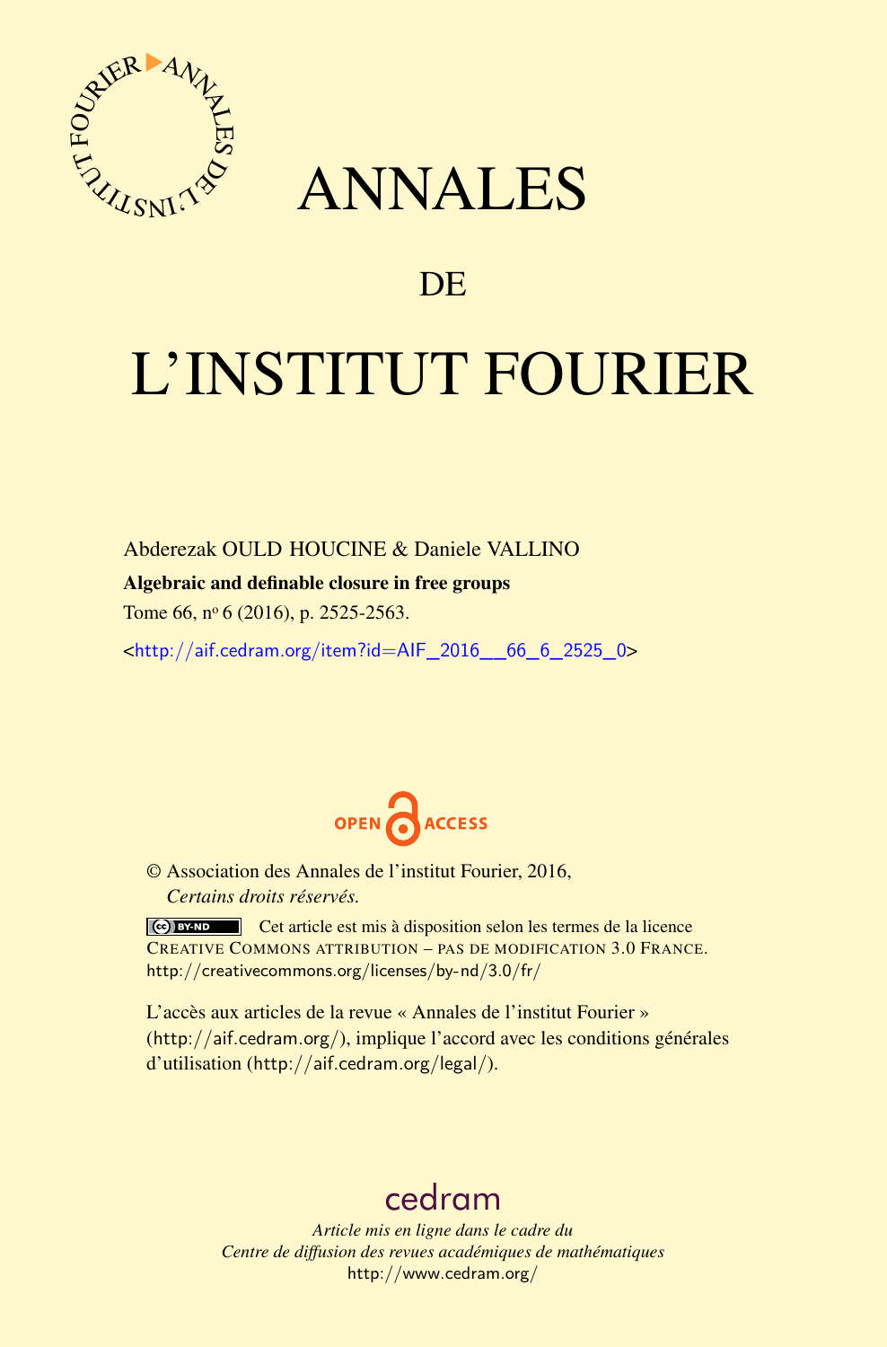# ANNALES

## DE

# L'INSTITUT FOURIER

Abderezak OULD HOUCINE & Daniele VALLINO

**Algebraic and definable closure in free groups**

Tome 66, nº 6 (2016), p. 2525-2563.

<http://aif.cedram.org/item?id=AIF_2016__66_6_2525_0>

OPEN ACCESS

© Association des Annales de l'institut Fourier, 2016,
*Certains droits réservés.*

Cet article est mis à disposition selon les termes de la licence
CREATIVE COMMONS ATTRIBUTION – PAS DE MODIFICATION 3.0 FRANCE.
http://creativecommons.org/licenses/by-nd/3.0/fr/

L'accès aux articles de la revue « Annales de l'institut Fourier »
(http://aif.cedram.org/), implique l'accord avec les conditions générales
d'utilisation (http://aif.cedram.org/legal/).

cedram

*Article mis en ligne dans le cadre du*
*Centre de diffusion des revues académiques de mathématiques*
http://www.cedram.org/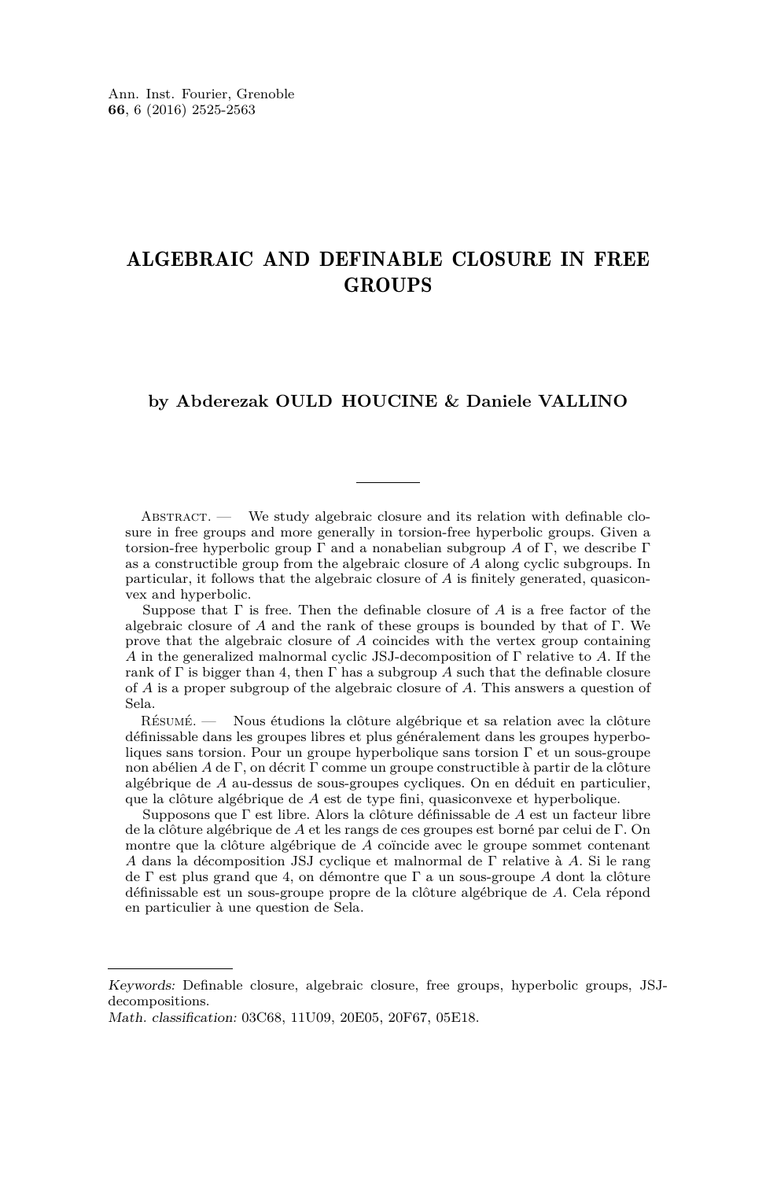# ALGEBRAIC AND DEFINABLE CLOSURE IN FREE GROUPS

**by Abderezak OULD HOUCINE & Daniele VALLINO**

---

Abstract. — We study algebraic closure and its relation with definable closure in free groups and more generally in torsion-free hyperbolic groups. Given a torsion-free hyperbolic group $\Gamma$ and a nonabelian subgroup $A$ of $\Gamma$, we describe $\Gamma$ as a constructible group from the algebraic closure of $A$ along cyclic subgroups. In particular, it follows that the algebraic closure of $A$ is finitely generated, quasiconvex and hyperbolic.

Suppose that $\Gamma$ is free. Then the definable closure of $A$ is a free factor of the algebraic closure of $A$ and the rank of these groups is bounded by that of $\Gamma$. We prove that the algebraic closure of $A$ coincides with the vertex group containing $A$ in the generalized malnormal cyclic JSJ-decomposition of $\Gamma$ relative to $A$. If the rank of $\Gamma$ is bigger than 4, then $\Gamma$ has a subgroup $A$ such that the definable closure of $A$ is a proper subgroup of the algebraic closure of $A$. This answers a question of Sela.

Résumé. — Nous étudions la clôture algébrique et sa relation avec la clôture définissable dans les groupes libres et plus généralement dans les groupes hyperboliques sans torsion. Pour un groupe hyperbolique sans torsion $\Gamma$ et un sous-groupe non abélien $A$ de $\Gamma$, on décrit $\Gamma$ comme un groupe constructible à partir de la clôture algébrique de $A$ au-dessus de sous-groupes cycliques. On en déduit en particulier, que la clôture algébrique de $A$ est de type fini, quasiconvexe et hyperbolique.

Supposons que $\Gamma$ est libre. Alors la clôture définissable de $A$ est un facteur libre de la clôture algébrique de $A$ et les rangs de ces groupes est borné par celui de $\Gamma$. On montre que la clôture algébrique de $A$ coïncide avec le groupe sommet contenant $A$ dans la décomposition JSJ cyclique et malnormal de $\Gamma$ relative à $A$. Si le rang de $\Gamma$ est plus grand que 4, on démontre que $\Gamma$ a un sous-groupe $A$ dont la clôture définissable est un sous-groupe propre de la clôture algébrique de $A$. Cela répond en particulier à une question de Sela.

---

*Keywords:* Definable closure, algebraic closure, free groups, hyperbolic groups, JSJ-decompositions.

*Math. classification:* 03C68, 11U09, 20E05, 20F67, 05E18.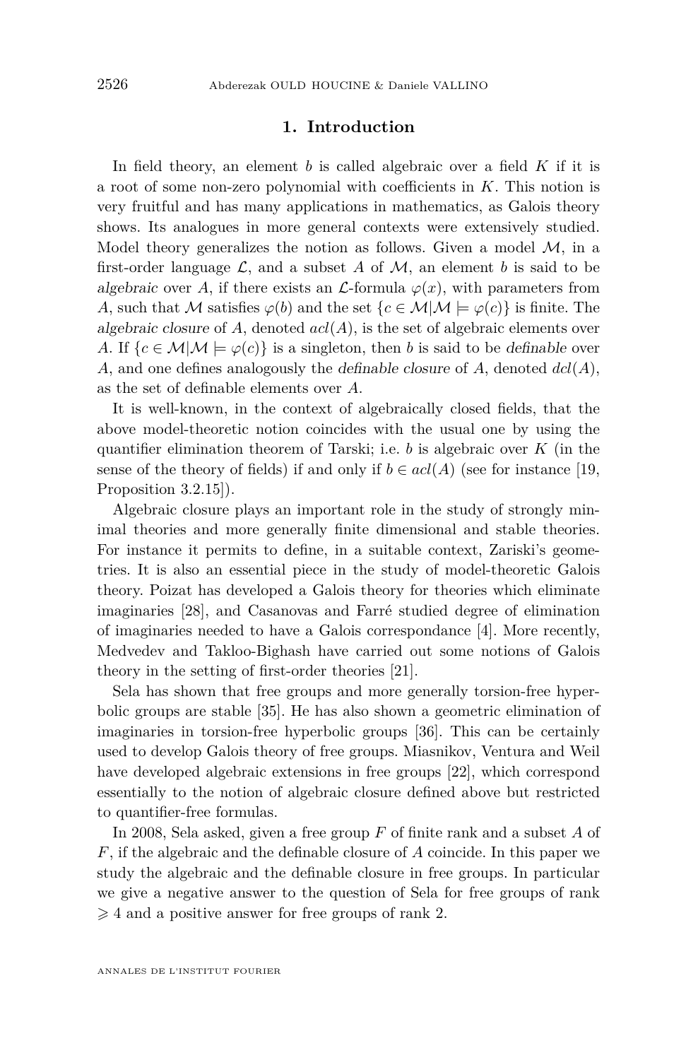## 1. Introduction

In field theory, an element $b$ is called algebraic over a field $K$ if it is a root of some non-zero polynomial with coefficients in $K$. This notion is very fruitful and has many applications in mathematics, as Galois theory shows. Its analogues in more general contexts were extensively studied. Model theory generalizes the notion as follows. Given a model $\mathcal{M}$, in a first-order language $\mathcal{L}$, and a subset $A$ of $\mathcal{M}$, an element $b$ is said to be *algebraic* over $A$, if there exists an $\mathcal{L}$-formula $\varphi(x)$, with parameters from $A$, such that $\mathcal{M}$ satisfies $\varphi(b)$ and the set $\{c \in \mathcal{M} | \mathcal{M} \models \varphi(c)\}$ is finite. The *algebraic closure* of $A$, denoted $acl(A)$, is the set of algebraic elements over $A$. If $\{c \in \mathcal{M} | \mathcal{M} \models \varphi(c)\}$ is a singleton, then $b$ is said to be *definable* over $A$, and one defines analogously the *definable closure* of $A$, denoted $dcl(A)$, as the set of definable elements over $A$.

It is well-known, in the context of algebraically closed fields, that the above model-theoretic notion coincides with the usual one by using the quantifier elimination theorem of Tarski; i.e. $b$ is algebraic over $K$ (in the sense of the theory of fields) if and only if $b \in acl(A)$ (see for instance [19, Proposition 3.2.15]).

Algebraic closure plays an important role in the study of strongly minimal theories and more generally finite dimensional and stable theories. For instance it permits to define, in a suitable context, Zariski's geometries. It is also an essential piece in the study of model-theoretic Galois theory. Poizat has developed a Galois theory for theories which eliminate imaginaries [28], and Casanovas and Farré studied degree of elimination of imaginaries needed to have a Galois correspondance [4]. More recently, Medvedev and Takloo-Bighash have carried out some notions of Galois theory in the setting of first-order theories [21].

Sela has shown that free groups and more generally torsion-free hyperbolic groups are stable [35]. He has also shown a geometric elimination of imaginaries in torsion-free hyperbolic groups [36]. This can be certainly used to develop Galois theory of free groups. Miasnikov, Ventura and Weil have developed algebraic extensions in free groups [22], which correspond essentially to the notion of algebraic closure defined above but restricted to quantifier-free formulas.

In 2008, Sela asked, given a free group $F$ of finite rank and a subset $A$ of $F$, if the algebraic and the definable closure of $A$ coincide. In this paper we study the algebraic and the definable closure in free groups. In particular we give a negative answer to the question of Sela for free groups of rank $\geqslant 4$ and a positive answer for free groups of rank 2.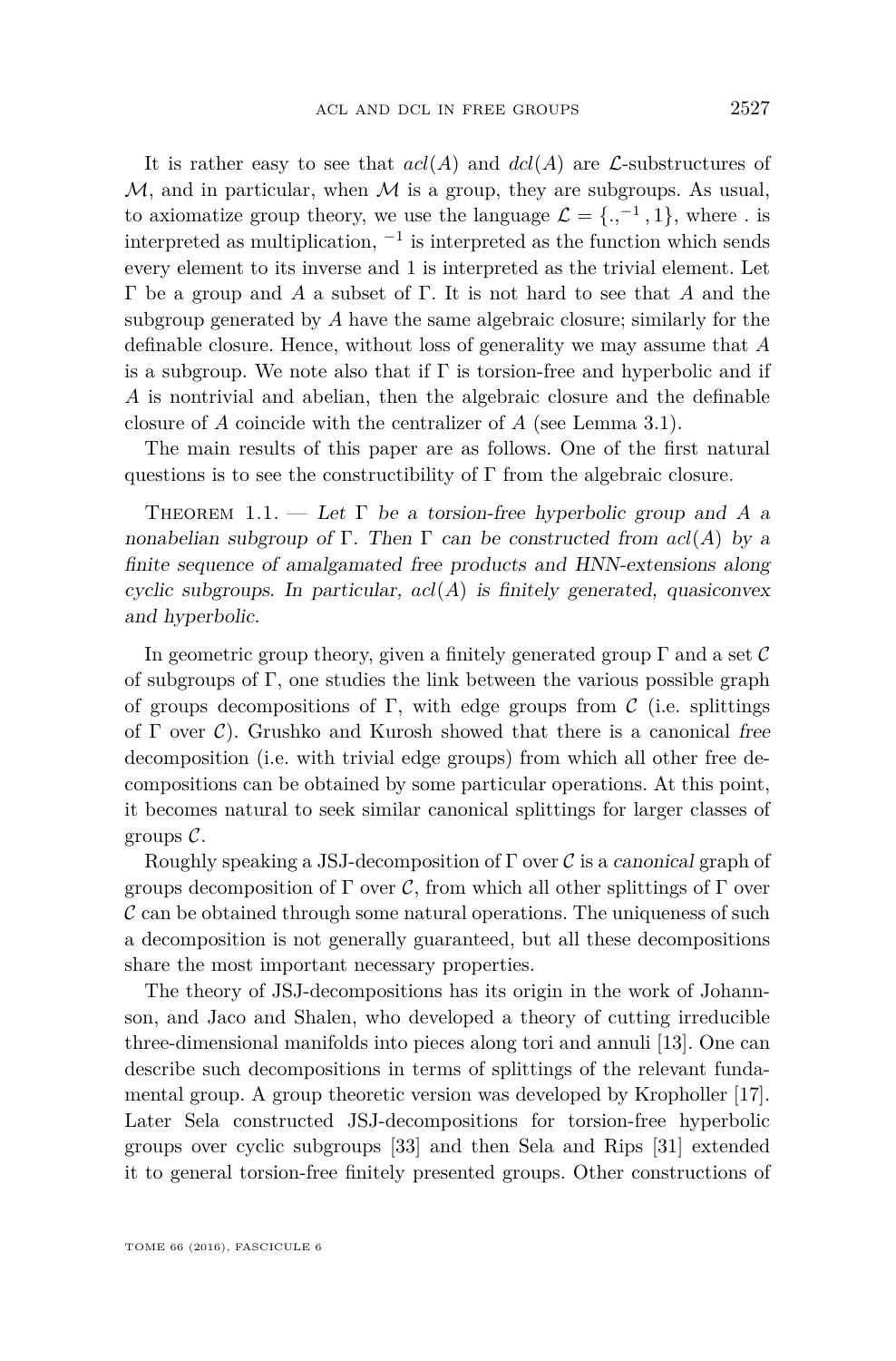It is rather easy to see that $acl(A)$ and $dcl(A)$ are $\mathcal{L}$-substructures of $\mathcal{M}$, and in particular, when $\mathcal{M}$ is a group, they are subgroups. As usual, to axiomatize group theory, we use the language $\mathcal{L} = \{., ^{-1}, 1\}$, where . is interpreted as multiplication, $^{-1}$ is interpreted as the function which sends every element to its inverse and 1 is interpreted as the trivial element. Let $\Gamma$ be a group and $A$ a subset of $\Gamma$. It is not hard to see that $A$ and the subgroup generated by $A$ have the same algebraic closure; similarly for the definable closure. Hence, without loss of generality we may assume that $A$ is a subgroup. We note also that if $\Gamma$ is torsion-free and hyperbolic and if $A$ is nontrivial and abelian, then the algebraic closure and the definable closure of $A$ coincide with the centralizer of $A$ (see Lemma 3.1).

The main results of this paper are as follows. One of the first natural questions is to see the constructibility of $\Gamma$ from the algebraic closure.

Theorem 1.1. — *Let $\Gamma$ be a torsion-free hyperbolic group and $A$ a nonabelian subgroup of $\Gamma$. Then $\Gamma$ can be constructed from $acl(A)$ by a finite sequence of amalgamated free products and HNN-extensions along cyclic subgroups. In particular, $acl(A)$ is finitely generated, quasiconvex and hyperbolic.*

In geometric group theory, given a finitely generated group $\Gamma$ and a set $\mathcal{C}$ of subgroups of $\Gamma$, one studies the link between the various possible graph of groups decompositions of $\Gamma$, with edge groups from $\mathcal{C}$ (i.e. splittings of $\Gamma$ over $\mathcal{C}$). Grushko and Kurosh showed that there is a canonical *free* decomposition (i.e. with trivial edge groups) from which all other free decompositions can be obtained by some particular operations. At this point, it becomes natural to seek similar canonical splittings for larger classes of groups $\mathcal{C}$.

Roughly speaking a JSJ-decomposition of $\Gamma$ over $\mathcal{C}$ is a *canonical* graph of groups decomposition of $\Gamma$ over $\mathcal{C}$, from which all other splittings of $\Gamma$ over $\mathcal{C}$ can be obtained through some natural operations. The uniqueness of such a decomposition is not generally guaranteed, but all these decompositions share the most important necessary properties.

The theory of JSJ-decompositions has its origin in the work of Johannson, and Jaco and Shalen, who developed a theory of cutting irreducible three-dimensional manifolds into pieces along tori and annuli [13]. One can describe such decompositions in terms of splittings of the relevant fundamental group. A group theoretic version was developed by Kropholler [17]. Later Sela constructed JSJ-decompositions for torsion-free hyperbolic groups over cyclic subgroups [33] and then Sela and Rips [31] extended it to general torsion-free finitely presented groups. Other constructions of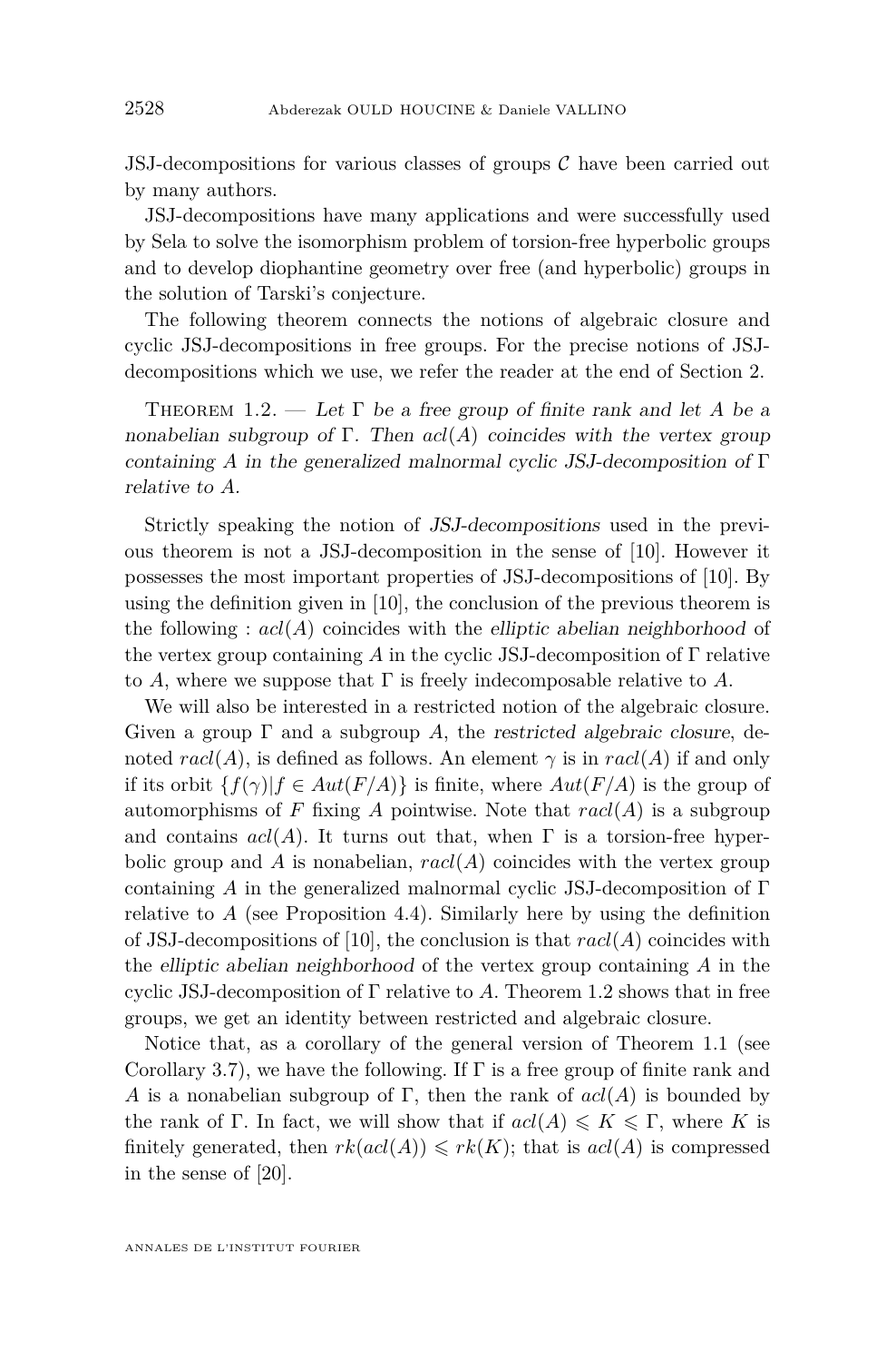JSJ-decompositions for various classes of groups $\mathcal{C}$ have been carried out by many authors.

JSJ-decompositions have many applications and were successfully used by Sela to solve the isomorphism problem of torsion-free hyperbolic groups and to develop diophantine geometry over free (and hyperbolic) groups in the solution of Tarski's conjecture.

The following theorem connects the notions of algebraic closure and cyclic JSJ-decompositions in free groups. For the precise notions of JSJ-decompositions which we use, we refer the reader at the end of Section 2.

Theorem 1.2. — *Let $\Gamma$ be a free group of finite rank and let $A$ be a nonabelian subgroup of $\Gamma$. Then $acl(A)$ coincides with the vertex group containing $A$ in the generalized malnormal cyclic JSJ-decomposition of $\Gamma$ relative to $A$.*

Strictly speaking the notion of *JSJ-decompositions* used in the previous theorem is not a JSJ-decomposition in the sense of [10]. However it possesses the most important properties of JSJ-decompositions of [10]. By using the definition given in [10], the conclusion of the previous theorem is the following : $acl(A)$ coincides with the *elliptic abelian neighborhood* of the vertex group containing $A$ in the cyclic JSJ-decomposition of $\Gamma$ relative to $A$, where we suppose that $\Gamma$ is freely indecomposable relative to $A$.

We will also be interested in a restricted notion of the algebraic closure. Given a group $\Gamma$ and a subgroup $A$, the *restricted algebraic closure*, denoted $racl(A)$, is defined as follows. An element $\gamma$ is in $racl(A)$ if and only if its orbit $\{f(\gamma)|f \in Aut(F/A)\}$ is finite, where $Aut(F/A)$ is the group of automorphisms of $F$ fixing $A$ pointwise. Note that $racl(A)$ is a subgroup and contains $acl(A)$. It turns out that, when $\Gamma$ is a torsion-free hyperbolic group and $A$ is nonabelian, $racl(A)$ coincides with the vertex group containing $A$ in the generalized malnormal cyclic JSJ-decomposition of $\Gamma$ relative to $A$ (see Proposition 4.4). Similarly here by using the definition of JSJ-decompositions of [10], the conclusion is that $racl(A)$ coincides with the *elliptic abelian neighborhood* of the vertex group containing $A$ in the cyclic JSJ-decomposition of $\Gamma$ relative to $A$. Theorem 1.2 shows that in free groups, we get an identity between restricted and algebraic closure.

Notice that, as a corollary of the general version of Theorem 1.1 (see Corollary 3.7), we have the following. If $\Gamma$ is a free group of finite rank and $A$ is a nonabelian subgroup of $\Gamma$, then the rank of $acl(A)$ is bounded by the rank of $\Gamma$. In fact, we will show that if $acl(A) \leqslant K \leqslant \Gamma$, where $K$ is finitely generated, then $rk(acl(A)) \leqslant rk(K)$; that is $acl(A)$ is compressed in the sense of [20].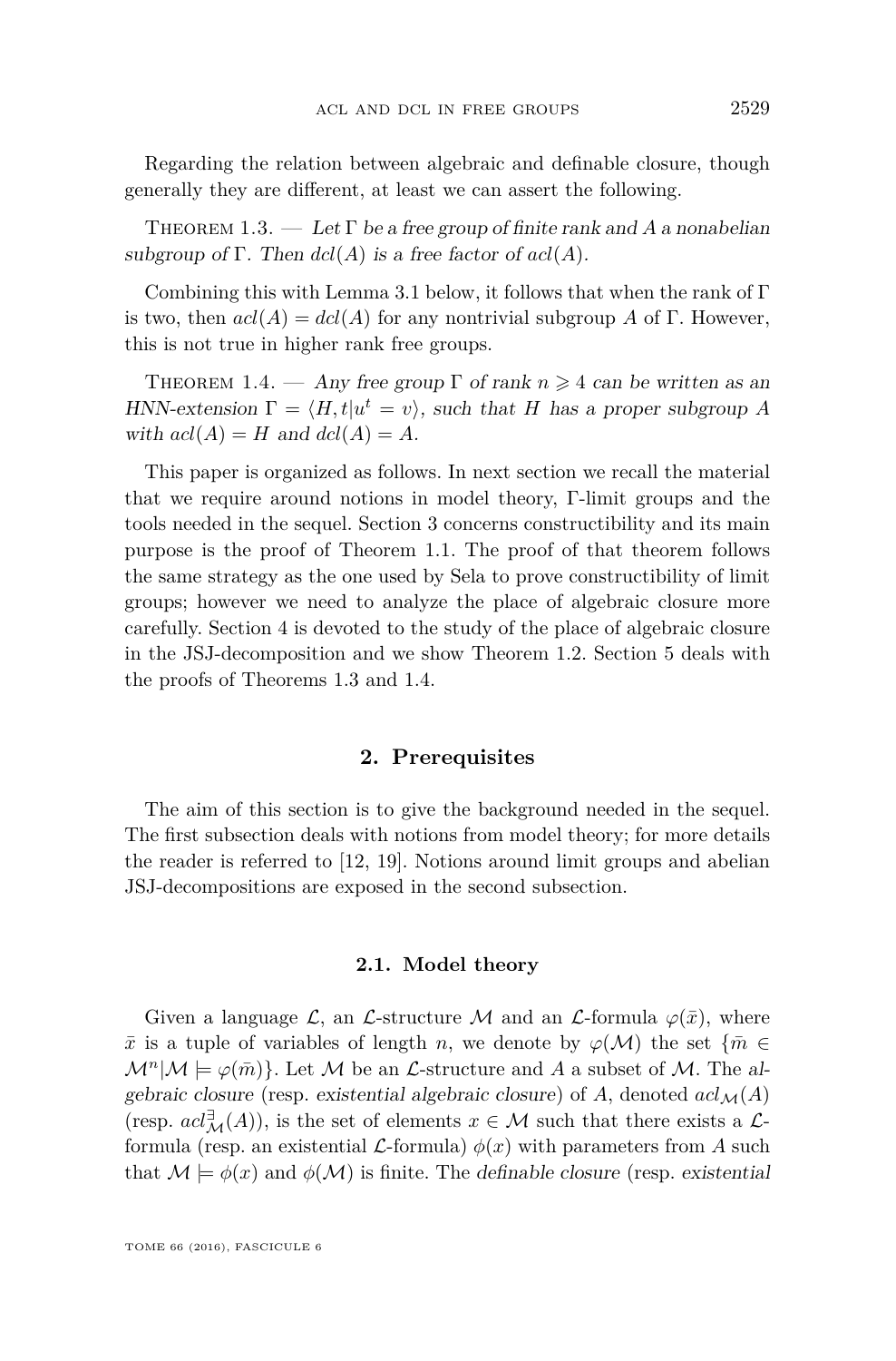Regarding the relation between algebraic and definable closure, though generally they are different, at least we can assert the following.

Theorem 1.3. — *Let $\Gamma$ be a free group of finite rank and $A$ a nonabelian subgroup of $\Gamma$. Then $dcl(A)$ is a free factor of $acl(A)$.*

Combining this with Lemma 3.1 below, it follows that when the rank of $\Gamma$ is two, then $acl(A) = dcl(A)$ for any nontrivial subgroup $A$ of $\Gamma$. However, this is not true in higher rank free groups.

Theorem 1.4. — *Any free group $\Gamma$ of rank $n \geqslant 4$ can be written as an HNN-extension $\Gamma = \langle H, t | u^t = v\rangle$, such that $H$ has a proper subgroup $A$ with $acl(A) = H$ and $dcl(A) = A$.*

This paper is organized as follows. In next section we recall the material that we require around notions in model theory, $\Gamma$-limit groups and the tools needed in the sequel. Section 3 concerns constructibility and its main purpose is the proof of Theorem 1.1. The proof of that theorem follows the same strategy as the one used by Sela to prove constructibility of limit groups; however we need to analyze the place of algebraic closure more carefully. Section 4 is devoted to the study of the place of algebraic closure in the JSJ-decomposition and we show Theorem 1.2. Section 5 deals with the proofs of Theorems 1.3 and 1.4.

## 2. Prerequisites

The aim of this section is to give the background needed in the sequel. The first subsection deals with notions from model theory; for more details the reader is referred to [12, 19]. Notions around limit groups and abelian JSJ-decompositions are exposed in the second subsection.

### 2.1. Model theory

Given a language $\mathcal{L}$, an $\mathcal{L}$-structure $\mathcal{M}$ and an $\mathcal{L}$-formula $\varphi(\bar{x})$, where $\bar{x}$ is a tuple of variables of length $n$, we denote by $\varphi(\mathcal{M})$ the set $\{\bar{m} \in \mathcal{M}^n | \mathcal{M} \models \varphi(\bar{m})\}$. Let $\mathcal{M}$ be an $\mathcal{L}$-structure and $A$ a subset of $\mathcal{M}$. The *algebraic closure* (resp. *existential algebraic closure*) of $A$, denoted $acl_{\mathcal{M}}(A)$ (resp. $acl^{\exists}_{\mathcal{M}}(A)$), is the set of elements $x \in \mathcal{M}$ such that there exists a $\mathcal{L}$-formula (resp. an existential $\mathcal{L}$-formula) $\phi(x)$ with parameters from $A$ such that $\mathcal{M} \models \phi(x)$ and $\phi(\mathcal{M})$ is finite. The *definable closure* (resp. *existential*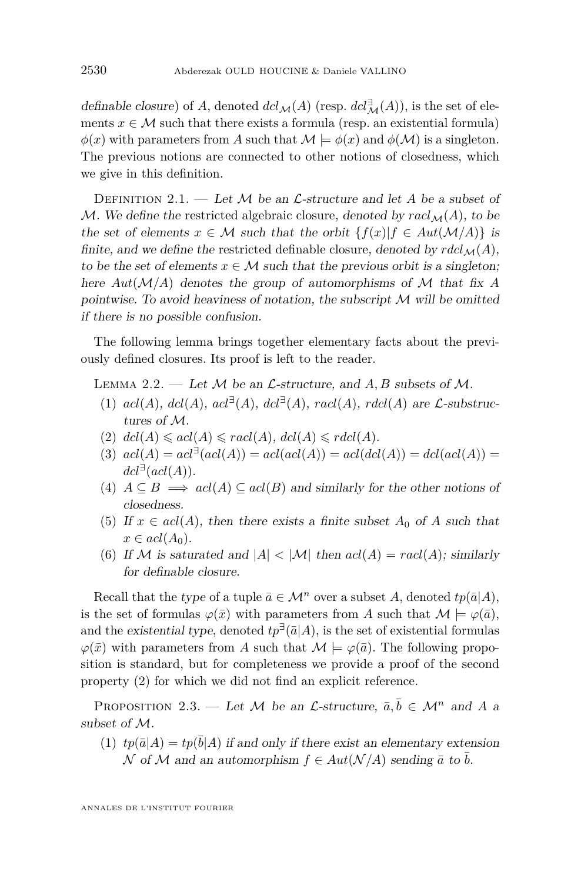*definable closure*) of $A$, denoted $dcl_{\mathcal{M}}(A)$ (resp. $dcl^{\exists}_{\mathcal{M}}(A)$), is the set of elements $x \in \mathcal{M}$ such that there exists a formula (resp. an existential formula) $\phi(x)$ with parameters from $A$ such that $\mathcal{M} \models \phi(x)$ and $\phi(\mathcal{M})$ is a singleton. The previous notions are connected to other notions of closedness, which we give in this definition.

Definition 2.1. — *Let $\mathcal{M}$ be an $\mathcal{L}$-structure and let $A$ be a subset of $\mathcal{M}$. We define the* restricted algebraic closure*, denoted by $racl_{\mathcal{M}}(A)$, to be the set of elements $x \in \mathcal{M}$ such that the orbit $\{f(x) | f \in Aut(\mathcal{M}/A)\}$ is finite, and we define the* restricted definable closure*, denoted by $rdcl_{\mathcal{M}}(A)$, to be the set of elements $x \in \mathcal{M}$ such that the previous orbit is a singleton; here $Aut(\mathcal{M}/A)$ denotes the group of automorphisms of $\mathcal{M}$ that fix $A$ pointwise. To avoid heaviness of notation, the subscript $\mathcal{M}$ will be omitted if there is no possible confusion.*

The following lemma brings together elementary facts about the previously defined closures. Its proof is left to the reader.

Lemma 2.2. — *Let $\mathcal{M}$ be an $\mathcal{L}$-structure, and $A, B$ subsets of $\mathcal{M}$.*

1. *$acl(A)$, $dcl(A)$, $acl^{\exists}(A)$, $dcl^{\exists}(A)$, $racl(A)$, $rdcl(A)$ are $\mathcal{L}$-substructures of $\mathcal{M}$.*
2. *$dcl(A) \leqslant acl(A) \leqslant racl(A)$, $dcl(A) \leqslant rdcl(A)$.*
3. *$acl(A) = acl^{\exists}(acl(A)) = acl(acl(A)) = acl(dcl(A)) = dcl(acl(A)) = dcl^{\exists}(acl(A))$.*
4. *$A \subseteq B \implies acl(A) \subseteq acl(B)$ and similarly for the other notions of closedness.*
5. *If $x \in acl(A)$, then there exists a finite subset $A_0$ of $A$ such that $x \in acl(A_0)$.*
6. *If $\mathcal{M}$ is saturated and $|A| < |\mathcal{M}|$ then $acl(A) = racl(A)$; similarly for definable closure.*

Recall that the *type* of a tuple $\bar{a} \in \mathcal{M}^n$ over a subset $A$, denoted $tp(\bar{a}|A)$, is the set of formulas $\varphi(\bar{x})$ with parameters from $A$ such that $\mathcal{M} \models \varphi(\bar{a})$, and the *existential type*, denoted $tp^{\exists}(\bar{a}|A)$, is the set of existential formulas $\varphi(\bar{x})$ with parameters from $A$ such that $\mathcal{M} \models \varphi(\bar{a})$. The following proposition is standard, but for completeness we provide a proof of the second property (2) for which we did not find an explicit reference.

Proposition 2.3. — *Let $\mathcal{M}$ be an $\mathcal{L}$-structure, $\bar{a}, \bar{b} \in \mathcal{M}^n$ and $A$ a subset of $\mathcal{M}$.*

1. *$tp(\bar{a}|A) = tp(\bar{b}|A)$ if and only if there exist an elementary extension $\mathcal{N}$ of $\mathcal{M}$ and an automorphism $f \in Aut(\mathcal{N}/A)$ sending $\bar{a}$ to $\bar{b}$.*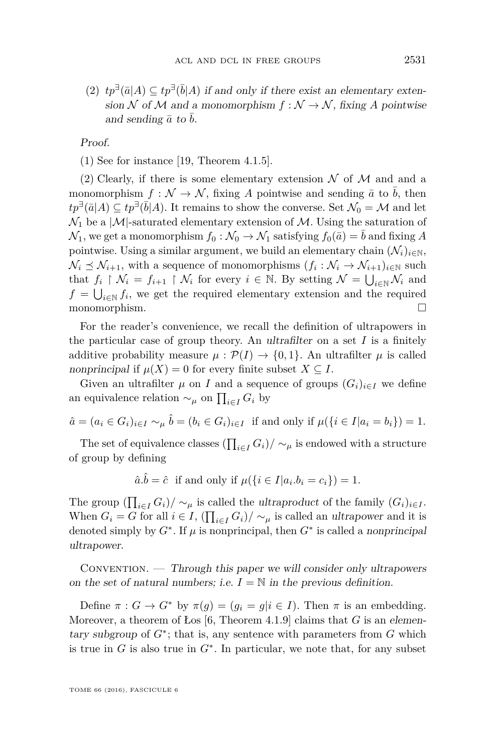(2) $tp^{\exists}(\bar{a}|A) \subseteq tp^{\exists}(\bar{b}|A)$ *if and only if there exist an elementary extension $\mathcal{N}$ of $\mathcal{M}$ and a monomorphism $f : \mathcal{N} \to \mathcal{N}$, fixing $A$ pointwise and sending $\bar{a}$ to $\bar{b}$.*

*Proof.*

(1) See for instance [19, Theorem 4.1.5].

(2) Clearly, if there is some elementary extension $\mathcal{N}$ of $\mathcal{M}$ and and a monomorphism $f : \mathcal{N} \to \mathcal{N}$, fixing $A$ pointwise and sending $\bar{a}$ to $\bar{b}$, then $tp^{\exists}(\bar{a}|A) \subseteq tp^{\exists}(\bar{b}|A)$. It remains to show the converse. Set $\mathcal{N}_0 = \mathcal{M}$ and let $\mathcal{N}_1$ be a $|\mathcal{M}|$-saturated elementary extension of $\mathcal{M}$. Using the saturation of $\mathcal{N}_1$, we get a monomorphism $f_0 : \mathcal{N}_0 \to \mathcal{N}_1$ satisfying $f_0(\bar{a}) = \bar{b}$ and fixing $A$ pointwise. Using a similar argument, we build an elementary chain $(\mathcal{N}_i)_{i\in\mathbb{N}}$, $\mathcal{N}_i \preceq \mathcal{N}_{i+1}$, with a sequence of monomorphisms $(f_i : \mathcal{N}_i \to \mathcal{N}_{i+1})_{i\in\mathbb{N}}$ such that $f_i \restriction \mathcal{N}_i = f_{i+1} \restriction \mathcal{N}_i$ for every $i \in \mathbb{N}$. By setting $\mathcal{N} = \bigcup_{i\in\mathbb{N}} \mathcal{N}_i$ and $f = \bigcup_{i\in\mathbb{N}} f_i$, we get the required elementary extension and the required monomorphism. □

For the reader's convenience, we recall the definition of ultrapowers in the particular case of group theory. An *ultrafilter* on a set $I$ is a finitely additive probability measure $\mu : \mathcal{P}(I) \to \{0, 1\}$. An ultrafilter $\mu$ is called *nonprincipal* if $\mu(X) = 0$ for every finite subset $X \subseteq I$.

Given an ultrafilter $\mu$ on $I$ and a sequence of groups $(G_i)_{i\in I}$ we define an equivalence relation $\sim_\mu$ on $\prod_{i\in I} G_i$ by

$$\hat{a} = (a_i \in G_i)_{i\in I} \sim_\mu \hat{b} = (b_i \in G_i)_{i\in I} \text{ if and only if } \mu(\{i \in I | a_i = b_i\}) = 1.$$

The set of equivalence classes $(\prod_{i\in I} G_i)/\sim_\mu$ is endowed with a structure of group by defining

$$\hat{a}.\hat{b} = \hat{c} \text{ if and only if } \mu(\{i \in I | a_i.b_i = c_i\}) = 1.$$

The group $(\prod_{i\in I} G_i)/\sim_\mu$ is called the *ultraproduct* of the family $(G_i)_{i\in I}$. When $G_i = G$ for all $i \in I$, $(\prod_{i\in I} G_i)/\sim_\mu$ is called an *ultrapower* and it is denoted simply by $G^*$. If $\mu$ is nonprincipal, then $G^*$ is called a *nonprincipal ultrapower*.

Convention. — *Through this paper we will consider only ultrapowers on the set of natural numbers; i.e. $I = \mathbb{N}$ in the previous definition.*

Define $\pi : G \to G^*$ by $\pi(g) = (g_i = g | i \in I)$. Then $\pi$ is an embedding. Moreover, a theorem of Łos [6, Theorem 4.1.9] claims that $G$ is an *elementary subgroup* of $G^*$; that is, any sentence with parameters from $G$ which is true in $G$ is also true in $G^*$. In particular, we note that, for any subset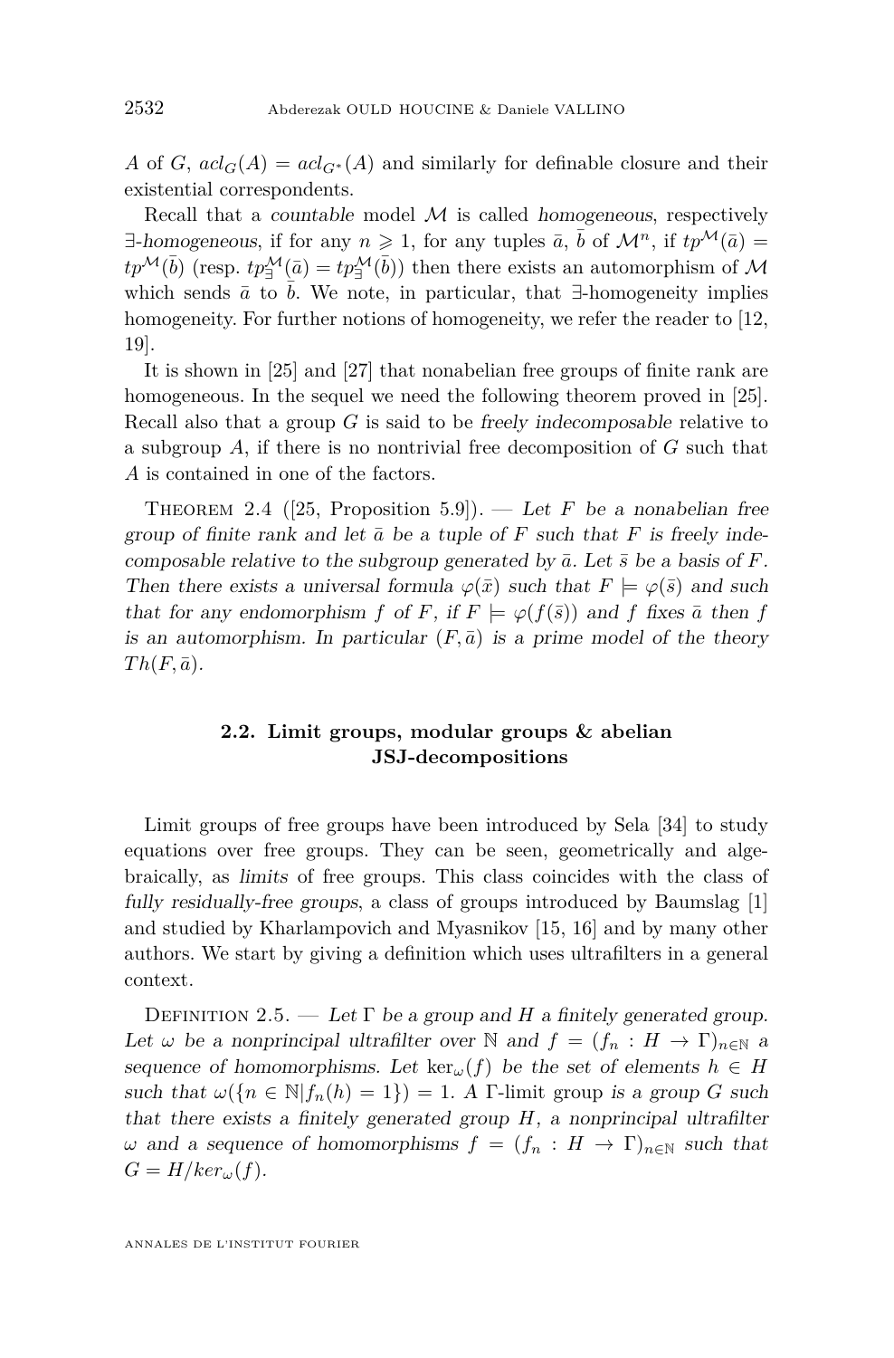$A$ of $G$, $acl_G(A) = acl_{G^*}(A)$ and similarly for definable closure and their existential correspondents.

Recall that a *countable* model $\mathcal{M}$ is called *homogeneous*, respectively *$\exists$-homogeneous*, if for any $n \geqslant 1$, for any tuples $\bar{a}$, $\bar{b}$ of $\mathcal{M}^n$, if $tp^{\mathcal{M}}(\bar{a}) = tp^{\mathcal{M}}(\bar{b})$ (resp. $tp_{\exists}^{\mathcal{M}}(\bar{a}) = tp_{\exists}^{\mathcal{M}}(\bar{b})$) then there exists an automorphism of $\mathcal{M}$ which sends $\bar{a}$ to $\bar{b}$. We note, in particular, that $\exists$-homogeneity implies homogeneity. For further notions of homogeneity, we refer the reader to [12, 19].

It is shown in [25] and [27] that nonabelian free groups of finite rank are homogeneous. In the sequel we need the following theorem proved in [25]. Recall also that a group $G$ is said to be *freely indecomposable* relative to a subgroup $A$, if there is no nontrivial free decomposition of $G$ such that $A$ is contained in one of the factors.

Theorem 2.4 ([25, Proposition 5.9]). — *Let $F$ be a nonabelian free group of finite rank and let $\bar{a}$ be a tuple of $F$ such that $F$ is freely indecomposable relative to the subgroup generated by $\bar{a}$. Let $\bar{s}$ be a basis of $F$. Then there exists a universal formula $\varphi(\bar{x})$ such that $F \models \varphi(\bar{s})$ and such that for any endomorphism $f$ of $F$, if $F \models \varphi(f(\bar{s}))$ and $f$ fixes $\bar{a}$ then $f$ is an automorphism. In particular $(F, \bar{a})$ is a prime model of the theory $Th(F, \bar{a})$.*

## 2.2. Limit groups, modular groups & abelian JSJ-decompositions

Limit groups of free groups have been introduced by Sela [34] to study equations over free groups. They can be seen, geometrically and algebraically, as *limits* of free groups. This class coincides with the class of *fully residually-free groups*, a class of groups introduced by Baumslag [1] and studied by Kharlampovich and Myasnikov [15, 16] and by many other authors. We start by giving a definition which uses ultrafilters in a general context.

Definition 2.5. — *Let $\Gamma$ be a group and $H$ a finitely generated group. Let $\omega$ be a nonprincipal ultrafilter over $\mathbb{N}$ and $f = (f_n : H \to \Gamma)_{n \in \mathbb{N}}$ a sequence of homomorphisms. Let $\ker_\omega(f)$ be the set of elements $h \in H$ such that $\omega(\{n \in \mathbb{N} | f_n(h) = 1\}) = 1$. A* $\Gamma$-limit group *is a group $G$ such that there exists a finitely generated group $H$, a nonprincipal ultrafilter $\omega$ and a sequence of homomorphisms $f = (f_n : H \to \Gamma)_{n \in \mathbb{N}}$ such that $G = H/ker_\omega(f)$.*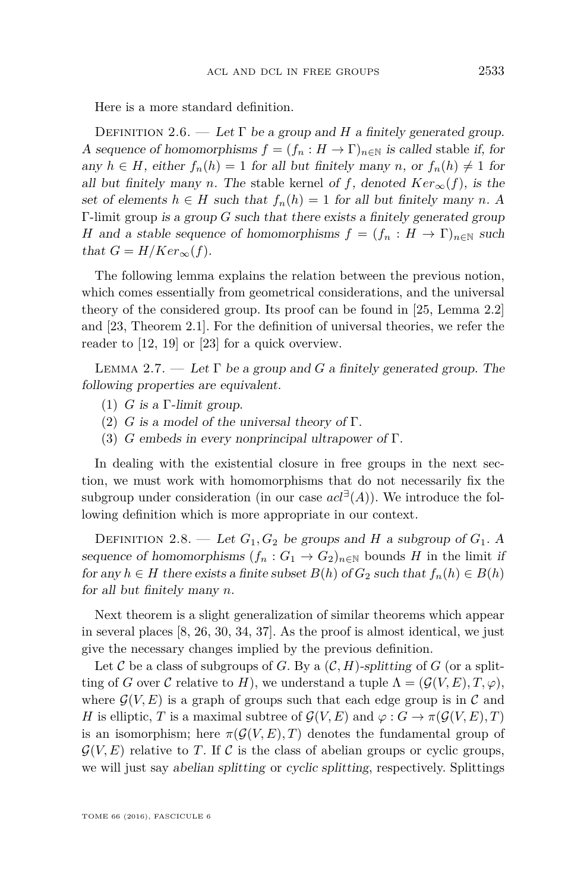Here is a more standard definition.

Definition 2.6. — *Let $\Gamma$ be a group and $H$ a finitely generated group. A sequence of homomorphisms $f = (f_n : H \to \Gamma)_{n\in\mathbb{N}}$ is called* stable *if, for any $h \in H$, either $f_n(h) = 1$ for all but finitely many $n$, or $f_n(h) \neq 1$ for all but finitely many $n$. The* stable kernel *of $f$, denoted $Ker_\infty(f)$, is the set of elements $h \in H$ such that $f_n(h) = 1$ for all but finitely many $n$. A* $\Gamma$-limit group *is a group $G$ such that there exists a finitely generated group $H$ and a stable sequence of homomorphisms $f = (f_n : H \to \Gamma)_{n\in\mathbb{N}}$ such that $G = H/Ker_\infty(f)$.*

The following lemma explains the relation between the previous notion, which comes essentially from geometrical considerations, and the universal theory of the considered group. Its proof can be found in [25, Lemma 2.2] and [23, Theorem 2.1]. For the definition of universal theories, we refer the reader to [12, 19] or [23] for a quick overview.

Lemma 2.7. — *Let $\Gamma$ be a group and $G$ a finitely generated group. The following properties are equivalent.*

(1) *$G$ is a $\Gamma$-limit group.*
(2) *$G$ is a model of the universal theory of $\Gamma$.*
(3) *$G$ embeds in every nonprincipal ultrapower of $\Gamma$.*

In dealing with the existential closure in free groups in the next section, we must work with homomorphisms that do not necessarily fix the subgroup under consideration (in our case $acl^{\exists}(A)$). We introduce the following definition which is more appropriate in our context.

Definition 2.8. — *Let $G_1, G_2$ be groups and $H$ a subgroup of $G_1$. A sequence of homomorphisms $(f_n : G_1 \to G_2)_{n\in\mathbb{N}}$* bounds *$H$* in the limit *if for any $h \in H$ there exists a finite subset $B(h)$ of $G_2$ such that $f_n(h) \in B(h)$ for all but finitely many $n$.*

Next theorem is a slight generalization of similar theorems which appear in several places [8, 26, 30, 34, 37]. As the proof is almost identical, we just give the necessary changes implied by the previous definition.

Let $\mathcal{C}$ be a class of subgroups of $G$. By a *$(\mathcal{C}, H)$-splitting* of $G$ (or a splitting of $G$ over $\mathcal{C}$ relative to $H$), we understand a tuple $\Lambda = (\mathcal{G}(V,E), T, \varphi)$, where $\mathcal{G}(V,E)$ is a graph of groups such that each edge group is in $\mathcal{C}$ and $H$ is elliptic, $T$ is a maximal subtree of $\mathcal{G}(V,E)$ and $\varphi : G \to \pi(\mathcal{G}(V,E), T)$ is an isomorphism; here $\pi(\mathcal{G}(V,E), T)$ denotes the fundamental group of $\mathcal{G}(V,E)$ relative to $T$. If $\mathcal{C}$ is the class of abelian groups or cyclic groups, we will just say *abelian splitting* or *cyclic splitting*, respectively. Splittings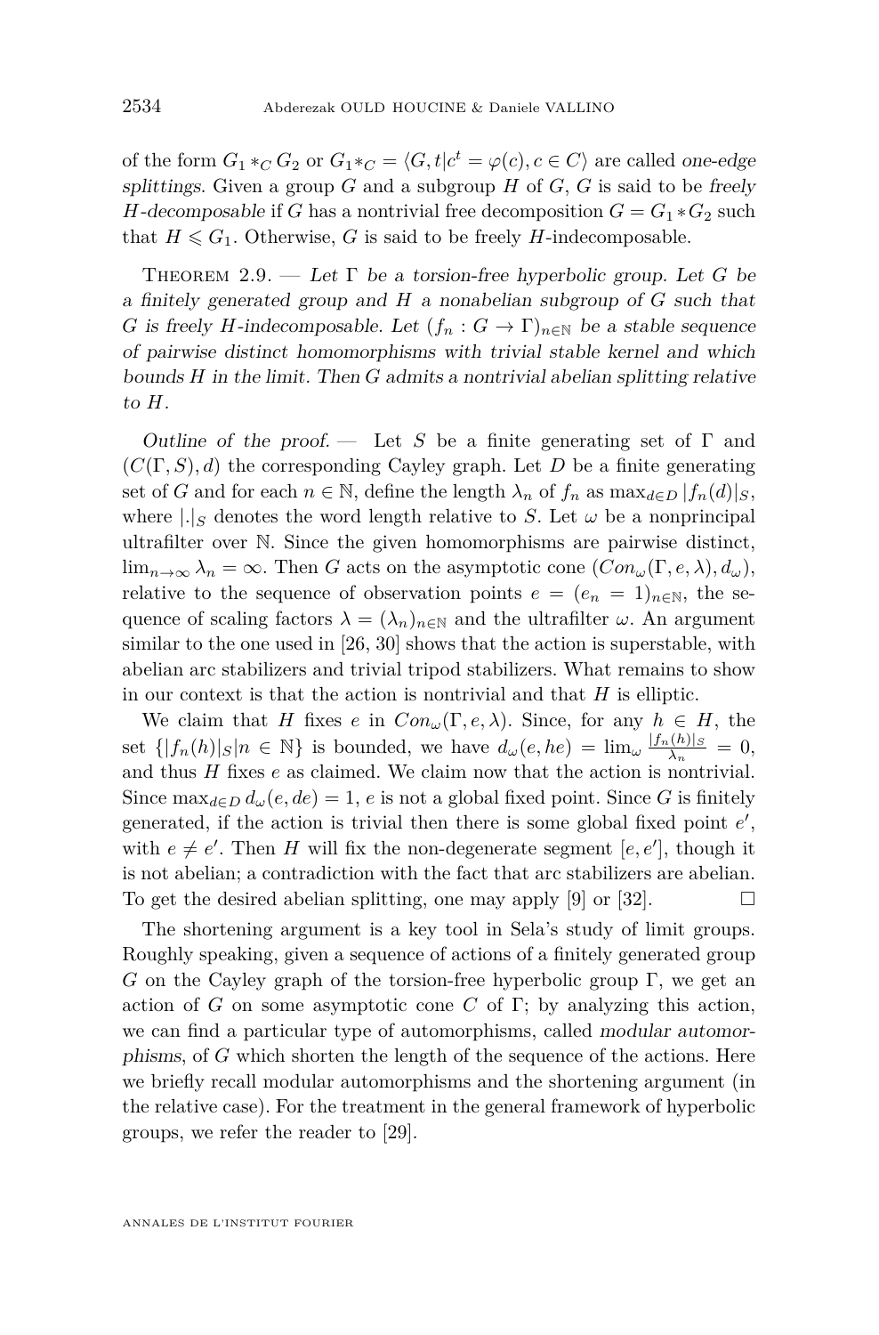of the form $G_1 *_C G_2$ or $G_1 *_C = \langle G, t | c^t = \varphi(c), c \in C\rangle$ are called *one-edge splittings*. Given a group $G$ and a subgroup $H$ of $G$, $G$ is said to be *freely $H$-decomposable* if $G$ has a nontrivial free decomposition $G = G_1 * G_2$ such that $H \leqslant G_1$. Otherwise, $G$ is said to be freely $H$-indecomposable.

Theorem 2.9. — *Let $\Gamma$ be a torsion-free hyperbolic group. Let $G$ be a finitely generated group and $H$ a nonabelian subgroup of $G$ such that $G$ is freely $H$-indecomposable. Let $(f_n : G \to \Gamma)_{n\in\mathbb{N}}$ be a stable sequence of pairwise distinct homomorphisms with trivial stable kernel and which bounds $H$ in the limit. Then $G$ admits a nontrivial abelian splitting relative to $H$.*

*Outline of the proof.* — Let $S$ be a finite generating set of $\Gamma$ and $(C(\Gamma, S), d)$ the corresponding Cayley graph. Let $D$ be a finite generating set of $G$ and for each $n \in \mathbb{N}$, define the length $\lambda_n$ of $f_n$ as $\max_{d\in D} |f_n(d)|_S$, where $|.|_S$ denotes the word length relative to $S$. Let $\omega$ be a nonprincipal ultrafilter over $\mathbb{N}$. Since the given homomorphisms are pairwise distinct, $\lim_{n\to\infty} \lambda_n = \infty$. Then $G$ acts on the asymptotic cone $(Con_\omega(\Gamma, e, \lambda), d_\omega)$, relative to the sequence of observation points $e = (e_n = 1)_{n\in\mathbb{N}}$, the sequence of scaling factors $\lambda = (\lambda_n)_{n\in\mathbb{N}}$ and the ultrafilter $\omega$. An argument similar to the one used in [26, 30] shows that the action is superstable, with abelian arc stabilizers and trivial tripod stabilizers. What remains to show in our context is that the action is nontrivial and that $H$ is elliptic.

We claim that $H$ fixes $e$ in $Con_\omega(\Gamma, e, \lambda)$. Since, for any $h \in H$, the set $\{|f_n(h)|_S | n \in \mathbb{N}\}$ is bounded, we have $d_\omega(e, he) = \lim_\omega \frac{|f_n(h)|_S}{\lambda_n} = 0$, and thus $H$ fixes $e$ as claimed. We claim now that the action is nontrivial. Since $\max_{d\in D} d_\omega(e, de) = 1$, $e$ is not a global fixed point. Since $G$ is finitely generated, if the action is trivial then there is some global fixed point $e'$, with $e \neq e'$. Then $H$ will fix the non-degenerate segment $[e, e']$, though it is not abelian; a contradiction with the fact that arc stabilizers are abelian. To get the desired abelian splitting, one may apply [9] or [32]. $\square$

The shortening argument is a key tool in Sela's study of limit groups. Roughly speaking, given a sequence of actions of a finitely generated group $G$ on the Cayley graph of the torsion-free hyperbolic group $\Gamma$, we get an action of $G$ on some asymptotic cone $C$ of $\Gamma$; by analyzing this action, we can find a particular type of automorphisms, called *modular automorphisms*, of $G$ which shorten the length of the sequence of the actions. Here we briefly recall modular automorphisms and the shortening argument (in the relative case). For the treatment in the general framework of hyperbolic groups, we refer the reader to [29].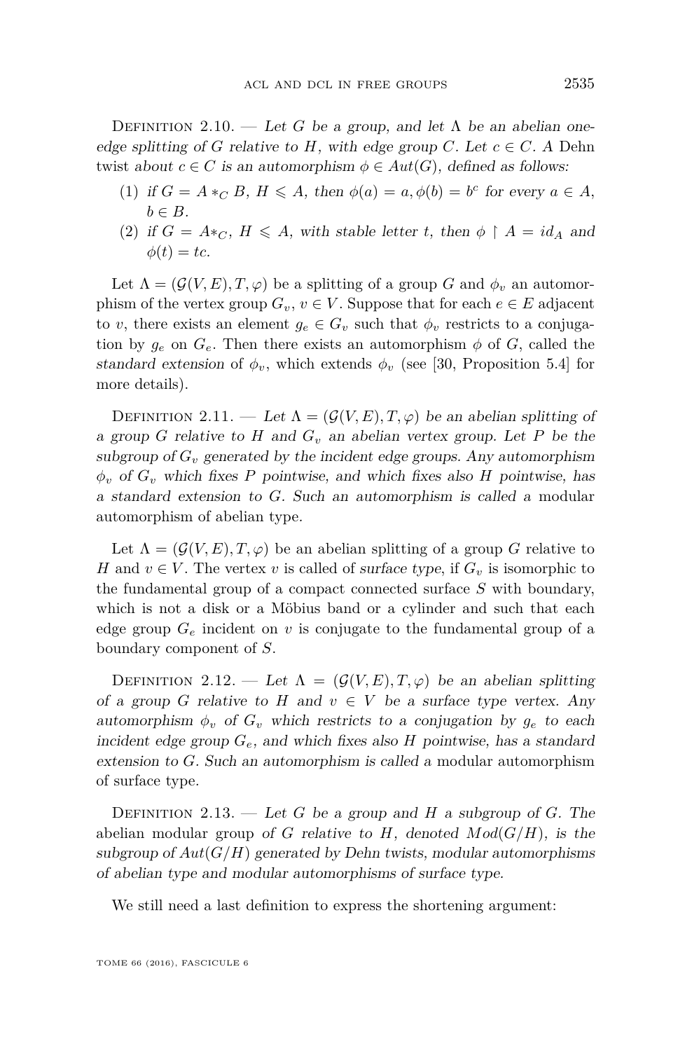Definition 2.10. — *Let $G$ be a group, and let $\Lambda$ be an abelian one-edge splitting of $G$ relative to $H$, with edge group $C$. Let $c \in C$. A* Dehn twist *about $c \in C$ is an automorphism $\phi \in Aut(G)$, defined as follows:*

1. *if $G = A *_C B$, $H \leqslant A$, then $\phi(a) = a, \phi(b) = b^c$ for every $a \in A$, $b \in B$.*
2. *if $G = A*_C$, $H \leqslant A$, with stable letter $t$, then $\phi \restriction A = id_A$ and $\phi(t) = tc$.*

Let $\Lambda = (\mathcal{G}(V,E), T, \varphi)$ be a splitting of a group $G$ and $\phi_v$ an automorphism of the vertex group $G_v$, $v \in V$. Suppose that for each $e \in E$ adjacent to $v$, there exists an element $g_e \in G_v$ such that $\phi_v$ restricts to a conjugation by $g_e$ on $G_e$. Then there exists an automorphism $\phi$ of $G$, called the *standard extension* of $\phi_v$, which extends $\phi_v$ (see [30, Proposition 5.4] for more details).

Definition 2.11. — *Let $\Lambda = (\mathcal{G}(V,E), T, \varphi)$ be an abelian splitting of a group $G$ relative to $H$ and $G_v$ an abelian vertex group. Let $P$ be the subgroup of $G_v$ generated by the incident edge groups. Any automorphism $\phi_v$ of $G_v$ which fixes $P$ pointwise, and which fixes also $H$ pointwise, has a standard extension to $G$. Such an automorphism is called a* modular automorphism of abelian type*.*

Let $\Lambda = (\mathcal{G}(V,E), T, \varphi)$ be an abelian splitting of a group $G$ relative to $H$ and $v \in V$. The vertex $v$ is called of *surface type*, if $G_v$ is isomorphic to the fundamental group of a compact connected surface $S$ with boundary, which is not a disk or a Möbius band or a cylinder and such that each edge group $G_e$ incident on $v$ is conjugate to the fundamental group of a boundary component of $S$.

Definition 2.12. — *Let $\Lambda = (\mathcal{G}(V,E), T, \varphi)$ be an abelian splitting of a group $G$ relative to $H$ and $v \in V$ be a surface type vertex. Any automorphism $\phi_v$ of $G_v$ which restricts to a conjugation by $g_e$ to each incident edge group $G_e$, and which fixes also $H$ pointwise, has a standard extension to $G$. Such an automorphism is called a* modular automorphism of surface type*.*

Definition 2.13. — *Let $G$ be a group and $H$ a subgroup of $G$. The* abelian modular group *of $G$ relative to $H$, denoted $Mod(G/H)$, is the subgroup of $Aut(G/H)$ generated by Dehn twists, modular automorphisms of abelian type and modular automorphisms of surface type.*

We still need a last definition to express the shortening argument: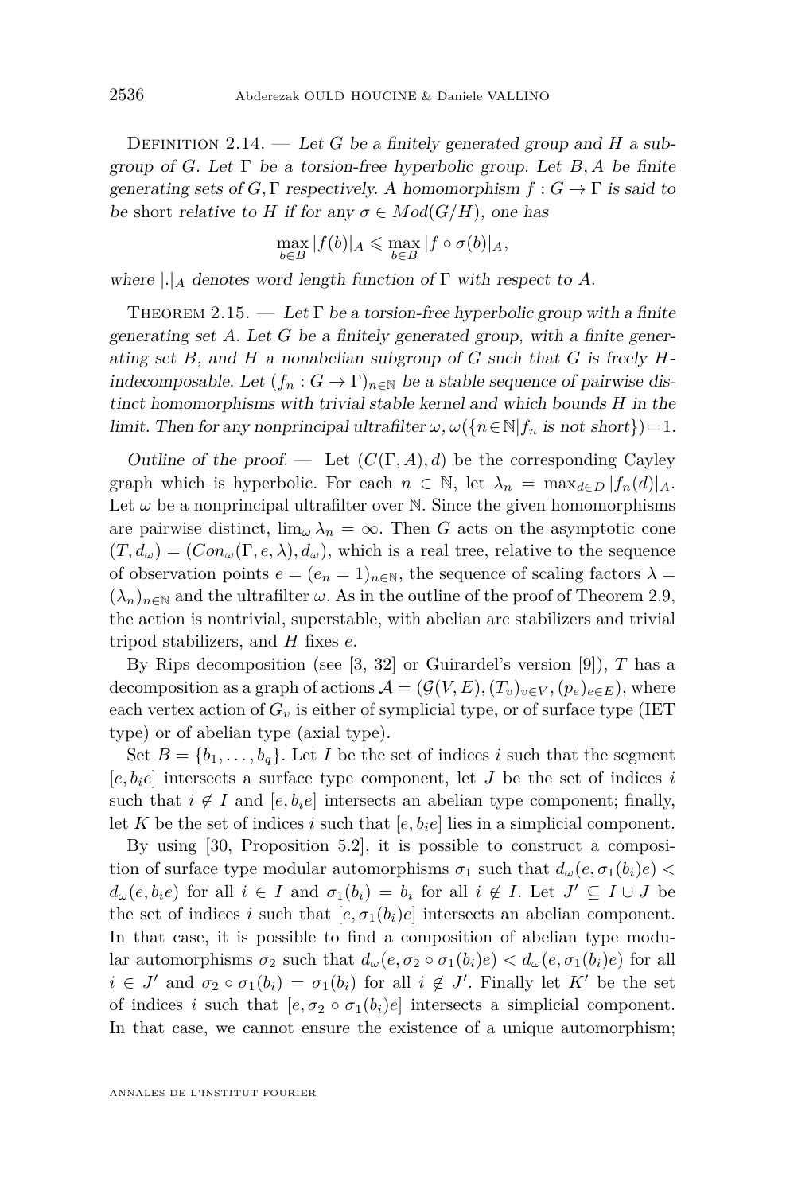Definition 2.14. — *Let $G$ be a finitely generated group and $H$ a subgroup of $G$. Let $\Gamma$ be a torsion-free hyperbolic group. Let $B, A$ be finite generating sets of $G, \Gamma$ respectively. A homomorphism $f : G \to \Gamma$ is said to be* short *relative to $H$ if for any $\sigma \in Mod(G/H)$, one has*

$$\max_{b \in B} |f(b)|_A \leqslant \max_{b \in B} |f \circ \sigma(b)|_A,$$

*where $|.|_A$ denotes word length function of $\Gamma$ with respect to $A$.*

Theorem 2.15. — *Let $\Gamma$ be a torsion-free hyperbolic group with a finite generating set $A$. Let $G$ be a finitely generated group, with a finite generating set $B$, and $H$ a nonabelian subgroup of $G$ such that $G$ is freely $H$-indecomposable. Let $(f_n : G \to \Gamma)_{n \in \mathbb{N}}$ be a stable sequence of pairwise distinct homomorphisms with trivial stable kernel and which bounds $H$ in the limit. Then for any nonprincipal ultrafilter $\omega$, $\omega(\{n \in \mathbb{N} | f_n \text{ is not short}\}) = 1$.*

*Outline of the proof.* — Let $(C(\Gamma, A), d)$ be the corresponding Cayley graph which is hyperbolic. For each $n \in \mathbb{N}$, let $\lambda_n = \max_{d \in D} |f_n(d)|_A$. Let $\omega$ be a nonprincipal ultrafilter over $\mathbb{N}$. Since the given homomorphisms are pairwise distinct, $\lim_\omega \lambda_n = \infty$. Then $G$ acts on the asymptotic cone $(T, d_\omega) = (Con_\omega(\Gamma, e, \lambda), d_\omega)$, which is a real tree, relative to the sequence of observation points $e = (e_n = 1)_{n \in \mathbb{N}}$, the sequence of scaling factors $\lambda = (\lambda_n)_{n \in \mathbb{N}}$ and the ultrafilter $\omega$. As in the outline of the proof of Theorem 2.9, the action is nontrivial, superstable, with abelian arc stabilizers and trivial tripod stabilizers, and $H$ fixes $e$.

By Rips decomposition (see [3, 32] or Guirardel's version [9]), $T$ has a decomposition as a graph of actions $\mathcal{A} = (\mathcal{G}(V, E), (T_v)_{v \in V}, (p_e)_{e \in E})$, where each vertex action of $G_v$ is either of symplicial type, or of surface type (IET type) or of abelian type (axial type).

Set $B = \{b_1, \ldots, b_q\}$. Let $I$ be the set of indices $i$ such that the segment $[e, b_i e]$ intersects a surface type component, let $J$ be the set of indices $i$ such that $i \notin I$ and $[e, b_i e]$ intersects an abelian type component; finally, let $K$ be the set of indices $i$ such that $[e, b_i e]$ lies in a simplicial component.

By using [30, Proposition 5.2], it is possible to construct a composition of surface type modular automorphisms $\sigma_1$ such that $d_\omega(e, \sigma_1(b_i)e) < d_\omega(e, b_i e)$ for all $i \in I$ and $\sigma_1(b_i) = b_i$ for all $i \notin I$. Let $J' \subseteq I \cup J$ be the set of indices $i$ such that $[e, \sigma_1(b_i)e]$ intersects an abelian component. In that case, it is possible to find a composition of abelian type modular automorphisms $\sigma_2$ such that $d_\omega(e, \sigma_2 \circ \sigma_1(b_i)e) < d_\omega(e, \sigma_1(b_i)e)$ for all $i \in J'$ and $\sigma_2 \circ \sigma_1(b_i) = \sigma_1(b_i)$ for all $i \notin J'$. Finally let $K'$ be the set of indices $i$ such that $[e, \sigma_2 \circ \sigma_1(b_i)e]$ intersects a simplicial component. In that case, we cannot ensure the existence of a unique automorphism;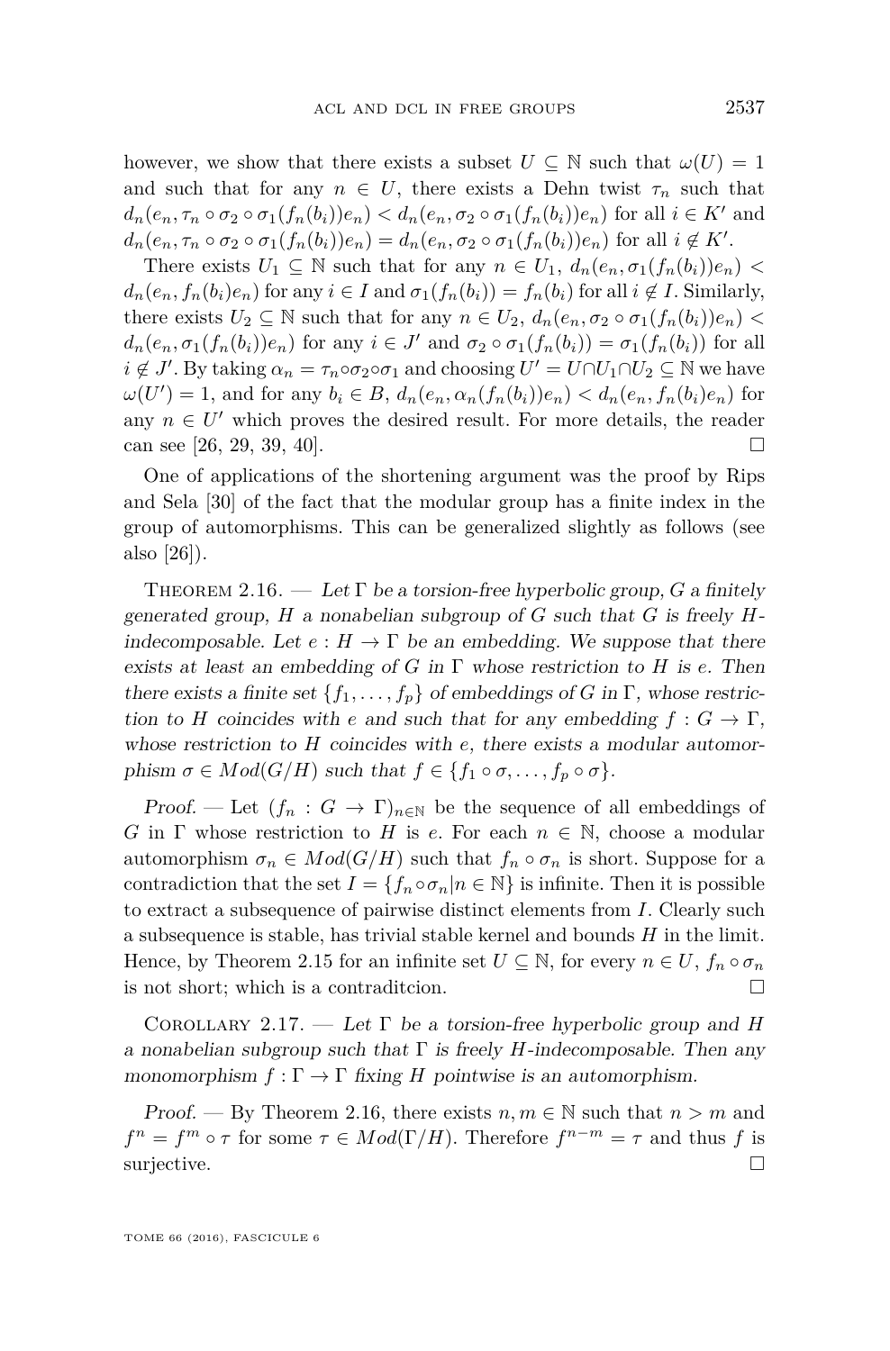however, we show that there exists a subset $U \subseteq \mathbb{N}$ such that $\omega(U) = 1$ and such that for any $n \in U$, there exists a Dehn twist $\tau_n$ such that $d_n(e_n, \tau_n \circ \sigma_2 \circ \sigma_1(f_n(b_i))e_n) < d_n(e_n, \sigma_2 \circ \sigma_1(f_n(b_i))e_n)$ for all $i \in K'$ and $d_n(e_n, \tau_n \circ \sigma_2 \circ \sigma_1(f_n(b_i))e_n) = d_n(e_n, \sigma_2 \circ \sigma_1(f_n(b_i))e_n)$ for all $i \notin K'$.

There exists $U_1 \subseteq \mathbb{N}$ such that for any $n \in U_1$, $d_n(e_n, \sigma_1(f_n(b_i))e_n) < d_n(e_n, f_n(b_i)e_n)$ for any $i \in I$ and $\sigma_1(f_n(b_i)) = f_n(b_i)$ for all $i \notin I$. Similarly, there exists $U_2 \subseteq \mathbb{N}$ such that for any $n \in U_2$, $d_n(e_n, \sigma_2 \circ \sigma_1(f_n(b_i))e_n) < d_n(e_n, \sigma_1(f_n(b_i))e_n)$ for any $i \in J'$ and $\sigma_2 \circ \sigma_1(f_n(b_i)) = \sigma_1(f_n(b_i))$ for all $i \notin J'$. By taking $\alpha_n = \tau_n \circ \sigma_2 \circ \sigma_1$ and choosing $U' = U \cap U_1 \cap U_2 \subseteq \mathbb{N}$ we have $\omega(U') = 1$, and for any $b_i \in B$, $d_n(e_n, \alpha_n(f_n(b_i))e_n) < d_n(e_n, f_n(b_i)e_n)$ for any $n \in U'$ which proves the desired result. For more details, the reader can see [26, 29, 39, 40]. $\square$

One of applications of the shortening argument was the proof by Rips and Sela [30] of the fact that the modular group has a finite index in the group of automorphisms. This can be generalized slightly as follows (see also [26]).

Theorem 2.16. — *Let $\Gamma$ be a torsion-free hyperbolic group, $G$ a finitely generated group, $H$ a nonabelian subgroup of $G$ such that $G$ is freely $H$-indecomposable. Let $e : H \to \Gamma$ be an embedding. We suppose that there exists at least an embedding of $G$ in $\Gamma$ whose restriction to $H$ is $e$. Then there exists a finite set $\{f_1, \ldots, f_p\}$ of embeddings of $G$ in $\Gamma$, whose restriction to $H$ coincides with $e$ and such that for any embedding $f : G \to \Gamma$, whose restriction to $H$ coincides with $e$, there exists a modular automorphism $\sigma \in Mod(G/H)$ such that $f \in \{f_1 \circ \sigma, \ldots, f_p \circ \sigma\}$.*

*Proof.* — Let $(f_n : G \to \Gamma)_{n \in \mathbb{N}}$ be the sequence of all embeddings of $G$ in $\Gamma$ whose restriction to $H$ is $e$. For each $n \in \mathbb{N}$, choose a modular automorphism $\sigma_n \in Mod(G/H)$ such that $f_n \circ \sigma_n$ is short. Suppose for a contradiction that the set $I = \{f_n \circ \sigma_n | n \in \mathbb{N}\}$ is infinite. Then it is possible to extract a subsequence of pairwise distinct elements from $I$. Clearly such a subsequence is stable, has trivial stable kernel and bounds $H$ in the limit. Hence, by Theorem 2.15 for an infinite set $U \subseteq \mathbb{N}$, for every $n \in U$, $f_n \circ \sigma_n$ is not short; which is a contraditcion. $\square$

Corollary 2.17. — *Let $\Gamma$ be a torsion-free hyperbolic group and $H$ a nonabelian subgroup such that $\Gamma$ is freely $H$-indecomposable. Then any monomorphism $f : \Gamma \to \Gamma$ fixing $H$ pointwise is an automorphism.*

*Proof.* — By Theorem 2.16, there exists $n, m \in \mathbb{N}$ such that $n > m$ and $f^n = f^m \circ \tau$ for some $\tau \in Mod(\Gamma/H)$. Therefore $f^{n-m} = \tau$ and thus $f$ is surjective. $\square$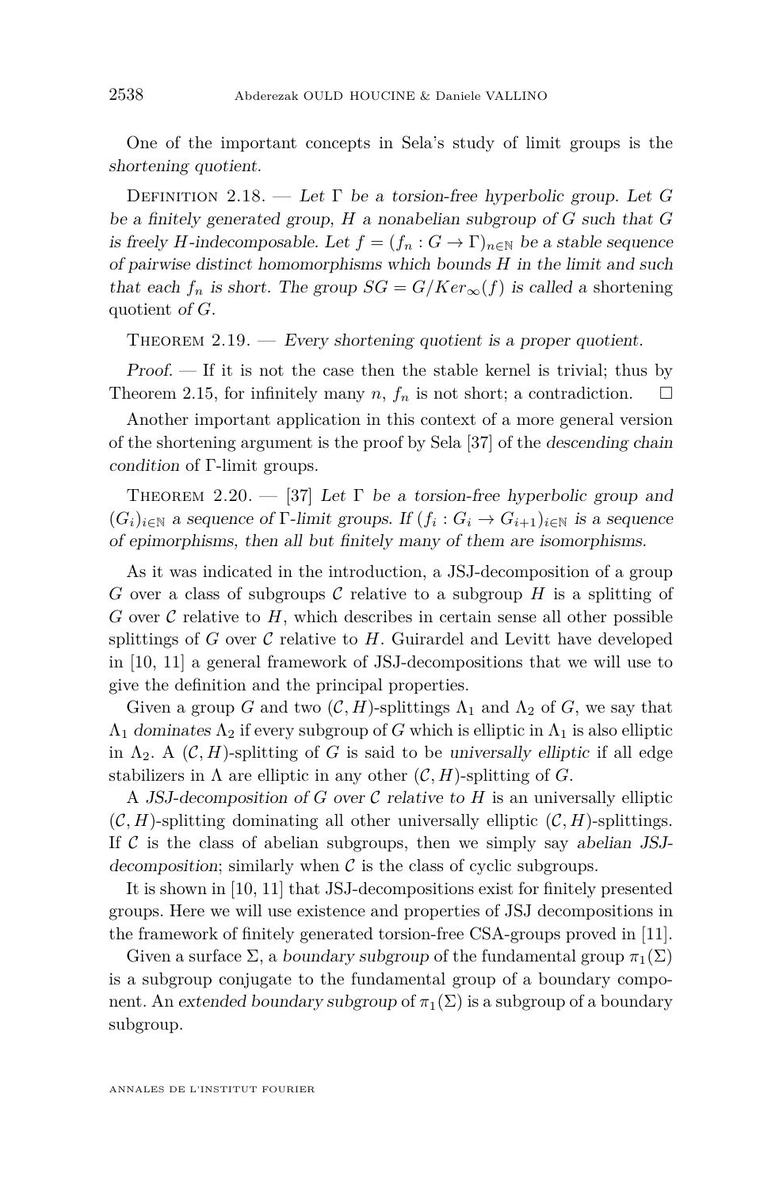One of the important concepts in Sela's study of limit groups is the *shortening quotient*.

Definition 2.18. — *Let $\Gamma$ be a torsion-free hyperbolic group. Let $G$ be a finitely generated group, $H$ a nonabelian subgroup of $G$ such that $G$ is freely $H$-indecomposable. Let $f = (f_n : G \to \Gamma)_{n \in \mathbb{N}}$ be a stable sequence of pairwise distinct homomorphisms which bounds $H$ in the limit and such that each $f_n$ is short. The group $SG = G/Ker_\infty(f)$ is called a* shortening quotient *of $G$.*

Theorem 2.19. — *Every shortening quotient is a proper quotient.*

*Proof.* — If it is not the case then the stable kernel is trivial; thus by Theorem 2.15, for infinitely many $n$, $f_n$ is not short; a contradiction. □

Another important application in this context of a more general version of the shortening argument is the proof by Sela [37] of the *descending chain condition* of $\Gamma$-limit groups.

Theorem 2.20. — [37] *Let $\Gamma$ be a torsion-free hyperbolic group and $(G_i)_{i \in \mathbb{N}}$ a sequence of $\Gamma$-limit groups. If $(f_i : G_i \to G_{i+1})_{i \in \mathbb{N}}$ is a sequence of epimorphisms, then all but finitely many of them are isomorphisms.*

As it was indicated in the introduction, a JSJ-decomposition of a group $G$ over a class of subgroups $\mathcal{C}$ relative to a subgroup $H$ is a splitting of $G$ over $\mathcal{C}$ relative to $H$, which describes in certain sense all other possible splittings of $G$ over $\mathcal{C}$ relative to $H$. Guirardel and Levitt have developed in [10, 11] a general framework of JSJ-decompositions that we will use to give the definition and the principal properties.

Given a group $G$ and two $(\mathcal{C}, H)$-splittings $\Lambda_1$ and $\Lambda_2$ of $G$, we say that $\Lambda_1$ *dominates* $\Lambda_2$ if every subgroup of $G$ which is elliptic in $\Lambda_1$ is also elliptic in $\Lambda_2$. A $(\mathcal{C}, H)$-splitting of $G$ is said to be *universally elliptic* if all edge stabilizers in $\Lambda$ are elliptic in any other $(\mathcal{C}, H)$-splitting of $G$.

A *JSJ-decomposition of $G$ over $\mathcal{C}$ relative to $H$* is an universally elliptic $(\mathcal{C}, H)$-splitting dominating all other universally elliptic $(\mathcal{C}, H)$-splittings. If $\mathcal{C}$ is the class of abelian subgroups, then we simply say *abelian JSJ-decomposition*; similarly when $\mathcal{C}$ is the class of cyclic subgroups.

It is shown in [10, 11] that JSJ-decompositions exist for finitely presented groups. Here we will use existence and properties of JSJ decompositions in the framework of finitely generated torsion-free CSA-groups proved in [11].

Given a surface $\Sigma$, a *boundary subgroup* of the fundamental group $\pi_1(\Sigma)$ is a subgroup conjugate to the fundamental group of a boundary component. An *extended boundary subgroup* of $\pi_1(\Sigma)$ is a subgroup of a boundary subgroup.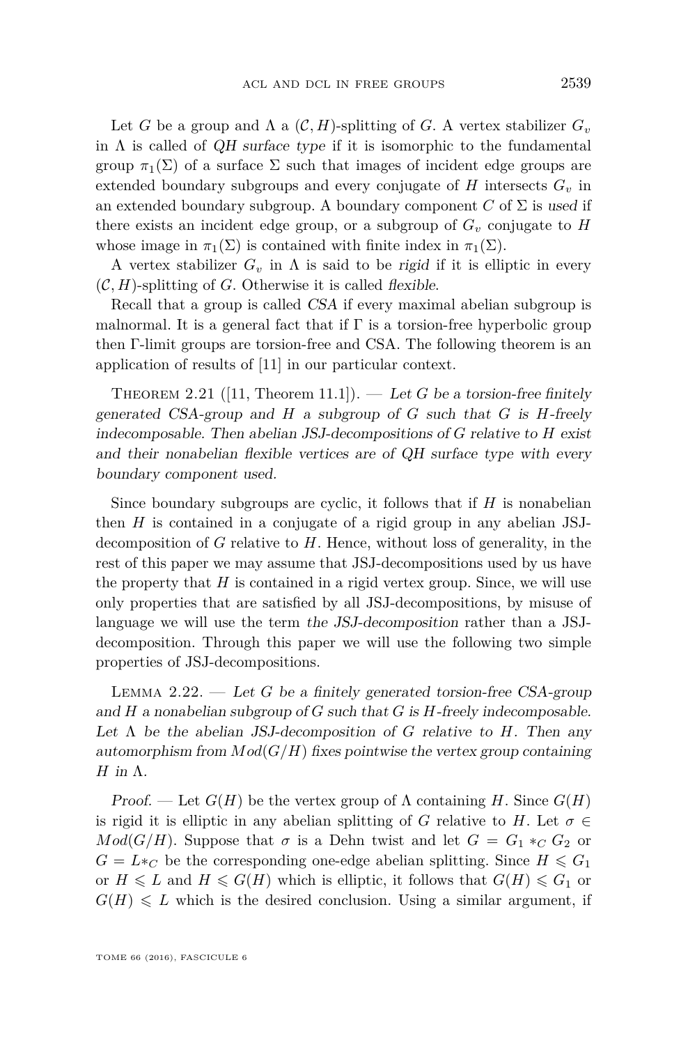Let $G$ be a group and $\Lambda$ a $(\mathcal{C}, H)$-splitting of $G$. A vertex stabilizer $G_v$ in $\Lambda$ is called of *QH surface type* if it is isomorphic to the fundamental group $\pi_1(\Sigma)$ of a surface $\Sigma$ such that images of incident edge groups are extended boundary subgroups and every conjugate of $H$ intersects $G_v$ in an extended boundary subgroup. A boundary component $C$ of $\Sigma$ is *used* if there exists an incident edge group, or a subgroup of $G_v$ conjugate to $H$ whose image in $\pi_1(\Sigma)$ is contained with finite index in $\pi_1(\Sigma)$.

A vertex stabilizer $G_v$ in $\Lambda$ is said to be *rigid* if it is elliptic in every $(\mathcal{C}, H)$-splitting of $G$. Otherwise it is called *flexible*.

Recall that a group is called *CSA* if every maximal abelian subgroup is malnormal. It is a general fact that if $\Gamma$ is a torsion-free hyperbolic group then $\Gamma$-limit groups are torsion-free and CSA. The following theorem is an application of results of [11] in our particular context.

Theorem 2.21 ([11, Theorem 11.1]). — *Let $G$ be a torsion-free finitely generated CSA-group and $H$ a subgroup of $G$ such that $G$ is $H$-freely indecomposable. Then abelian JSJ-decompositions of $G$ relative to $H$ exist and their nonabelian flexible vertices are of QH surface type with every boundary component used.*

Since boundary subgroups are cyclic, it follows that if $H$ is nonabelian then $H$ is contained in a conjugate of a rigid group in any abelian JSJ-decomposition of $G$ relative to $H$. Hence, without loss of generality, in the rest of this paper we may assume that JSJ-decompositions used by us have the property that $H$ is contained in a rigid vertex group. Since, we will use only properties that are satisfied by all JSJ-decompositions, by misuse of language we will use the term *the JSJ-decomposition* rather than a JSJ-decomposition. Through this paper we will use the following two simple properties of JSJ-decompositions.

Lemma 2.22. — *Let $G$ be a finitely generated torsion-free CSA-group and $H$ a nonabelian subgroup of $G$ such that $G$ is $H$-freely indecomposable. Let $\Lambda$ be the abelian JSJ-decomposition of $G$ relative to $H$. Then any automorphism from $Mod(G/H)$ fixes pointwise the vertex group containing $H$ in $\Lambda$.*

*Proof.* — Let $G(H)$ be the vertex group of $\Lambda$ containing $H$. Since $G(H)$ is rigid it is elliptic in any abelian splitting of $G$ relative to $H$. Let $\sigma \in Mod(G/H)$. Suppose that $\sigma$ is a Dehn twist and let $G = G_1 *_C G_2$ or $G = L*_C$ be the corresponding one-edge abelian splitting. Since $H \leqslant G_1$ or $H \leqslant L$ and $H \leqslant G(H)$ which is elliptic, it follows that $G(H) \leqslant G_1$ or $G(H) \leqslant L$ which is the desired conclusion. Using a similar argument, if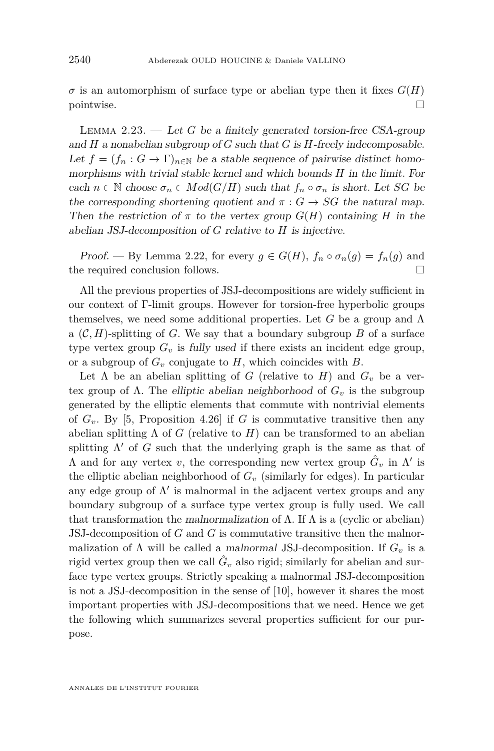$\sigma$ is an automorphism of surface type or abelian type then it fixes $G(H)$ pointwise. □

Lemma 2.23. — *Let $G$ be a finitely generated torsion-free CSA-group and $H$ a nonabelian subgroup of $G$ such that $G$ is $H$-freely indecomposable. Let $f = (f_n : G \to \Gamma)_{n \in \mathbb{N}}$ be a stable sequence of pairwise distinct homomorphisms with trivial stable kernel and which bounds $H$ in the limit. For each $n \in \mathbb{N}$ choose $\sigma_n \in Mod(G/H)$ such that $f_n \circ \sigma_n$ is short. Let $SG$ be the corresponding shortening quotient and $\pi : G \to SG$ the natural map. Then the restriction of $\pi$ to the vertex group $G(H)$ containing $H$ in the abelian JSJ-decomposition of $G$ relative to $H$ is injective.*

*Proof.* — By Lemma 2.22, for every $g \in G(H)$, $f_n \circ \sigma_n(g) = f_n(g)$ and the required conclusion follows. □

All the previous properties of JSJ-decompositions are widely sufficient in our context of Γ-limit groups. However for torsion-free hyperbolic groups themselves, we need some additional properties. Let $G$ be a group and $\Lambda$ a $(\mathcal{C}, H)$-splitting of $G$. We say that a boundary subgroup $B$ of a surface type vertex group $G_v$ is *fully used* if there exists an incident edge group, or a subgroup of $G_v$ conjugate to $H$, which coincides with $B$.

Let $\Lambda$ be an abelian splitting of $G$ (relative to $H$) and $G_v$ be a vertex group of $\Lambda$. The *elliptic abelian neighborhood* of $G_v$ is the subgroup generated by the elliptic elements that commute with nontrivial elements of $G_v$. By [5, Proposition 4.26] if $G$ is commutative transitive then any abelian splitting $\Lambda$ of $G$ (relative to $H$) can be transformed to an abelian splitting $\Lambda'$ of $G$ such that the underlying graph is the same as that of $\Lambda$ and for any vertex $v$, the corresponding new vertex group $\hat{G}_v$ in $\Lambda'$ is the elliptic abelian neighborhood of $G_v$ (similarly for edges). In particular any edge group of $\Lambda'$ is malnormal in the adjacent vertex groups and any boundary subgroup of a surface type vertex group is fully used. We call that transformation the *malnormalization* of $\Lambda$. If $\Lambda$ is a (cyclic or abelian) JSJ-decomposition of $G$ and $G$ is commutative transitive then the malnormalization of $\Lambda$ will be called a *malnormal* JSJ-decomposition. If $G_v$ is a rigid vertex group then we call $\hat{G}_v$ also rigid; similarly for abelian and surface type vertex groups. Strictly speaking a malnormal JSJ-decomposition is not a JSJ-decomposition in the sense of [10], however it shares the most important properties with JSJ-decompositions that we need. Hence we get the following which summarizes several properties sufficient for our purpose.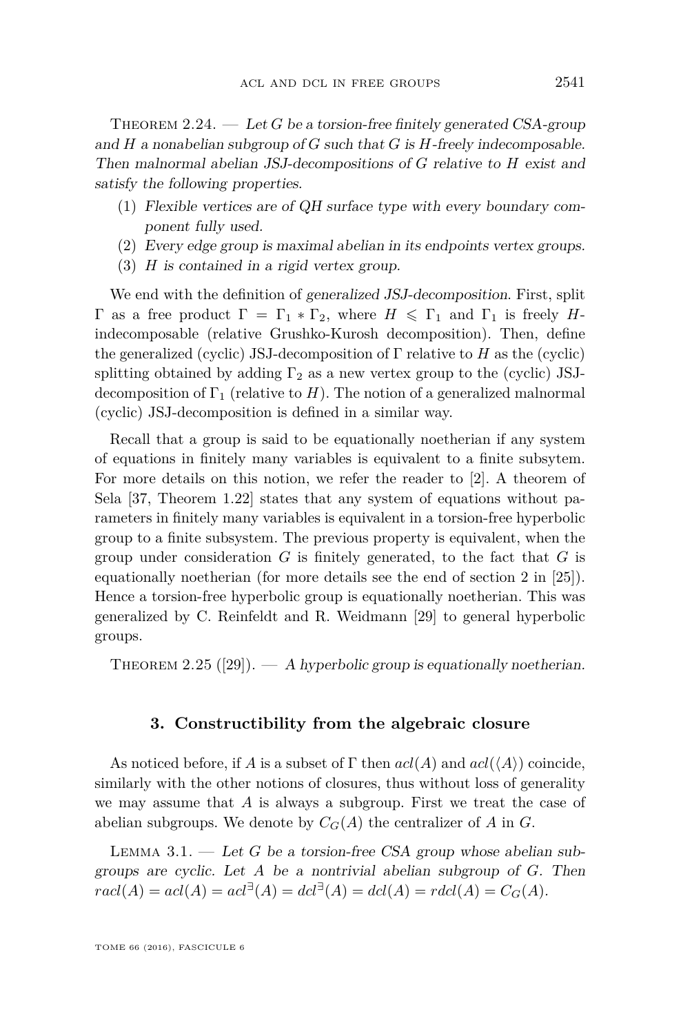Theorem 2.24. — *Let $G$ be a torsion-free finitely generated CSA-group and $H$ a nonabelian subgroup of $G$ such that $G$ is $H$-freely indecomposable. Then malnormal abelian JSJ-decompositions of $G$ relative to $H$ exist and satisfy the following properties.*

1. *Flexible vertices are of QH surface type with every boundary component fully used.*
2. *Every edge group is maximal abelian in its endpoints vertex groups.*
3. *$H$ is contained in a rigid vertex group.*

We end with the definition of *generalized JSJ-decomposition*. First, split $\Gamma$ as a free product $\Gamma = \Gamma_1 * \Gamma_2$, where $H \leqslant \Gamma_1$ and $\Gamma_1$ is freely $H$-indecomposable (relative Grushko-Kurosh decomposition). Then, define the generalized (cyclic) JSJ-decomposition of $\Gamma$ relative to $H$ as the (cyclic) splitting obtained by adding $\Gamma_2$ as a new vertex group to the (cyclic) JSJ-decomposition of $\Gamma_1$ (relative to $H$). The notion of a generalized malnormal (cyclic) JSJ-decomposition is defined in a similar way.

Recall that a group is said to be equationally noetherian if any system of equations in finitely many variables is equivalent to a finite subsytem. For more details on this notion, we refer the reader to [2]. A theorem of Sela [37, Theorem 1.22] states that any system of equations without parameters in finitely many variables is equivalent in a torsion-free hyperbolic group to a finite subsystem. The previous property is equivalent, when the group under consideration $G$ is finitely generated, to the fact that $G$ is equationally noetherian (for more details see the end of section 2 in [25]). Hence a torsion-free hyperbolic group is equationally noetherian. This was generalized by C. Reinfeldt and R. Weidmann [29] to general hyperbolic groups.

Theorem 2.25 ([29]). — *A hyperbolic group is equationally noetherian.*

## 3. Constructibility from the algebraic closure

As noticed before, if $A$ is a subset of $\Gamma$ then $acl(A)$ and $acl(\langle A\rangle)$ coincide, similarly with the other notions of closures, thus without loss of generality we may assume that $A$ is always a subgroup. First we treat the case of abelian subgroups. We denote by $C_G(A)$ the centralizer of $A$ in $G$.

Lemma 3.1. — *Let $G$ be a torsion-free CSA group whose abelian subgroups are cyclic. Let $A$ be a nontrivial abelian subgroup of $G$. Then $racl(A) = acl(A) = acl^{\exists}(A) = dcl^{\exists}(A) = dcl(A) = rdcl(A) = C_G(A)$.*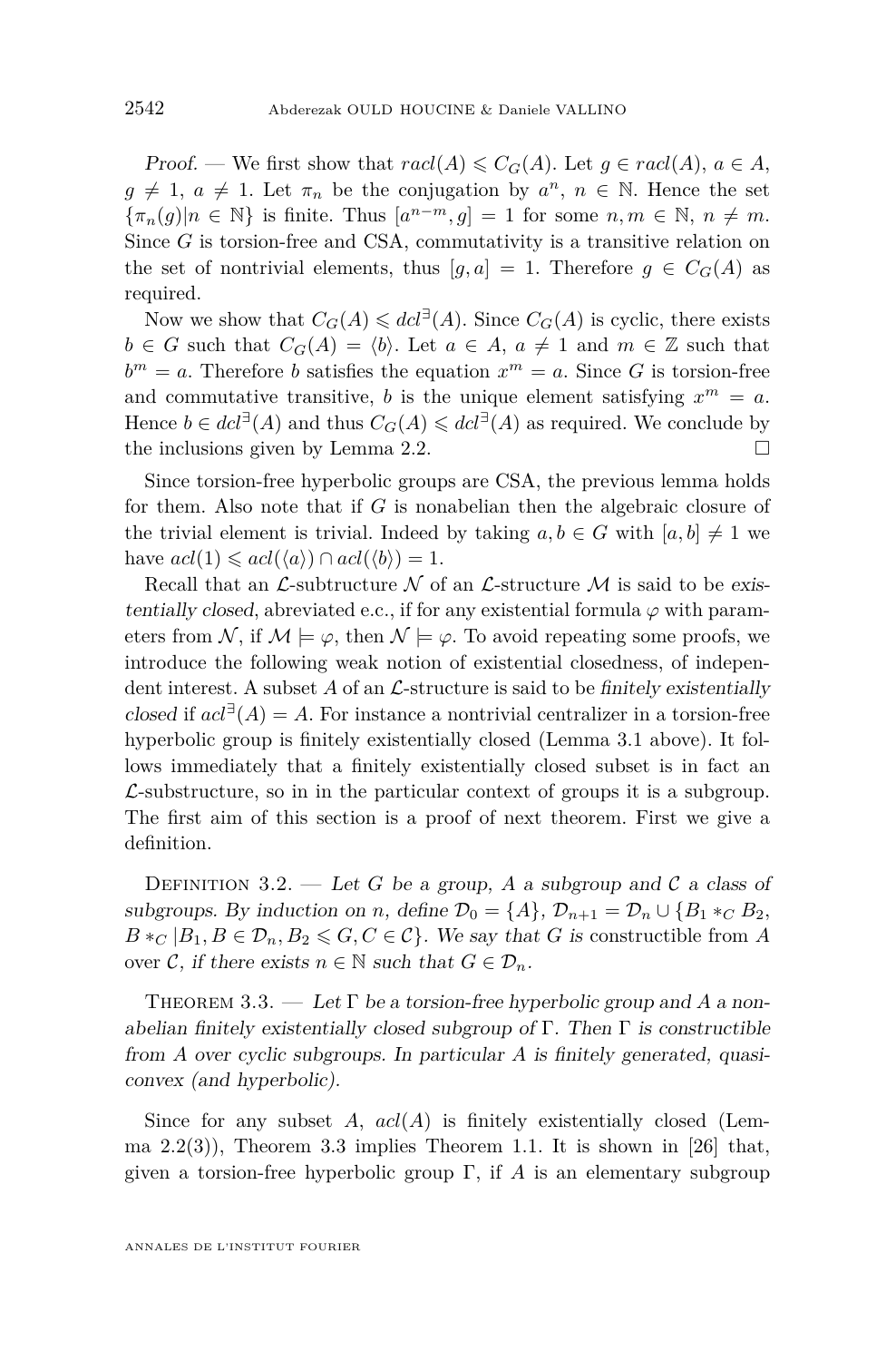*Proof.* — We first show that $racl(A) \leqslant C_G(A)$. Let $g \in racl(A)$, $a \in A$, $g \neq 1$, $a \neq 1$. Let $\pi_n$ be the conjugation by $a^n$, $n \in \mathbb{N}$. Hence the set $\{\pi_n(g) | n \in \mathbb{N}\}$ is finite. Thus $[a^{n-m}, g] = 1$ for some $n, m \in \mathbb{N}$, $n \neq m$. Since $G$ is torsion-free and CSA, commutativity is a transitive relation on the set of nontrivial elements, thus $[g, a] = 1$. Therefore $g \in C_G(A)$ as required.

Now we show that $C_G(A) \leqslant dcl^{\exists}(A)$. Since $C_G(A)$ is cyclic, there exists $b \in G$ such that $C_G(A) = \langle b \rangle$. Let $a \in A$, $a \neq 1$ and $m \in \mathbb{Z}$ such that $b^m = a$. Therefore $b$ satisfies the equation $x^m = a$. Since $G$ is torsion-free and commutative transitive, $b$ is the unique element satisfying $x^m = a$. Hence $b \in dcl^{\exists}(A)$ and thus $C_G(A) \leqslant dcl^{\exists}(A)$ as required. We conclude by the inclusions given by Lemma 2.2. □

Since torsion-free hyperbolic groups are CSA, the previous lemma holds for them. Also note that if $G$ is nonabelian then the algebraic closure of the trivial element is trivial. Indeed by taking $a, b \in G$ with $[a, b] \neq 1$ we have $acl(1) \leqslant acl(\langle a \rangle) \cap acl(\langle b \rangle) = 1$.

Recall that an $\mathcal{L}$-subtructure $\mathcal{N}$ of an $\mathcal{L}$-structure $\mathcal{M}$ is said to be *existentially closed*, abreviated e.c., if for any existential formula $\varphi$ with parameters from $\mathcal{N}$, if $\mathcal{M} \models \varphi$, then $\mathcal{N} \models \varphi$. To avoid repeating some proofs, we introduce the following weak notion of existential closedness, of independent interest. A subset $A$ of an $\mathcal{L}$-structure is said to be *finitely existentially closed* if $acl^{\exists}(A) = A$. For instance a nontrivial centralizer in a torsion-free hyperbolic group is finitely existentially closed (Lemma 3.1 above). It follows immediately that a finitely existentially closed subset is in fact an $\mathcal{L}$-substructure, so in in the particular context of groups it is a subgroup. The first aim of this section is a proof of next theorem. First we give a definition.

Definition 3.2. — *Let $G$ be a group, $A$ a subgroup and $\mathcal{C}$ a class of subgroups. By induction on $n$, define $\mathcal{D}_0 = \{A\}$, $\mathcal{D}_{n+1} = \mathcal{D}_n \cup \{B_1 *_C B_2, B*_C | B_1, B \in \mathcal{D}_n, B_2 \leqslant G, C \in \mathcal{C}\}$. We say that $G$ is* constructible from $A$ over $\mathcal{C}$, *if there exists $n \in \mathbb{N}$ such that $G \in \mathcal{D}_n$.*

Theorem 3.3. — *Let $\Gamma$ be a torsion-free hyperbolic group and $A$ a nonabelian finitely existentially closed subgroup of $\Gamma$. Then $\Gamma$ is constructible from $A$ over cyclic subgroups. In particular $A$ is finitely generated, quasiconvex (and hyperbolic).*

Since for any subset $A$, $acl(A)$ is finitely existentially closed (Lemma 2.2(3)), Theorem 3.3 implies Theorem 1.1. It is shown in [26] that, given a torsion-free hyperbolic group $\Gamma$, if $A$ is an elementary subgroup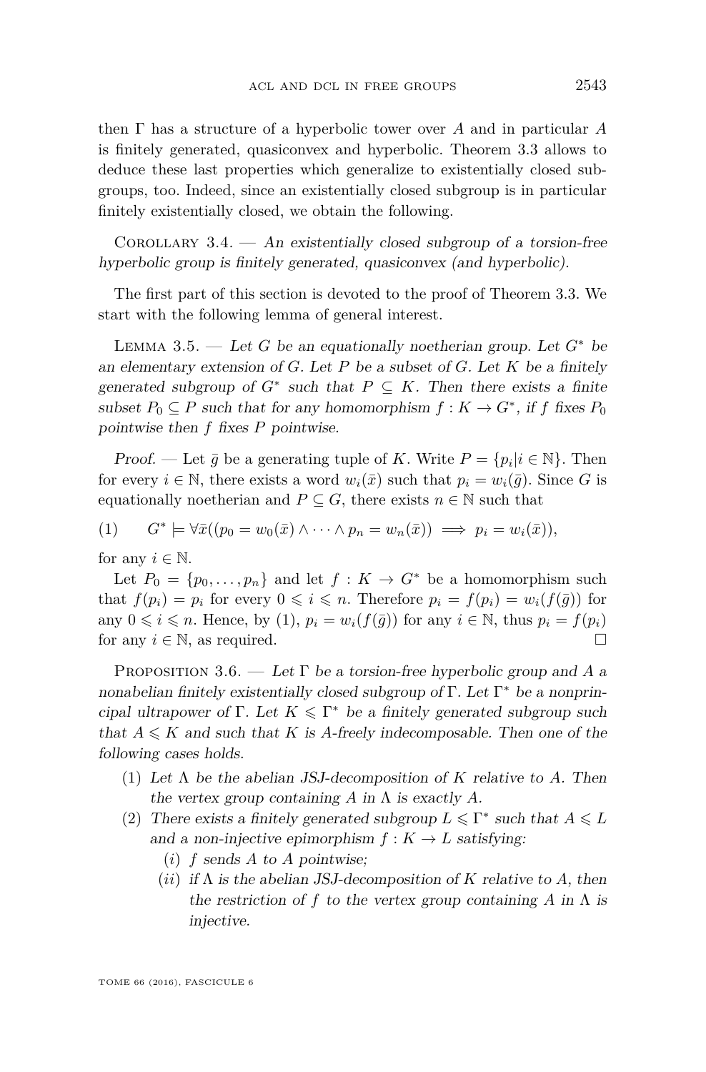then $\Gamma$ has a structure of a hyperbolic tower over $A$ and in particular $A$ is finitely generated, quasiconvex and hyperbolic. Theorem 3.3 allows to deduce these last properties which generalize to existentially closed subgroups, too. Indeed, since an existentially closed subgroup is in particular finitely existentially closed, we obtain the following.

Corollary 3.4. — *An existentially closed subgroup of a torsion-free hyperbolic group is finitely generated, quasiconvex (and hyperbolic).*

The first part of this section is devoted to the proof of Theorem 3.3. We start with the following lemma of general interest.

Lemma 3.5. — *Let $G$ be an equationally noetherian group. Let $G^*$ be an elementary extension of $G$. Let $P$ be a subset of $G$. Let $K$ be a finitely generated subgroup of $G^*$ such that $P \subseteq K$. Then there exists a finite subset $P_0 \subseteq P$ such that for any homomorphism $f : K \to G^*$, if $f$ fixes $P_0$ pointwise then $f$ fixes $P$ pointwise.*

*Proof.* — Let $\bar{g}$ be a generating tuple of $K$. Write $P = \{p_i | i \in \mathbb{N}\}$. Then for every $i \in \mathbb{N}$, there exists a word $w_i(\bar{x})$ such that $p_i = w_i(\bar{g})$. Since $G$ is equationally noetherian and $P \subseteq G$, there exists $n \in \mathbb{N}$ such that

$$(1) \qquad G^* \models \forall \bar{x}((p_0 = w_0(\bar{x}) \wedge \cdots \wedge p_n = w_n(\bar{x})) \implies p_i = w_i(\bar{x})),$$

for any $i \in \mathbb{N}$.

Let $P_0 = \{p_0, \ldots, p_n\}$ and let $f : K \to G^*$ be a homomorphism such that $f(p_i) = p_i$ for every $0 \leqslant i \leqslant n$. Therefore $p_i = f(p_i) = w_i(f(\bar{g}))$ for any $0 \leqslant i \leqslant n$. Hence, by (1), $p_i = w_i(f(\bar{g}))$ for any $i \in \mathbb{N}$, thus $p_i = f(p_i)$ for any $i \in \mathbb{N}$, as required. ☐

Proposition 3.6. — *Let $\Gamma$ be a torsion-free hyperbolic group and $A$ a nonabelian finitely existentially closed subgroup of $\Gamma$. Let $\Gamma^*$ be a nonprincipal ultrapower of $\Gamma$. Let $K \leqslant \Gamma^*$ be a finitely generated subgroup such that $A \leqslant K$ and such that $K$ is $A$-freely indecomposable. Then one of the following cases holds.*

1. *Let $\Lambda$ be the abelian JSJ-decomposition of $K$ relative to $A$. Then the vertex group containing $A$ in $\Lambda$ is exactly $A$.*
2. *There exists a finitely generated subgroup $L \leqslant \Gamma^*$ such that $A \leqslant L$ and a non-injective epimorphism $f : K \to L$ satisfying:*
   - (*i*) *$f$ sends $A$ to $A$ pointwise;*
   - (*ii*) *if $\Lambda$ is the abelian JSJ-decomposition of $K$ relative to $A$, then the restriction of $f$ to the vertex group containing $A$ in $\Lambda$ is injective.*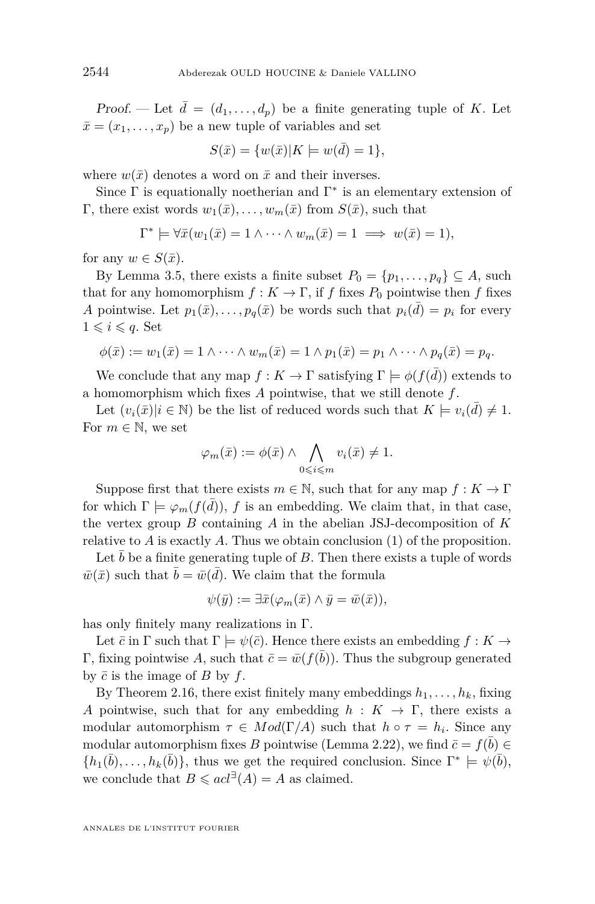*Proof.* — Let $\bar{d} = (d_1, \dots, d_p)$ be a finite generating tuple of $K$. Let $\bar{x} = (x_1, \dots, x_p)$ be a new tuple of variables and set

$$S(\bar{x}) = \{w(\bar{x}) | K \models w(\bar{d}) = 1\},$$

where $w(\bar{x})$ denotes a word on $\bar{x}$ and their inverses.

Since $\Gamma$ is equationally noetherian and $\Gamma^*$ is an elementary extension of $\Gamma$, there exist words $w_1(\bar{x}), \dots, w_m(\bar{x})$ from $S(\bar{x})$, such that

$$\Gamma^* \models \forall \bar{x}(w_1(\bar{x}) = 1 \wedge \dots \wedge w_m(\bar{x}) = 1 \implies w(\bar{x}) = 1),$$

for any $w \in S(\bar{x})$.

By Lemma 3.5, there exists a finite subset $P_0 = \{p_1, \dots, p_q\} \subseteq A$, such that for any homomorphism $f : K \to \Gamma$, if $f$ fixes $P_0$ pointwise then $f$ fixes $A$ pointwise. Let $p_1(\bar{x}), \dots, p_q(\bar{x})$ be words such that $p_i(\bar{d}) = p_i$ for every $1 \leqslant i \leqslant q$. Set

$$\phi(\bar{x}) := w_1(\bar{x}) = 1 \wedge \dots \wedge w_m(\bar{x}) = 1 \wedge p_1(\bar{x}) = p_1 \wedge \dots \wedge p_q(\bar{x}) = p_q.$$

We conclude that any map $f : K \to \Gamma$ satisfying $\Gamma \models \phi(f(\bar{d}))$ extends to a homomorphism which fixes $A$ pointwise, that we still denote $f$.

Let $(v_i(\bar{x}) | i \in \mathbb{N})$ be the list of reduced words such that $K \models v_i(\bar{d}) \neq 1$. For $m \in \mathbb{N}$, we set

$$\varphi_m(\bar{x}) := \phi(\bar{x}) \wedge \bigwedge_{0 \leqslant i \leqslant m} v_i(\bar{x}) \neq 1.$$

Suppose first that there exists $m \in \mathbb{N}$, such that for any map $f : K \to \Gamma$ for which $\Gamma \models \varphi_m(f(\bar{d}))$, $f$ is an embedding. We claim that, in that case, the vertex group $B$ containing $A$ in the abelian JSJ-decomposition of $K$ relative to $A$ is exactly $A$. Thus we obtain conclusion (1) of the proposition.

Let $\bar{b}$ be a finite generating tuple of $B$. Then there exists a tuple of words $\bar{w}(\bar{x})$ such that $\bar{b} = \bar{w}(\bar{d})$. We claim that the formula

$$\psi(\bar{y}) := \exists \bar{x}(\varphi_m(\bar{x}) \wedge \bar{y} = \bar{w}(\bar{x})),$$

has only finitely many realizations in $\Gamma$.

Let $\bar{c}$ in $\Gamma$ such that $\Gamma \models \psi(\bar{c})$. Hence there exists an embedding $f : K \to \Gamma$, fixing pointwise $A$, such that $\bar{c} = \bar{w}(f(\bar{b}))$. Thus the subgroup generated by $\bar{c}$ is the image of $B$ by $f$.

By Theorem 2.16, there exist finitely many embeddings $h_1, \dots, h_k$, fixing $A$ pointwise, such that for any embedding $h : K \to \Gamma$, there exists a modular automorphism $\tau \in Mod(\Gamma/A)$ such that $h \circ \tau = h_i$. Since any modular automorphism fixes $B$ pointwise (Lemma 2.22), we find $\bar{c} = f(\bar{b}) \in \{h_1(\bar{b}), \dots, h_k(\bar{b})\}$, thus we get the required conclusion. Since $\Gamma^* \models \psi(\bar{b})$, we conclude that $B \leqslant acl^{\exists}(A) = A$ as claimed.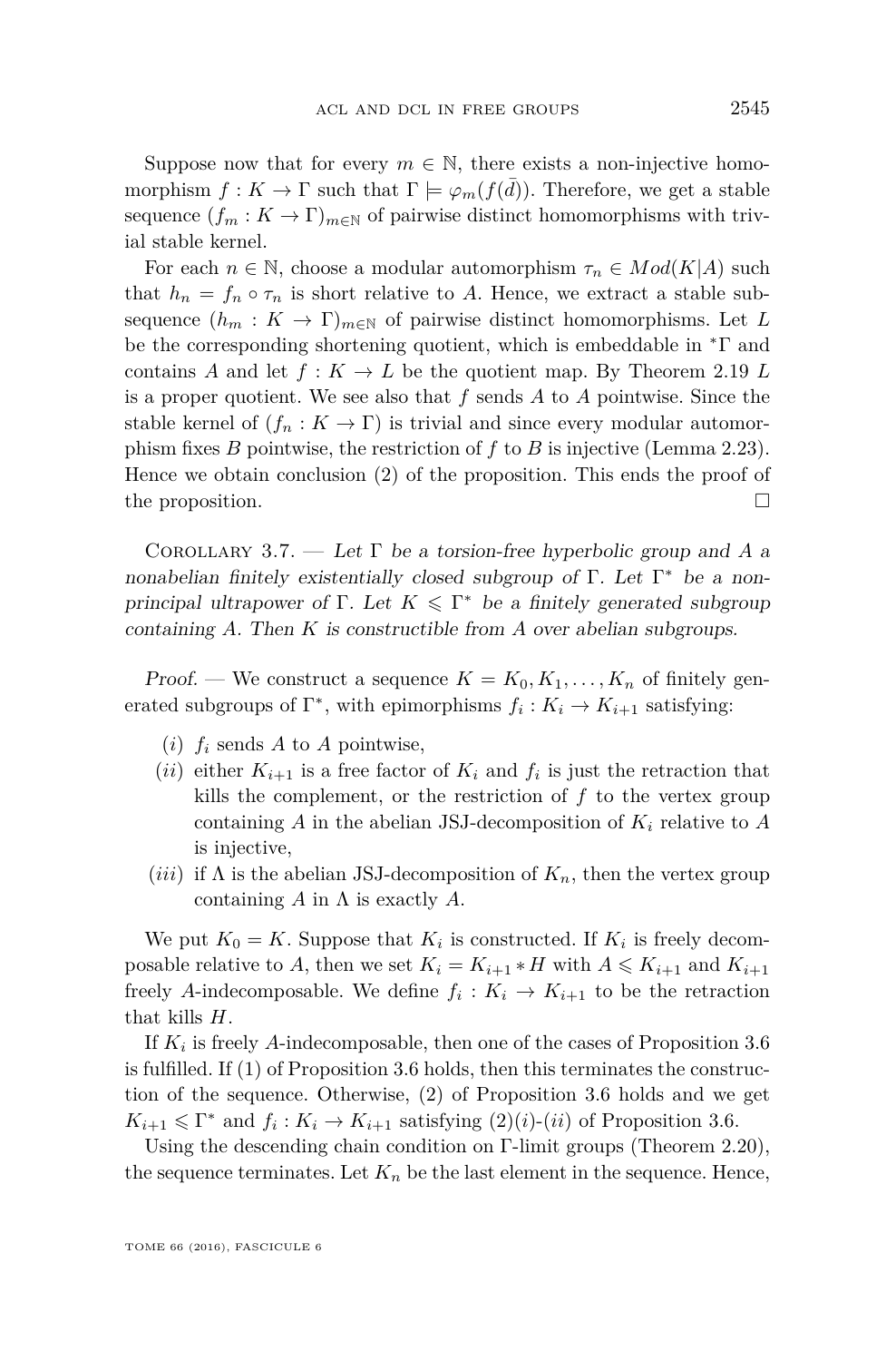Suppose now that for every $m \in \mathbb{N}$, there exists a non-injective homomorphism $f : K \to \Gamma$ such that $\Gamma \models \varphi_m(f(\bar{d}))$. Therefore, we get a stable sequence $(f_m : K \to \Gamma)_{m \in \mathbb{N}}$ of pairwise distinct homomorphisms with trivial stable kernel.

For each $n \in \mathbb{N}$, choose a modular automorphism $\tau_n \in Mod(K|A)$ such that $h_n = f_n \circ \tau_n$ is short relative to $A$. Hence, we extract a stable subsequence $(h_m : K \to \Gamma)_{m \in \mathbb{N}}$ of pairwise distinct homomorphisms. Let $L$ be the corresponding shortening quotient, which is embeddable in ${}^*\Gamma$ and contains $A$ and let $f : K \to L$ be the quotient map. By Theorem 2.19 $L$ is a proper quotient. We see also that $f$ sends $A$ to $A$ pointwise. Since the stable kernel of $(f_n : K \to \Gamma)$ is trivial and since every modular automorphism fixes $B$ pointwise, the restriction of $f$ to $B$ is injective (Lemma 2.23). Hence we obtain conclusion (2) of the proposition. This ends the proof of the proposition. □

Corollary 3.7. — *Let $\Gamma$ be a torsion-free hyperbolic group and $A$ a nonabelian finitely existentially closed subgroup of $\Gamma$. Let $\Gamma^*$ be a non-principal ultrapower of $\Gamma$. Let $K \leqslant \Gamma^*$ be a finitely generated subgroup containing $A$. Then $K$ is constructible from $A$ over abelian subgroups.*

*Proof.* — We construct a sequence $K = K_0, K_1, \dots, K_n$ of finitely generated subgroups of $\Gamma^*$, with epimorphisms $f_i : K_i \to K_{i+1}$ satisfying:

- $(i)$ $f_i$ sends $A$ to $A$ pointwise,
- $(ii)$ either $K_{i+1}$ is a free factor of $K_i$ and $f_i$ is just the retraction that kills the complement, or the restriction of $f$ to the vertex group containing $A$ in the abelian JSJ-decomposition of $K_i$ relative to $A$ is injective,
- $(iii)$ if $\Lambda$ is the abelian JSJ-decomposition of $K_n$, then the vertex group containing $A$ in $\Lambda$ is exactly $A$.

We put $K_0 = K$. Suppose that $K_i$ is constructed. If $K_i$ is freely decomposable relative to $A$, then we set $K_i = K_{i+1} * H$ with $A \leqslant K_{i+1}$ and $K_{i+1}$ freely $A$-indecomposable. We define $f_i : K_i \to K_{i+1}$ to be the retraction that kills $H$.

If $K_i$ is freely $A$-indecomposable, then one of the cases of Proposition 3.6 is fulfilled. If (1) of Proposition 3.6 holds, then this terminates the construction of the sequence. Otherwise, (2) of Proposition 3.6 holds and we get $K_{i+1} \leqslant \Gamma^*$ and $f_i : K_i \to K_{i+1}$ satisfying (2)$(i)$-$(ii)$ of Proposition 3.6.

Using the descending chain condition on $\Gamma$-limit groups (Theorem 2.20), the sequence terminates. Let $K_n$ be the last element in the sequence. Hence,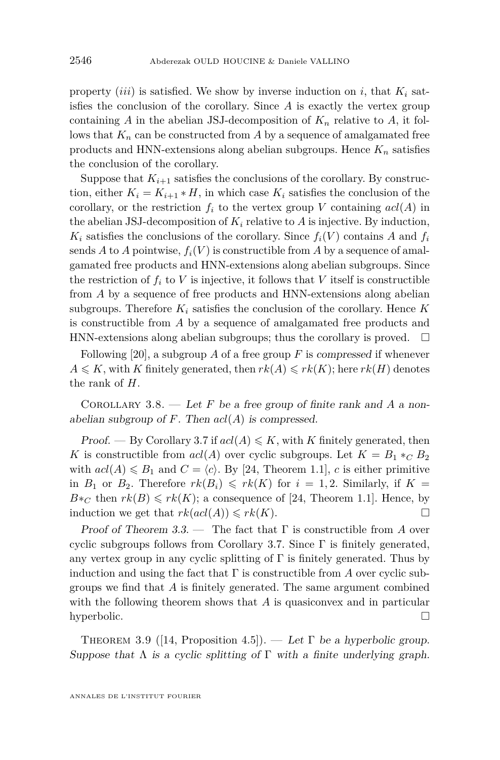property $(iii)$ is satisfied. We show by inverse induction on $i$, that $K_i$ satisfies the conclusion of the corollary. Since $A$ is exactly the vertex group containing $A$ in the abelian JSJ-decomposition of $K_n$ relative to $A$, it follows that $K_n$ can be constructed from $A$ by a sequence of amalgamated free products and HNN-extensions along abelian subgroups. Hence $K_n$ satisfies the conclusion of the corollary.

Suppose that $K_{i+1}$ satisfies the conclusions of the corollary. By construction, either $K_i = K_{i+1} * H$, in which case $K_i$ satisfies the conclusion of the corollary, or the restriction $f_i$ to the vertex group $V$ containing $acl(A)$ in the abelian JSJ-decomposition of $K_i$ relative to $A$ is injective. By induction, $K_i$ satisfies the conclusions of the corollary. Since $f_i(V)$ contains $A$ and $f_i$ sends $A$ to $A$ pointwise, $f_i(V)$ is constructible from $A$ by a sequence of amalgamated free products and HNN-extensions along abelian subgroups. Since the restriction of $f_i$ to $V$ is injective, it follows that $V$ itself is constructible from $A$ by a sequence of free products and HNN-extensions along abelian subgroups. Therefore $K_i$ satisfies the conclusion of the corollary. Hence $K$ is constructible from $A$ by a sequence of amalgamated free products and HNN-extensions along abelian subgroups; thus the corollary is proved. □

Following [20], a subgroup $A$ of a free group $F$ is *compressed* if whenever $A \leqslant K$, with $K$ finitely generated, then $rk(A) \leqslant rk(K)$; here $rk(H)$ denotes the rank of $H$.

Corollary 3.8. — *Let $F$ be a free group of finite rank and $A$ a non-abelian subgroup of $F$. Then $acl(A)$ is compressed.*

*Proof.* — By Corollary 3.7 if $acl(A) \leqslant K$, with $K$ finitely generated, then $K$ is constructible from $acl(A)$ over cyclic subgroups. Let $K = B_1 *_C B_2$ with $acl(A) \leqslant B_1$ and $C = \langle c \rangle$. By [24, Theorem 1.1], $c$ is either primitive in $B_1$ or $B_2$. Therefore $rk(B_i) \leqslant rk(K)$ for $i = 1, 2$. Similarly, if $K = B*_C$ then $rk(B) \leqslant rk(K)$; a consequence of [24, Theorem 1.1]. Hence, by induction we get that $rk(acl(A)) \leqslant rk(K)$. □

*Proof of Theorem 3.3.* — The fact that $\Gamma$ is constructible from $A$ over cyclic subgroups follows from Corollary 3.7. Since $\Gamma$ is finitely generated, any vertex group in any cyclic splitting of $\Gamma$ is finitely generated. Thus by induction and using the fact that $\Gamma$ is constructible from $A$ over cyclic subgroups we find that $A$ is finitely generated. The same argument combined with the following theorem shows that $A$ is quasiconvex and in particular hyperbolic. □

Theorem 3.9 ([14, Proposition 4.5]). — *Let $\Gamma$ be a hyperbolic group. Suppose that $\Lambda$ is a cyclic splitting of $\Gamma$ with a finite underlying graph.*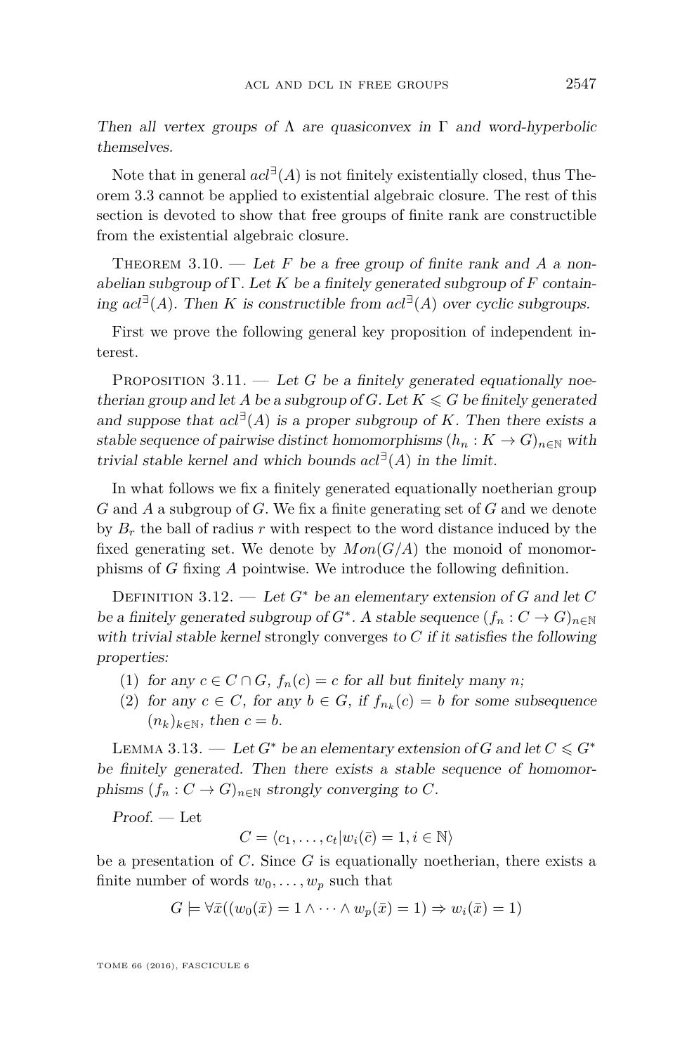*Then all vertex groups of $\Lambda$ are quasiconvex in $\Gamma$ and word-hyperbolic themselves.*

Note that in general $acl^{\exists}(A)$ is not finitely existentially closed, thus Theorem 3.3 cannot be applied to existential algebraic closure. The rest of this section is devoted to show that free groups of finite rank are constructible from the existential algebraic closure.

Theorem 3.10. — *Let $F$ be a free group of finite rank and $A$ a non-abelian subgroup of $\Gamma$. Let $K$ be a finitely generated subgroup of $F$ containing $acl^{\exists}(A)$. Then $K$ is constructible from $acl^{\exists}(A)$ over cyclic subgroups.*

First we prove the following general key proposition of independent interest.

Proposition 3.11. — *Let $G$ be a finitely generated equationally noetherian group and let $A$ be a subgroup of $G$. Let $K \leqslant G$ be finitely generated and suppose that $acl^{\exists}(A)$ is a proper subgroup of $K$. Then there exists a stable sequence of pairwise distinct homomorphisms $(h_n : K \to G)_{n\in\mathbb{N}}$ with trivial stable kernel and which bounds $acl^{\exists}(A)$ in the limit.*

In what follows we fix a finitely generated equationally noetherian group $G$ and $A$ a subgroup of $G$. We fix a finite generating set of $G$ and we denote by $B_r$ the ball of radius $r$ with respect to the word distance induced by the fixed generating set. We denote by $Mon(G/A)$ the monoid of monomorphisms of $G$ fixing $A$ pointwise. We introduce the following definition.

Definition 3.12. — *Let $G^*$ be an elementary extension of $G$ and let $C$ be a finitely generated subgroup of $G^*$. A stable sequence $(f_n : C \to G)_{n\in\mathbb{N}}$ with trivial stable kernel* strongly converges *to $C$ if it satisfies the following properties:*

1. *for any $c \in C \cap G$, $f_n(c) = c$ for all but finitely many $n$;*
2. *for any $c \in C$, for any $b \in G$, if $f_{n_k}(c) = b$ for some subsequence $(n_k)_{k\in\mathbb{N}}$, then $c = b$.*

Lemma 3.13. — *Let $G^*$ be an elementary extension of $G$ and let $C \leqslant G^*$ be finitely generated. Then there exists a stable sequence of homomorphisms $(f_n : C \to G)_{n\in\mathbb{N}}$ strongly converging to $C$.*

*Proof.* — Let

$$C = \langle c_1, \ldots, c_t | w_i(\bar{c}) = 1, i \in \mathbb{N}\rangle$$

be a presentation of $C$. Since $G$ is equationally noetherian, there exists a finite number of words $w_0, \ldots, w_p$ such that

$$G \models \forall \bar{x}((w_0(\bar{x}) = 1 \wedge \cdots \wedge w_p(\bar{x}) = 1) \Rightarrow w_i(\bar{x}) = 1)$$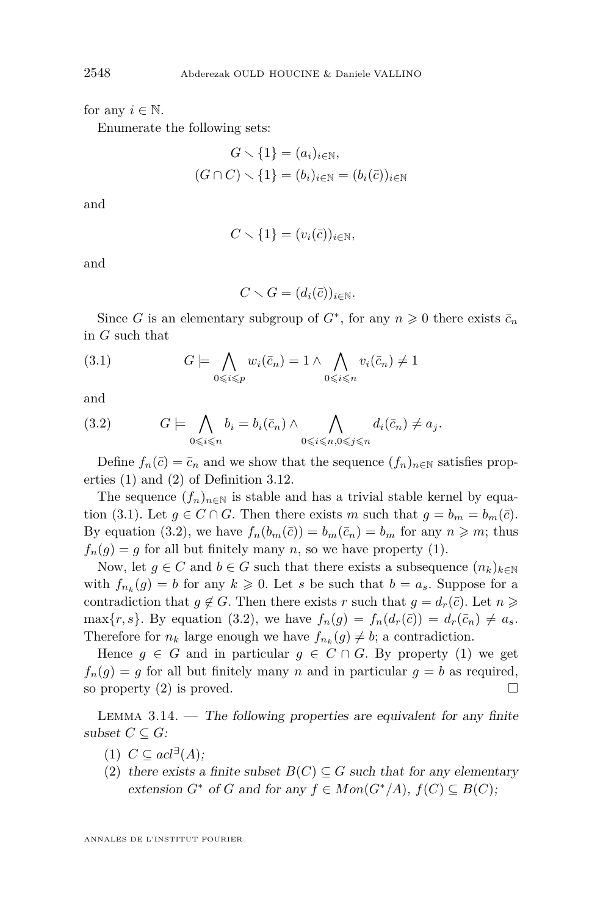for any $i \in \mathbb{N}$.

Enumerate the following sets:

$$G \setminus \{1\} = (a_i)_{i \in \mathbb{N}},$$
$$(G \cap C) \setminus \{1\} = (b_i)_{i \in \mathbb{N}} = (b_i(\bar{c}))_{i \in \mathbb{N}}$$

and

$$C \setminus \{1\} = (v_i(\bar{c}))_{i \in \mathbb{N}},$$

and

$$C \setminus G = (d_i(\bar{c}))_{i \in \mathbb{N}}.$$

Since $G$ is an elementary subgroup of $G^*$, for any $n \geqslant 0$ there exists $\bar{c}_n$ in $G$ such that

$$G \models \bigwedge_{0 \leqslant i \leqslant p} w_i(\bar{c}_n) = 1 \wedge \bigwedge_{0 \leqslant i \leqslant n} v_i(\bar{c}_n) \neq 1 \tag{3.1}$$

and

$$G \models \bigwedge_{0 \leqslant i \leqslant n} b_i = b_i(\bar{c}_n) \wedge \bigwedge_{0 \leqslant i \leqslant n, 0 \leqslant j \leqslant n} d_i(\bar{c}_n) \neq a_j. \tag{3.2}$$

Define $f_n(\bar{c}) = \bar{c}_n$ and we show that the sequence $(f_n)_{n \in \mathbb{N}}$ satisfies properties (1) and (2) of Definition 3.12.

The sequence $(f_n)_{n \in \mathbb{N}}$ is stable and has a trivial stable kernel by equation (3.1). Let $g \in C \cap G$. Then there exists $m$ such that $g = b_m = b_m(\bar{c})$. By equation (3.2), we have $f_n(b_m(\bar{c})) = b_m(\bar{c}_n) = b_m$ for any $n \geqslant m$; thus $f_n(g) = g$ for all but finitely many $n$, so we have property (1).

Now, let $g \in C$ and $b \in G$ such that there exists a subsequence $(n_k)_{k \in \mathbb{N}}$ with $f_{n_k}(g) = b$ for any $k \geqslant 0$. Let $s$ be such that $b = a_s$. Suppose for a contradiction that $g \notin G$. Then there exists $r$ such that $g = d_r(\bar{c})$. Let $n \geqslant \max\{r, s\}$. By equation (3.2), we have $f_n(g) = f_n(d_r(\bar{c})) = d_r(\bar{c}_n) \neq a_s$. Therefore for $n_k$ large enough we have $f_{n_k}(g) \neq b$; a contradiction.

Hence $g \in G$ and in particular $g \in C \cap G$. By property (1) we get $f_n(g) = g$ for all but finitely many $n$ and in particular $g = b$ as required, so property (2) is proved. □

Lemma 3.14. — *The following properties are equivalent for any finite subset $C \subseteq G$:*

1. *$C \subseteq acl^{\exists}(A)$;*
2. *there exists a finite subset $B(C) \subseteq G$ such that for any elementary extension $G^*$ of $G$ and for any $f \in Mon(G^*/A)$, $f(C) \subseteq B(C)$;*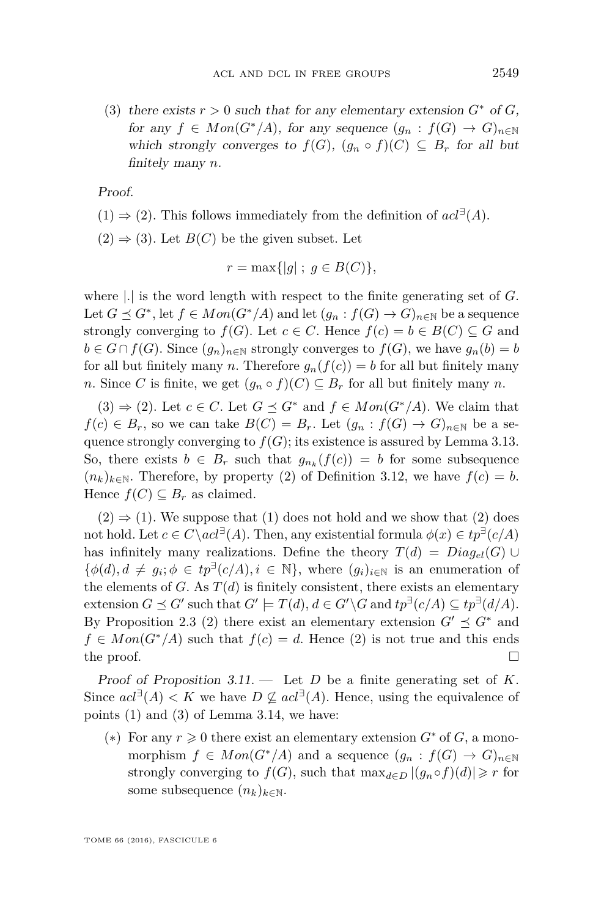(3) *there exists $r > 0$ such that for any elementary extension $G^*$ of $G$, for any $f \in Mon(G^*/A)$, for any sequence $(g_n : f(G) \to G)_{n\in\mathbb{N}}$ which strongly converges to $f(G)$, $(g_n \circ f)(C) \subseteq B_r$ for all but finitely many $n$.*

*Proof.*

$(1) \Rightarrow (2)$. This follows immediately from the definition of $acl^{\exists}(A)$.

$(2) \Rightarrow (3)$. Let $B(C)$ be the given subset. Let

$$r = \max\{|g| \ ; \ g \in B(C)\},$$

where $|.|$ is the word length with respect to the finite generating set of $G$. Let $G \preceq G^*$, let $f \in Mon(G^*/A)$ and let $(g_n : f(G) \to G)_{n\in\mathbb{N}}$ be a sequence strongly converging to $f(G)$. Let $c \in C$. Hence $f(c) = b \in B(C) \subseteq G$ and $b \in G \cap f(G)$. Since $(g_n)_{n\in\mathbb{N}}$ strongly converges to $f(G)$, we have $g_n(b) = b$ for all but finitely many $n$. Therefore $g_n(f(c)) = b$ for all but finitely many $n$. Since $C$ is finite, we get $(g_n \circ f)(C) \subseteq B_r$ for all but finitely many $n$.

$(3) \Rightarrow (2)$. Let $c \in C$. Let $G \preceq G^*$ and $f \in Mon(G^*/A)$. We claim that $f(c) \in B_r$, so we can take $B(C) = B_r$. Let $(g_n : f(G) \to G)_{n\in\mathbb{N}}$ be a sequence strongly converging to $f(G)$; its existence is assured by Lemma 3.13. So, there exists $b \in B_r$ such that $g_{n_k}(f(c)) = b$ for some subsequence $(n_k)_{k\in\mathbb{N}}$. Therefore, by property (2) of Definition 3.12, we have $f(c) = b$. Hence $f(C) \subseteq B_r$ as claimed.

$(2) \Rightarrow (1)$. We suppose that (1) does not hold and we show that (2) does not hold. Let $c \in C \setminus acl^{\exists}(A)$. Then, any existential formula $\phi(x) \in tp^{\exists}(c/A)$ has infinitely many realizations. Define the theory $T(d) = Diag_{el}(G) \cup \{\phi(d), d \neq g_i; \phi \in tp^{\exists}(c/A), i \in \mathbb{N}\}$, where $(g_i)_{i\in\mathbb{N}}$ is an enumeration of the elements of $G$. As $T(d)$ is finitely consistent, there exists an elementary extension $G \preceq G'$ such that $G' \models T(d)$, $d \in G' \setminus G$ and $tp^{\exists}(c/A) \subseteq tp^{\exists}(d/A)$. By Proposition 2.3 (2) there exist an elementary extension $G' \preceq G^*$ and $f \in Mon(G^*/A)$ such that $f(c) = d$. Hence (2) is not true and this ends the proof. □

*Proof of Proposition 3.11.* — Let $D$ be a finite generating set of $K$. Since $acl^{\exists}(A) < K$ we have $D \not\subseteq acl^{\exists}(A)$. Hence, using the equivalence of points (1) and (3) of Lemma 3.14, we have:

($*$) For any $r \geqslant 0$ there exist an elementary extension $G^*$ of $G$, a monomorphism $f \in Mon(G^*/A)$ and a sequence $(g_n : f(G) \to G)_{n\in\mathbb{N}}$ strongly converging to $f(G)$, such that $\max_{d\in D} |(g_n \circ f)(d)| \geqslant r$ for some subsequence $(n_k)_{k\in\mathbb{N}}$.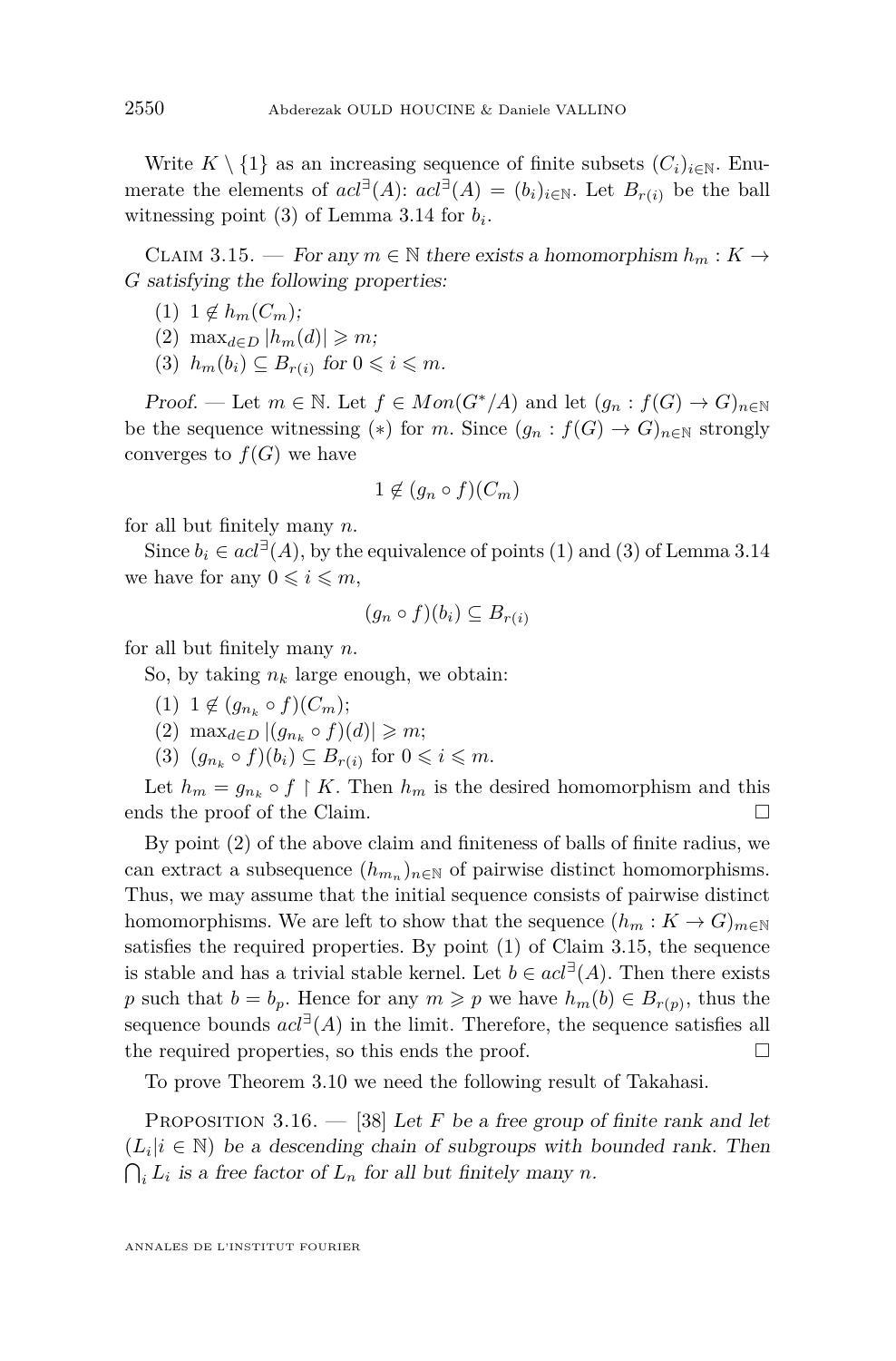Write $K \setminus \{1\}$ as an increasing sequence of finite subsets $(C_i)_{i\in\mathbb{N}}$. Enumerate the elements of $acl^{\exists}(A)$: $acl^{\exists}(A) = (b_i)_{i\in\mathbb{N}}$. Let $B_{r(i)}$ be the ball witnessing point (3) of Lemma 3.14 for $b_i$.

Claim 3.15. — *For any $m \in \mathbb{N}$ there exists a homomorphism $h_m : K \to G$ satisfying the following properties:*

(1) $1 \notin h_m(C_m)$;
(2) $\max_{d\in D} |h_m(d)| \geqslant m$;
(3) $h_m(b_i) \subseteq B_{r(i)}$ *for* $0 \leqslant i \leqslant m$.

*Proof.* — Let $m \in \mathbb{N}$. Let $f \in Mon(G^*/A)$ and let $(g_n : f(G) \to G)_{n\in\mathbb{N}}$ be the sequence witnessing $(*)$ for $m$. Since $(g_n : f(G) \to G)_{n\in\mathbb{N}}$ strongly converges to $f(G)$ we have

$$1 \notin (g_n \circ f)(C_m)$$

for all but finitely many $n$.

Since $b_i \in acl^{\exists}(A)$, by the equivalence of points (1) and (3) of Lemma 3.14 we have for any $0 \leqslant i \leqslant m$,

$$(g_n \circ f)(b_i) \subseteq B_{r(i)}$$

for all but finitely many $n$.

So, by taking $n_k$ large enough, we obtain:

(1) $1 \notin (g_{n_k} \circ f)(C_m)$;
(2) $\max_{d\in D} |(g_{n_k} \circ f)(d)| \geqslant m$;
(3) $(g_{n_k} \circ f)(b_i) \subseteq B_{r(i)}$ for $0 \leqslant i \leqslant m$.

Let $h_m = g_{n_k} \circ f \upharpoonright K$. Then $h_m$ is the desired homomorphism and this ends the proof of the Claim. □

By point (2) of the above claim and finiteness of balls of finite radius, we can extract a subsequence $(h_{m_n})_{n\in\mathbb{N}}$ of pairwise distinct homomorphisms. Thus, we may assume that the initial sequence consists of pairwise distinct homomorphisms. We are left to show that the sequence $(h_m : K \to G)_{m\in\mathbb{N}}$ satisfies the required properties. By point (1) of Claim 3.15, the sequence is stable and has a trivial stable kernel. Let $b \in acl^{\exists}(A)$. Then there exists $p$ such that $b = b_p$. Hence for any $m \geqslant p$ we have $h_m(b) \in B_{r(p)}$, thus the sequence bounds $acl^{\exists}(A)$ in the limit. Therefore, the sequence satisfies all the required properties, so this ends the proof. □

To prove Theorem 3.10 we need the following result of Takahasi.

Proposition 3.16. — [38] *Let $F$ be a free group of finite rank and let $(L_i | i \in \mathbb{N})$ be a descending chain of subgroups with bounded rank. Then $\bigcap_i L_i$ is a free factor of $L_n$ for all but finitely many $n$.*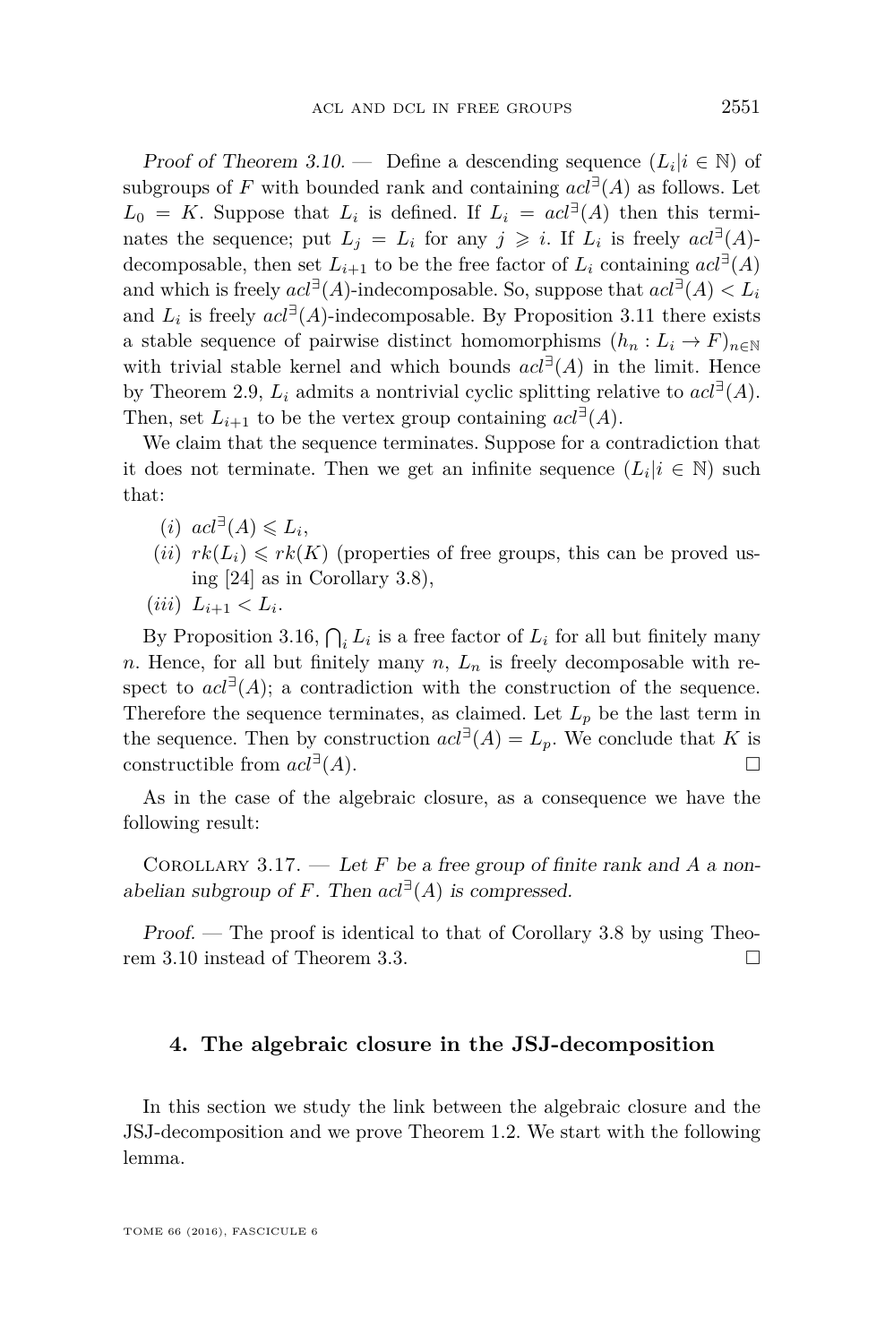*Proof of Theorem 3.10.* — Define a descending sequence $(L_i | i \in \mathbb{N})$ of subgroups of $F$ with bounded rank and containing $acl^{\exists}(A)$ as follows. Let $L_0 = K$. Suppose that $L_i$ is defined. If $L_i = acl^{\exists}(A)$ then this terminates the sequence; put $L_j = L_i$ for any $j \geqslant i$. If $L_i$ is freely $acl^{\exists}(A)$-decomposable, then set $L_{i+1}$ to be the free factor of $L_i$ containing $acl^{\exists}(A)$ and which is freely $acl^{\exists}(A)$-indecomposable. So, suppose that $acl^{\exists}(A) < L_i$ and $L_i$ is freely $acl^{\exists}(A)$-indecomposable. By Proposition 3.11 there exists a stable sequence of pairwise distinct homomorphisms $(h_n : L_i \to F)_{n \in \mathbb{N}}$ with trivial stable kernel and which bounds $acl^{\exists}(A)$ in the limit. Hence by Theorem 2.9, $L_i$ admits a nontrivial cyclic splitting relative to $acl^{\exists}(A)$. Then, set $L_{i+1}$ to be the vertex group containing $acl^{\exists}(A)$.

We claim that the sequence terminates. Suppose for a contradiction that it does not terminate. Then we get an infinite sequence $(L_i | i \in \mathbb{N})$ such that:

(i) $acl^{\exists}(A) \leqslant L_i$,

(ii) $rk(L_i) \leqslant rk(K)$ (properties of free groups, this can be proved using [24] as in Corollary 3.8),

(iii) $L_{i+1} < L_i$.

By Proposition 3.16, $\bigcap_i L_i$ is a free factor of $L_i$ for all but finitely many $n$. Hence, for all but finitely many $n$, $L_n$ is freely decomposable with respect to $acl^{\exists}(A)$; a contradiction with the construction of the sequence. Therefore the sequence terminates, as claimed. Let $L_p$ be the last term in the sequence. Then by construction $acl^{\exists}(A) = L_p$. We conclude that $K$ is constructible from $acl^{\exists}(A)$. $\square$

As in the case of the algebraic closure, as a consequence we have the following result:

Corollary 3.17. — *Let $F$ be a free group of finite rank and $A$ a non-abelian subgroup of $F$. Then $acl^{\exists}(A)$ is compressed.*

*Proof.* — The proof is identical to that of Corollary 3.8 by using Theorem 3.10 instead of Theorem 3.3. $\square$

## 4. The algebraic closure in the JSJ-decomposition

In this section we study the link between the algebraic closure and the JSJ-decomposition and we prove Theorem 1.2. We start with the following lemma.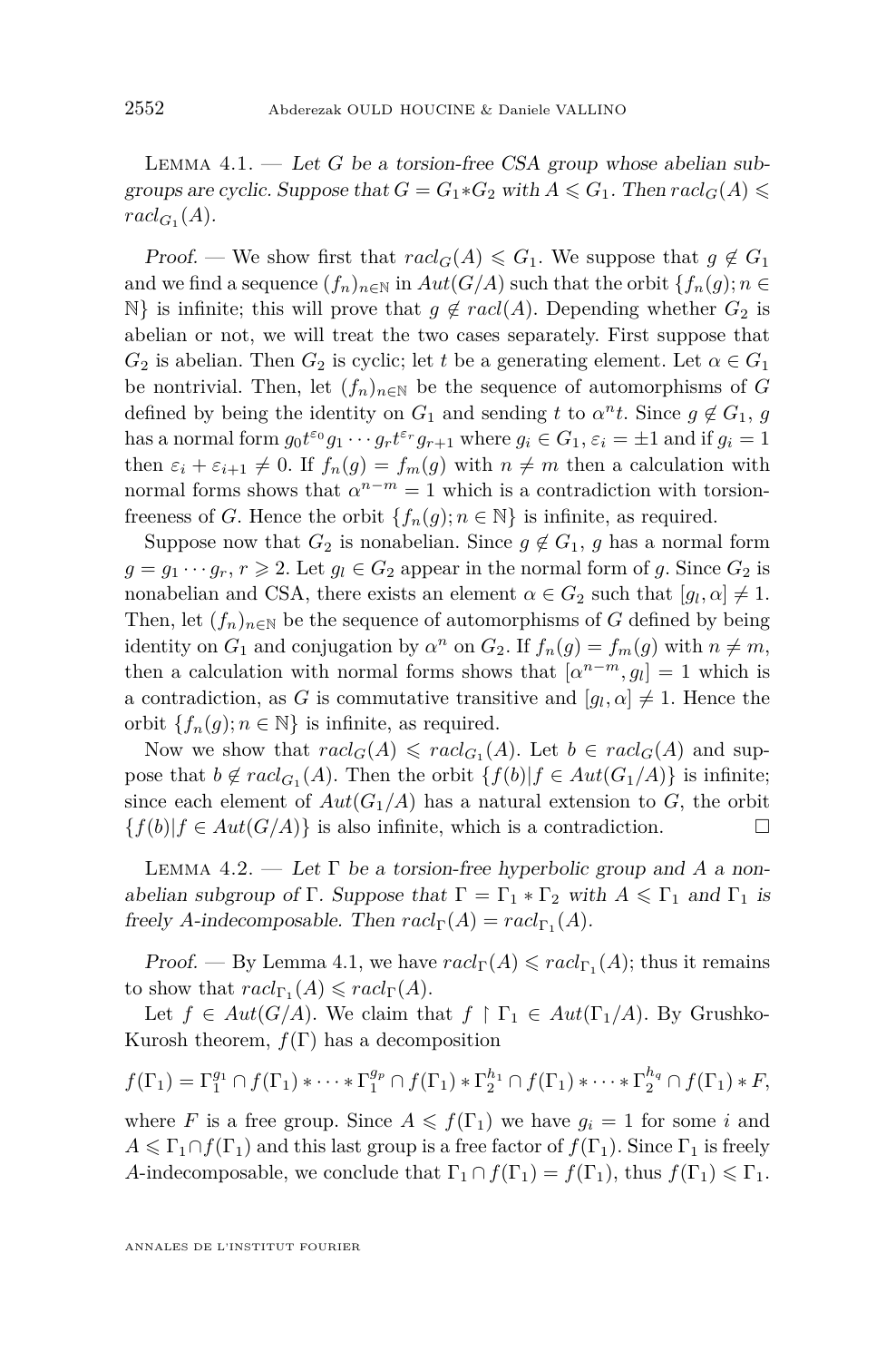Lemma 4.1. — *Let $G$ be a torsion-free CSA group whose abelian subgroups are cyclic. Suppose that $G = G_1 * G_2$ with $A \leqslant G_1$. Then $racl_G(A) \leqslant racl_{G_1}(A)$.*

*Proof.* — We show first that $racl_G(A) \leqslant G_1$. We suppose that $g \notin G_1$ and we find a sequence $(f_n)_{n\in\mathbb{N}}$ in $Aut(G/A)$ such that the orbit $\{f_n(g); n \in \mathbb{N}\}$ is infinite; this will prove that $g \notin racl(A)$. Depending whether $G_2$ is abelian or not, we will treat the two cases separately. First suppose that $G_2$ is abelian. Then $G_2$ is cyclic; let $t$ be a generating element. Let $\alpha \in G_1$ be nontrivial. Then, let $(f_n)_{n\in\mathbb{N}}$ be the sequence of automorphisms of $G$ defined by being the identity on $G_1$ and sending $t$ to $\alpha^n t$. Since $g \notin G_1$, $g$ has a normal form $g_0 t^{\varepsilon_0} g_1 \cdots g_r t^{\varepsilon_r} g_{r+1}$ where $g_i \in G_1$, $\varepsilon_i = \pm 1$ and if $g_i = 1$ then $\varepsilon_i + \varepsilon_{i+1} \neq 0$. If $f_n(g) = f_m(g)$ with $n \neq m$ then a calculation with normal forms shows that $\alpha^{n-m} = 1$ which is a contradiction with torsion-freeness of $G$. Hence the orbit $\{f_n(g); n \in \mathbb{N}\}$ is infinite, as required.

Suppose now that $G_2$ is nonabelian. Since $g \notin G_1$, $g$ has a normal form $g = g_1 \cdots g_r$, $r \geqslant 2$. Let $g_l \in G_2$ appear in the normal form of $g$. Since $G_2$ is nonabelian and CSA, there exists an element $\alpha \in G_2$ such that $[g_l, \alpha] \neq 1$. Then, let $(f_n)_{n\in\mathbb{N}}$ be the sequence of automorphisms of $G$ defined by being identity on $G_1$ and conjugation by $\alpha^n$ on $G_2$. If $f_n(g) = f_m(g)$ with $n \neq m$, then a calculation with normal forms shows that $[\alpha^{n-m}, g_l] = 1$ which is a contradiction, as $G$ is commutative transitive and $[g_l, \alpha] \neq 1$. Hence the orbit $\{f_n(g); n \in \mathbb{N}\}$ is infinite, as required.

Now we show that $racl_G(A) \leqslant racl_{G_1}(A)$. Let $b \in racl_G(A)$ and suppose that $b \notin racl_{G_1}(A)$. Then the orbit $\{f(b) | f \in Aut(G_1/A)\}$ is infinite; since each element of $Aut(G_1/A)$ has a natural extension to $G$, the orbit $\{f(b) | f \in Aut(G/A)\}$ is also infinite, which is a contradiction. □

Lemma 4.2. — *Let $\Gamma$ be a torsion-free hyperbolic group and $A$ a nonabelian subgroup of $\Gamma$. Suppose that $\Gamma = \Gamma_1 * \Gamma_2$ with $A \leqslant \Gamma_1$ and $\Gamma_1$ is freely $A$-indecomposable. Then $racl_\Gamma(A) = racl_{\Gamma_1}(A)$.*

*Proof.* — By Lemma 4.1, we have $racl_\Gamma(A) \leqslant racl_{\Gamma_1}(A)$; thus it remains to show that $racl_{\Gamma_1}(A) \leqslant racl_\Gamma(A)$.

Let $f \in Aut(G/A)$. We claim that $f \restriction \Gamma_1 \in Aut(\Gamma_1/A)$. By Grushko-Kurosh theorem, $f(\Gamma)$ has a decomposition

$$f(\Gamma_1) = \Gamma_1^{g_1} \cap f(\Gamma_1) * \cdots * \Gamma_1^{g_p} \cap f(\Gamma_1) * \Gamma_2^{h_1} \cap f(\Gamma_1) * \cdots * \Gamma_2^{h_q} \cap f(\Gamma_1) * F,$$

where $F$ is a free group. Since $A \leqslant f(\Gamma_1)$ we have $g_i = 1$ for some $i$ and $A \leqslant \Gamma_1 \cap f(\Gamma_1)$ and this last group is a free factor of $f(\Gamma_1)$. Since $\Gamma_1$ is freely $A$-indecomposable, we conclude that $\Gamma_1 \cap f(\Gamma_1) = f(\Gamma_1)$, thus $f(\Gamma_1) \leqslant \Gamma_1$.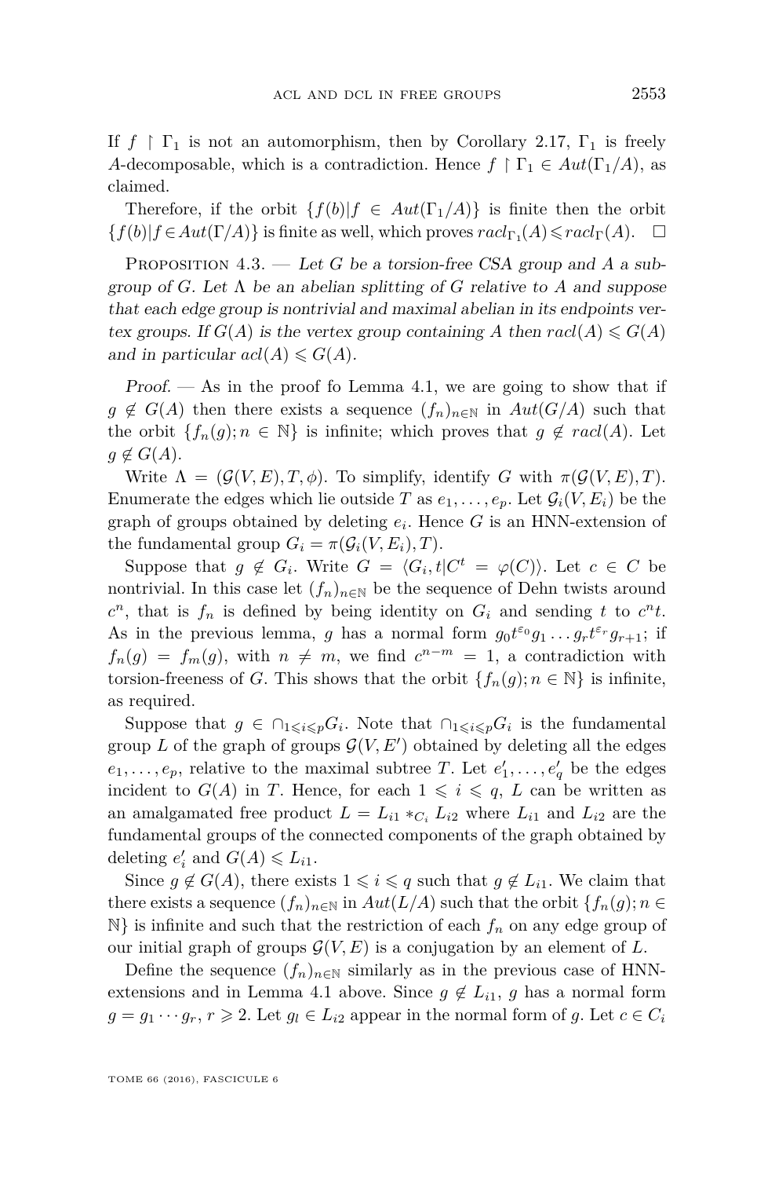If $f \upharpoonright \Gamma_1$ is not an automorphism, then by Corollary 2.17, $\Gamma_1$ is freely $A$-decomposable, which is a contradiction. Hence $f \upharpoonright \Gamma_1 \in Aut(\Gamma_1/A)$, as claimed.

Therefore, if the orbit $\{f(b) | f \in Aut(\Gamma_1/A)\}$ is finite then the orbit $\{f(b) | f \in Aut(\Gamma/A)\}$ is finite as well, which proves $racl_{\Gamma_1}(A) \leqslant racl_{\Gamma}(A)$. $\square$

Proposition 4.3. — *Let $G$ be a torsion-free CSA group and $A$ a subgroup of $G$. Let $\Lambda$ be an abelian splitting of $G$ relative to $A$ and suppose that each edge group is nontrivial and maximal abelian in its endpoints vertex groups. If $G(A)$ is the vertex group containing $A$ then $racl(A) \leqslant G(A)$ and in particular $acl(A) \leqslant G(A)$.*

*Proof.* — As in the proof fo Lemma 4.1, we are going to show that if $g \notin G(A)$ then there exists a sequence $(f_n)_{n \in \mathbb{N}}$ in $Aut(G/A)$ such that the orbit $\{f_n(g); n \in \mathbb{N}\}$ is infinite; which proves that $g \notin racl(A)$. Let $g \notin G(A)$.

Write $\Lambda = (\mathcal{G}(V, E), T, \phi)$. To simplify, identify $G$ with $\pi(\mathcal{G}(V, E), T)$. Enumerate the edges which lie outside $T$ as $e_1, \dots, e_p$. Let $\mathcal{G}_i(V, E_i)$ be the graph of groups obtained by deleting $e_i$. Hence $G$ is an HNN-extension of the fundamental group $G_i = \pi(\mathcal{G}_i(V, E_i), T)$.

Suppose that $g \notin G_i$. Write $G = \langle G_i, t | C^t = \varphi(C) \rangle$. Let $c \in C$ be nontrivial. In this case let $(f_n)_{n \in \mathbb{N}}$ be the sequence of Dehn twists around $c^n$, that is $f_n$ is defined by being identity on $G_i$ and sending $t$ to $c^n t$. As in the previous lemma, $g$ has a normal form $g_0 t^{\varepsilon_0} g_1 \dots g_r t^{\varepsilon_r} g_{r+1}$; if $f_n(g) = f_m(g)$, with $n \neq m$, we find $c^{n-m} = 1$, a contradiction with torsion-freeness of $G$. This shows that the orbit $\{f_n(g); n \in \mathbb{N}\}$ is infinite, as required.

Suppose that $g \in \cap_{1 \leqslant i \leqslant p} G_i$. Note that $\cap_{1 \leqslant i \leqslant p} G_i$ is the fundamental group $L$ of the graph of groups $\mathcal{G}(V, E')$ obtained by deleting all the edges $e_1, \dots, e_p$, relative to the maximal subtree $T$. Let $e'_1, \dots, e'_q$ be the edges incident to $G(A)$ in $T$. Hence, for each $1 \leqslant i \leqslant q$, $L$ can be written as an amalgamated free product $L = L_{i1} *_{C_i} L_{i2}$ where $L_{i1}$ and $L_{i2}$ are the fundamental groups of the connected components of the graph obtained by deleting $e'_i$ and $G(A) \leqslant L_{i1}$.

Since $g \notin G(A)$, there exists $1 \leqslant i \leqslant q$ such that $g \notin L_{i1}$. We claim that there exists a sequence $(f_n)_{n \in \mathbb{N}}$ in $Aut(L/A)$ such that the orbit $\{f_n(g); n \in \mathbb{N}\}$ is infinite and such that the restriction of each $f_n$ on any edge group of our initial graph of groups $\mathcal{G}(V, E)$ is a conjugation by an element of $L$.

Define the sequence $(f_n)_{n \in \mathbb{N}}$ similarly as in the previous case of HNN-extensions and in Lemma 4.1 above. Since $g \notin L_{i1}$, $g$ has a normal form $g = g_1 \cdots g_r$, $r \geqslant 2$. Let $g_l \in L_{i2}$ appear in the normal form of $g$. Let $c \in C_i$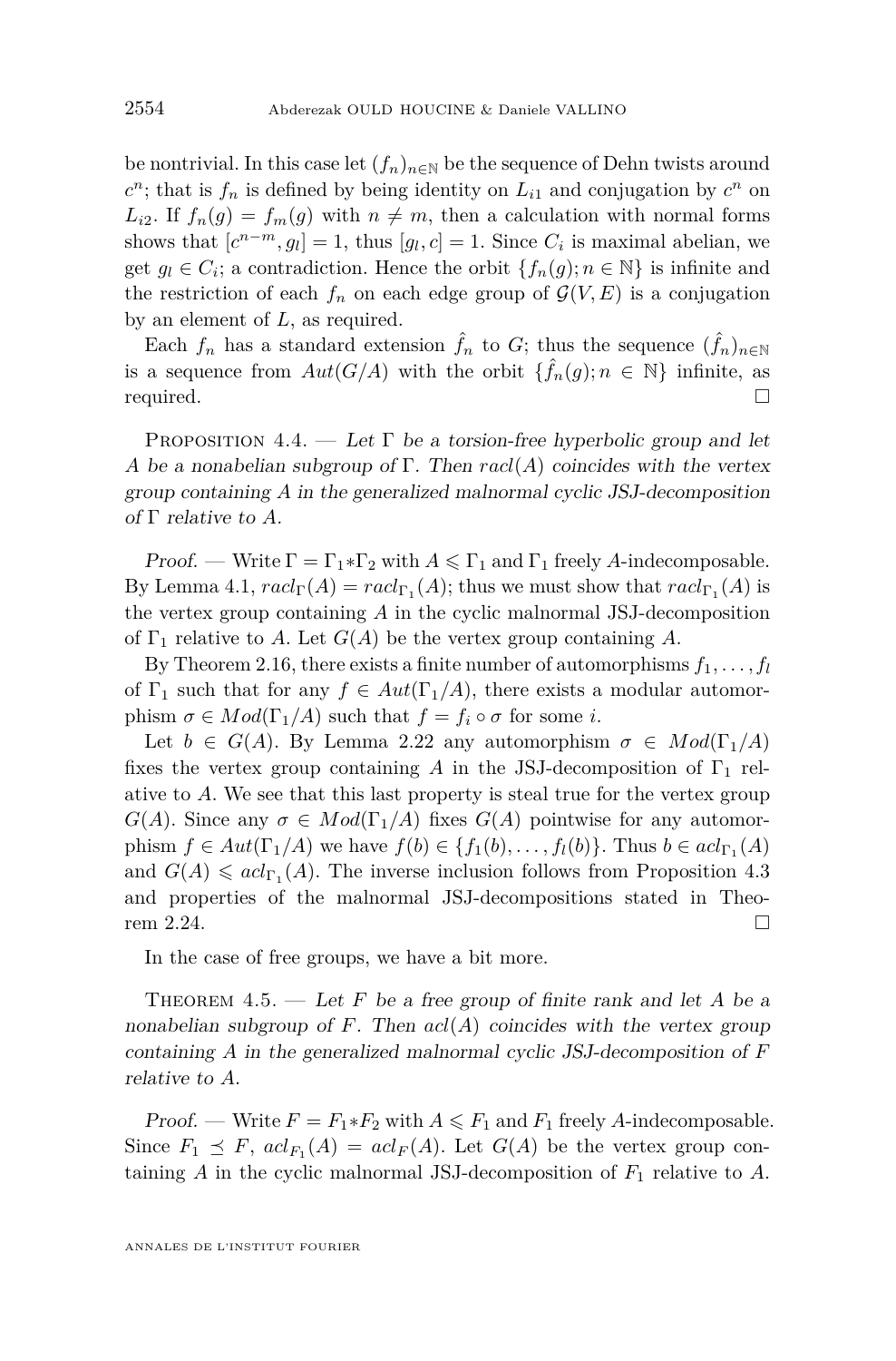be nontrivial. In this case let $(f_n)_{n\in\mathbb{N}}$ be the sequence of Dehn twists around $c^n$; that is $f_n$ is defined by being identity on $L_{i1}$ and conjugation by $c^n$ on $L_{i2}$. If $f_n(g) = f_m(g)$ with $n \neq m$, then a calculation with normal forms shows that $[c^{n-m}, g_l] = 1$, thus $[g_l, c] = 1$. Since $C_i$ is maximal abelian, we get $g_l \in C_i$; a contradiction. Hence the orbit $\{f_n(g); n \in \mathbb{N}\}$ is infinite and the restriction of each $f_n$ on each edge group of $\mathcal{G}(V,E)$ is a conjugation by an element of $L$, as required.

Each $f_n$ has a standard extension $\hat{f}_n$ to $G$; thus the sequence $(\hat{f}_n)_{n\in\mathbb{N}}$ is a sequence from $Aut(G/A)$ with the orbit $\{\hat{f}_n(g); n \in \mathbb{N}\}$ infinite, as required. □

Proposition 4.4. — *Let $\Gamma$ be a torsion-free hyperbolic group and let $A$ be a nonabelian subgroup of $\Gamma$. Then $racl(A)$ coincides with the vertex group containing $A$ in the generalized malnormal cyclic JSJ-decomposition of $\Gamma$ relative to $A$.*

*Proof.* — Write $\Gamma = \Gamma_1 * \Gamma_2$ with $A \leqslant \Gamma_1$ and $\Gamma_1$ freely $A$-indecomposable. By Lemma 4.1, $racl_\Gamma(A) = racl_{\Gamma_1}(A)$; thus we must show that $racl_{\Gamma_1}(A)$ is the vertex group containing $A$ in the cyclic malnormal JSJ-decomposition of $\Gamma_1$ relative to $A$. Let $G(A)$ be the vertex group containing $A$.

By Theorem 2.16, there exists a finite number of automorphisms $f_1, \dots, f_l$ of $\Gamma_1$ such that for any $f \in Aut(\Gamma_1/A)$, there exists a modular automorphism $\sigma \in Mod(\Gamma_1/A)$ such that $f = f_i \circ \sigma$ for some $i$.

Let $b \in G(A)$. By Lemma 2.22 any automorphism $\sigma \in Mod(\Gamma_1/A)$ fixes the vertex group containing $A$ in the JSJ-decomposition of $\Gamma_1$ relative to $A$. We see that this last property is steal true for the vertex group $G(A)$. Since any $\sigma \in Mod(\Gamma_1/A)$ fixes $G(A)$ pointwise for any automorphism $f \in Aut(\Gamma_1/A)$ we have $f(b) \in \{f_1(b), \dots, f_l(b)\}$. Thus $b \in acl_{\Gamma_1}(A)$ and $G(A) \leqslant acl_{\Gamma_1}(A)$. The inverse inclusion follows from Proposition 4.3 and properties of the malnormal JSJ-decompositions stated in Theorem 2.24. □

In the case of free groups, we have a bit more.

Theorem 4.5. — *Let $F$ be a free group of finite rank and let $A$ be a nonabelian subgroup of $F$. Then $acl(A)$ coincides with the vertex group containing $A$ in the generalized malnormal cyclic JSJ-decomposition of $F$ relative to $A$.*

*Proof.* — Write $F = F_1 * F_2$ with $A \leqslant F_1$ and $F_1$ freely $A$-indecomposable. Since $F_1 \preceq F$, $acl_{F_1}(A) = acl_F(A)$. Let $G(A)$ be the vertex group containing $A$ in the cyclic malnormal JSJ-decomposition of $F_1$ relative to $A$.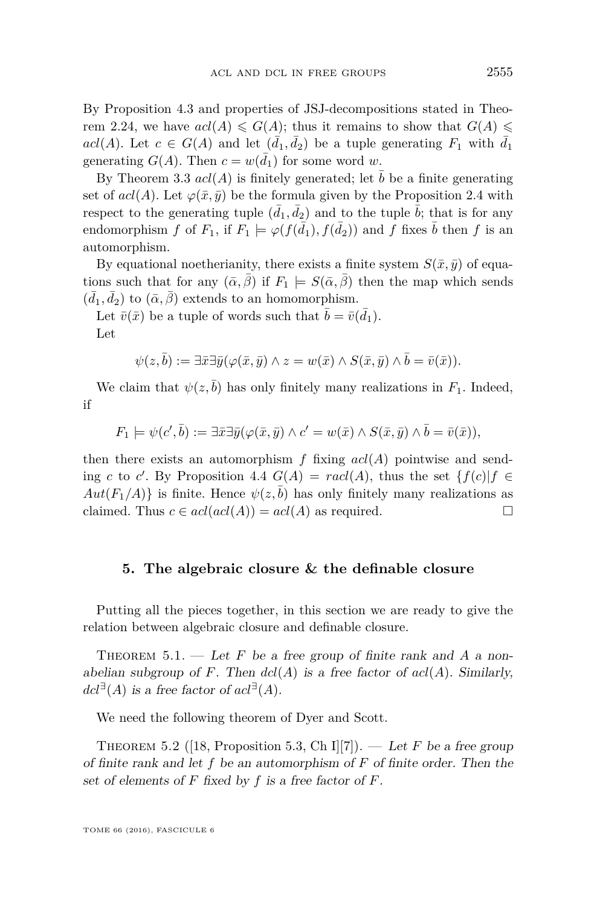By Proposition 4.3 and properties of JSJ-decompositions stated in Theorem 2.24, we have $acl(A) \leqslant G(A)$; thus it remains to show that $G(A) \leqslant acl(A)$. Let $c \in G(A)$ and let $(\bar{d}_1, \bar{d}_2)$ be a tuple generating $F_1$ with $\bar{d}_1$ generating $G(A)$. Then $c = w(\bar{d}_1)$ for some word $w$.

By Theorem 3.3 $acl(A)$ is finitely generated; let $\bar{b}$ be a finite generating set of $acl(A)$. Let $\varphi(\bar{x}, \bar{y})$ be the formula given by the Proposition 2.4 with respect to the generating tuple $(\bar{d}_1, \bar{d}_2)$ and to the tuple $\bar{b}$; that is for any endomorphism $f$ of $F_1$, if $F_1 \models \varphi(f(\bar{d}_1), f(\bar{d}_2))$ and $f$ fixes $\bar{b}$ then $f$ is an automorphism.

By equational noetherianity, there exists a finite system $S(\bar{x}, \bar{y})$ of equations such that for any $(\bar{\alpha}, \bar{\beta})$ if $F_1 \models S(\bar{\alpha}, \bar{\beta})$ then the map which sends $(\bar{d}_1, \bar{d}_2)$ to $(\bar{\alpha}, \bar{\beta})$ extends to an homomorphism.

Let $\bar{v}(\bar{x})$ be a tuple of words such that $\bar{b} = \bar{v}(\bar{d}_1)$.

Let

$$\psi(z, \bar{b}) := \exists \bar{x} \exists \bar{y} (\varphi(\bar{x}, \bar{y}) \wedge z = w(\bar{x}) \wedge S(\bar{x}, \bar{y}) \wedge \bar{b} = \bar{v}(\bar{x})).$$

We claim that $\psi(z, \bar{b})$ has only finitely many realizations in $F_1$. Indeed, if

$$F_1 \models \psi(c', \bar{b}) := \exists \bar{x} \exists \bar{y} (\varphi(\bar{x}, \bar{y}) \wedge c' = w(\bar{x}) \wedge S(\bar{x}, \bar{y}) \wedge \bar{b} = \bar{v}(\bar{x})),$$

then there exists an automorphism $f$ fixing $acl(A)$ pointwise and sending $c$ to $c'$. By Proposition 4.4 $G(A) = racl(A)$, thus the set $\{f(c) | f \in Aut(F_1/A)\}$ is finite. Hence $\psi(z, \bar{b})$ has only finitely many realizations as claimed. Thus $c \in acl(acl(A)) = acl(A)$ as required. □

## 5. The algebraic closure & the definable closure

Putting all the pieces together, in this section we are ready to give the relation between algebraic closure and definable closure.

Theorem 5.1. — *Let $F$ be a free group of finite rank and $A$ a non-abelian subgroup of $F$. Then $dcl(A)$ is a free factor of $acl(A)$. Similarly, $dcl^{\exists}(A)$ is a free factor of $acl^{\exists}(A)$.*

We need the following theorem of Dyer and Scott.

Theorem 5.2 ([18, Proposition 5.3, Ch I][7]). — *Let $F$ be a free group of finite rank and let $f$ be an automorphism of $F$ of finite order. Then the set of elements of $F$ fixed by $f$ is a free factor of $F$.*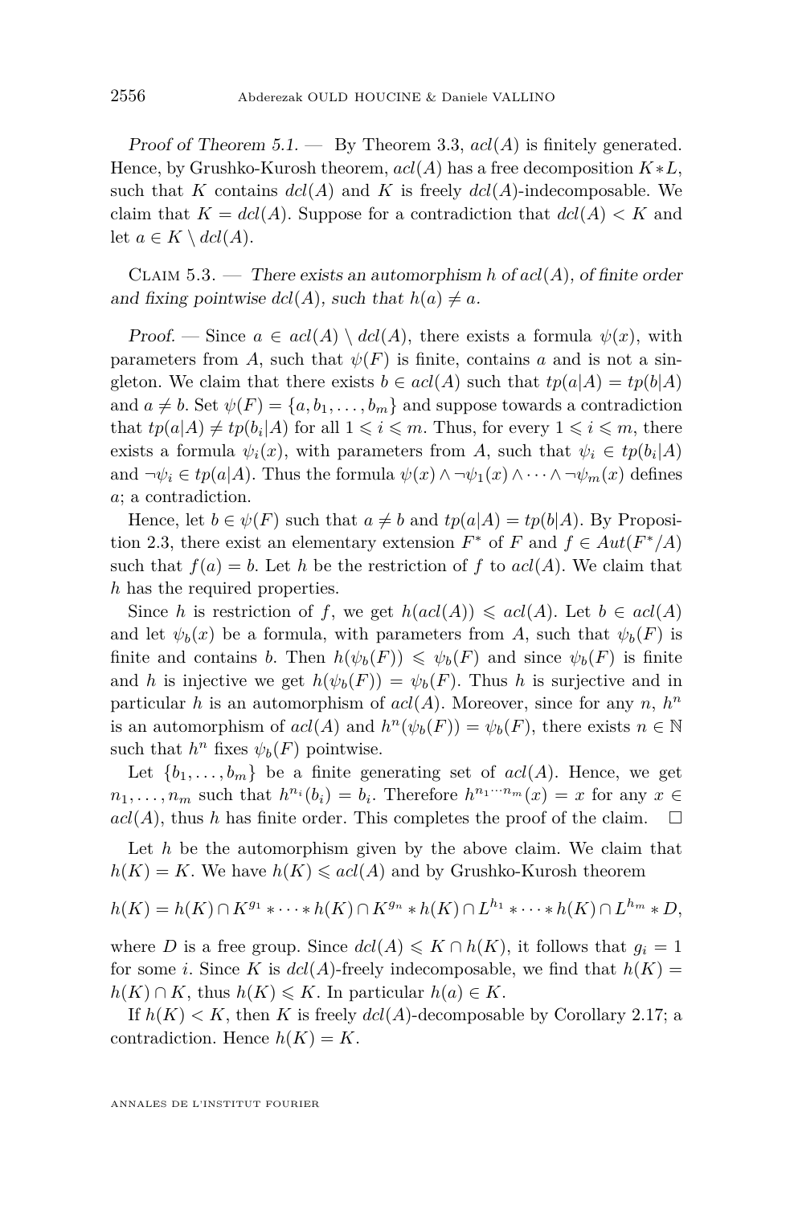*Proof of Theorem 5.1.* — By Theorem 3.3, $acl(A)$ is finitely generated. Hence, by Grushko-Kurosh theorem, $acl(A)$ has a free decomposition $K*L$, such that $K$ contains $dcl(A)$ and $K$ is freely $dcl(A)$-indecomposable. We claim that $K = dcl(A)$. Suppose for a contradiction that $dcl(A) < K$ and let $a \in K \setminus dcl(A)$.

Claim 5.3. — *There exists an automorphism $h$ of $acl(A)$, of finite order and fixing pointwise $dcl(A)$, such that $h(a) \neq a$.*

*Proof.* — Since $a \in acl(A) \setminus dcl(A)$, there exists a formula $\psi(x)$, with parameters from $A$, such that $\psi(F)$ is finite, contains $a$ and is not a singleton. We claim that there exists $b \in acl(A)$ such that $tp(a|A) = tp(b|A)$ and $a \neq b$. Set $\psi(F) = \{a, b_1, \dots, b_m\}$ and suppose towards a contradiction that $tp(a|A) \neq tp(b_i|A)$ for all $1 \leqslant i \leqslant m$. Thus, for every $1 \leqslant i \leqslant m$, there exists a formula $\psi_i(x)$, with parameters from $A$, such that $\psi_i \in tp(b_i|A)$ and $\neg\psi_i \in tp(a|A)$. Thus the formula $\psi(x) \wedge \neg\psi_1(x) \wedge \dots \wedge \neg\psi_m(x)$ defines $a$; a contradiction.

Hence, let $b \in \psi(F)$ such that $a \neq b$ and $tp(a|A) = tp(b|A)$. By Proposition 2.3, there exist an elementary extension $F^*$ of $F$ and $f \in Aut(F^*/A)$ such that $f(a) = b$. Let $h$ be the restriction of $f$ to $acl(A)$. We claim that $h$ has the required properties.

Since $h$ is restriction of $f$, we get $h(acl(A)) \leqslant acl(A)$. Let $b \in acl(A)$ and let $\psi_b(x)$ be a formula, with parameters from $A$, such that $\psi_b(F)$ is finite and contains $b$. Then $h(\psi_b(F)) \leqslant \psi_b(F)$ and since $\psi_b(F)$ is finite and $h$ is injective we get $h(\psi_b(F)) = \psi_b(F)$. Thus $h$ is surjective and in particular $h$ is an automorphism of $acl(A)$. Moreover, since for any $n$, $h^n$ is an automorphism of $acl(A)$ and $h^n(\psi_b(F)) = \psi_b(F)$, there exists $n \in \mathbb{N}$ such that $h^n$ fixes $\psi_b(F)$ pointwise.

Let $\{b_1, \dots, b_m\}$ be a finite generating set of $acl(A)$. Hence, we get $n_1, \dots, n_m$ such that $h^{n_i}(b_i) = b_i$. Therefore $h^{n_1 \cdots n_m}(x) = x$ for any $x \in acl(A)$, thus $h$ has finite order. This completes the proof of the claim. $\square$

Let $h$ be the automorphism given by the above claim. We claim that $h(K) = K$. We have $h(K) \leqslant acl(A)$ and by Grushko-Kurosh theorem

$$h(K) = h(K) \cap K^{g_1} * \dots * h(K) \cap K^{g_n} * h(K) \cap L^{h_1} * \dots * h(K) \cap L^{h_m} * D,$$

where $D$ is a free group. Since $dcl(A) \leqslant K \cap h(K)$, it follows that $g_i = 1$ for some $i$. Since $K$ is $dcl(A)$-freely indecomposable, we find that $h(K) = h(K) \cap K$, thus $h(K) \leqslant K$. In particular $h(a) \in K$.

If $h(K) < K$, then $K$ is freely $dcl(A)$-decomposable by Corollary 2.17; a contradiction. Hence $h(K) = K$.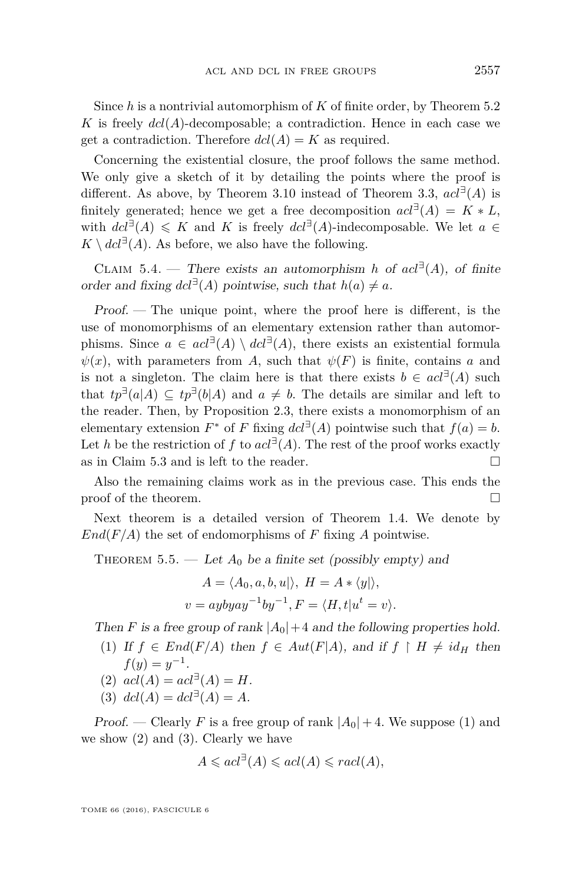Since $h$ is a nontrivial automorphism of $K$ of finite order, by Theorem 5.2 $K$ is freely $dcl(A)$-decomposable; a contradiction. Hence in each case we get a contradiction. Therefore $dcl(A) = K$ as required.

Concerning the existential closure, the proof follows the same method. We only give a sketch of it by detailing the points where the proof is different. As above, by Theorem 3.10 instead of Theorem 3.3, $acl^{\exists}(A)$ is finitely generated; hence we get a free decomposition $acl^{\exists}(A) = K * L$, with $dcl^{\exists}(A) \leqslant K$ and $K$ is freely $dcl^{\exists}(A)$-indecomposable. We let $a \in K \setminus dcl^{\exists}(A)$. As before, we also have the following.

Claim 5.4. — *There exists an automorphism $h$ of $acl^{\exists}(A)$, of finite order and fixing $dcl^{\exists}(A)$ pointwise, such that $h(a) \neq a$.*

*Proof.* — The unique point, where the proof here is different, is the use of monomorphisms of an elementary extension rather than automorphisms. Since $a \in acl^{\exists}(A) \setminus dcl^{\exists}(A)$, there exists an existential formula $\psi(x)$, with parameters from $A$, such that $\psi(F)$ is finite, contains $a$ and is not a singleton. The claim here is that there exists $b \in acl^{\exists}(A)$ such that $tp^{\exists}(a|A) \subseteq tp^{\exists}(b|A)$ and $a \neq b$. The details are similar and left to the reader. Then, by Proposition 2.3, there exists a monomorphism of an elementary extension $F^*$ of $F$ fixing $dcl^{\exists}(A)$ pointwise such that $f(a) = b$. Let $h$ be the restriction of $f$ to $acl^{\exists}(A)$. The rest of the proof works exactly as in Claim 5.3 and is left to the reader. □

Also the remaining claims work as in the previous case. This ends the proof of the theorem. □

Next theorem is a detailed version of Theorem 1.4. We denote by $End(F/A)$ the set of endomorphisms of $F$ fixing $A$ pointwise.

Theorem 5.5. — *Let $A_0$ be a finite set (possibly empty) and*

$$A = \langle A_0, a, b, u|\rangle,\ H = A * \langle y|\rangle,$$
$$v = aybyay^{-1}by^{-1}, F = \langle H, t|u^t = v\rangle.$$

*Then $F$ is a free group of rank $|A_0| + 4$ and the following properties hold.*

1. *If $f \in End(F/A)$ then $f \in Aut(F|A)$, and if $f \restriction H \neq id_H$ then $f(y) = y^{-1}$.*
2. *$acl(A) = acl^{\exists}(A) = H$.*
3. *$dcl(A) = dcl^{\exists}(A) = A$.*

*Proof.* — Clearly $F$ is a free group of rank $|A_0| + 4$. We suppose (1) and we show (2) and (3). Clearly we have

$$A \leqslant acl^{\exists}(A) \leqslant acl(A) \leqslant racl(A),$$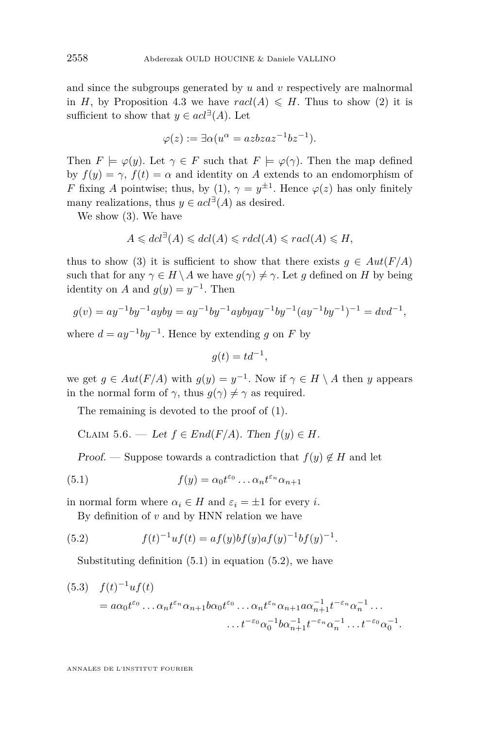and since the subgroups generated by $u$ and $v$ respectively are malnormal in $H$, by Proposition 4.3 we have $racl(A) \leqslant H$. Thus to show (2) it is sufficient to show that $y \in acl^{\exists}(A)$. Let

$$\varphi(z) := \exists \alpha (u^{\alpha} = azbzaz^{-1}bz^{-1}).$$

Then $F \models \varphi(y)$. Let $\gamma \in F$ such that $F \models \varphi(\gamma)$. Then the map defined by $f(y) = \gamma$, $f(t) = \alpha$ and identity on $A$ extends to an endomorphism of $F$ fixing $A$ pointwise; thus, by (1), $\gamma = y^{\pm 1}$. Hence $\varphi(z)$ has only finitely many realizations, thus $y \in acl^{\exists}(A)$ as desired.

We show (3). We have

$$A \leqslant dcl^{\exists}(A) \leqslant dcl(A) \leqslant rdcl(A) \leqslant racl(A) \leqslant H,$$

thus to show (3) it is sufficient to show that there exists $g \in Aut(F/A)$ such that for any $\gamma \in H \setminus A$ we have $g(\gamma) \neq \gamma$. Let $g$ defined on $H$ by being identity on $A$ and $g(y) = y^{-1}$. Then

$$g(v) = ay^{-1}by^{-1}ayby = ay^{-1}by^{-1}aybyay^{-1}by^{-1}(ay^{-1}by^{-1})^{-1} = dvd^{-1},$$

where $d = ay^{-1}by^{-1}$. Hence by extending $g$ on $F$ by

$$g(t) = td^{-1},$$

we get $g \in Aut(F/A)$ with $g(y) = y^{-1}$. Now if $\gamma \in H \setminus A$ then $y$ appears in the normal form of $\gamma$, thus $g(\gamma) \neq \gamma$ as required.

The remaining is devoted to the proof of (1).

Claim 5.6. — *Let $f \in End(F/A)$. Then $f(y) \in H$.*

*Proof.* — Suppose towards a contradiction that $f(y) \notin H$ and let

$$f(y) = \alpha_0 t^{\varepsilon_0} \dots \alpha_n t^{\varepsilon_n} \alpha_{n+1} \tag{5.1}$$

in normal form where $\alpha_i \in H$ and $\varepsilon_i = \pm 1$ for every $i$.

By definition of $v$ and by HNN relation we have

$$f(t)^{-1} u f(t) = af(y)bf(y)af(y)^{-1}bf(y)^{-1}. \tag{5.2}$$

Substituting definition (5.1) in equation (5.2), we have

$$\begin{aligned}
&f(t)^{-1}uf(t) \\
&\quad = a\alpha_0 t^{\varepsilon_0} \dots \alpha_n t^{\varepsilon_n} \alpha_{n+1} b \alpha_0 t^{\varepsilon_0} \dots \alpha_n t^{\varepsilon_n} \alpha_{n+1} a \alpha_{n+1}^{-1} t^{-\varepsilon_n} \alpha_n^{-1} \dots \\
&\qquad\qquad \dots t^{-\varepsilon_0} \alpha_0^{-1} b \alpha_{n+1}^{-1} t^{-\varepsilon_n} \alpha_n^{-1} \dots t^{-\varepsilon_0} \alpha_0^{-1}.
\end{aligned} \tag{5.3}$$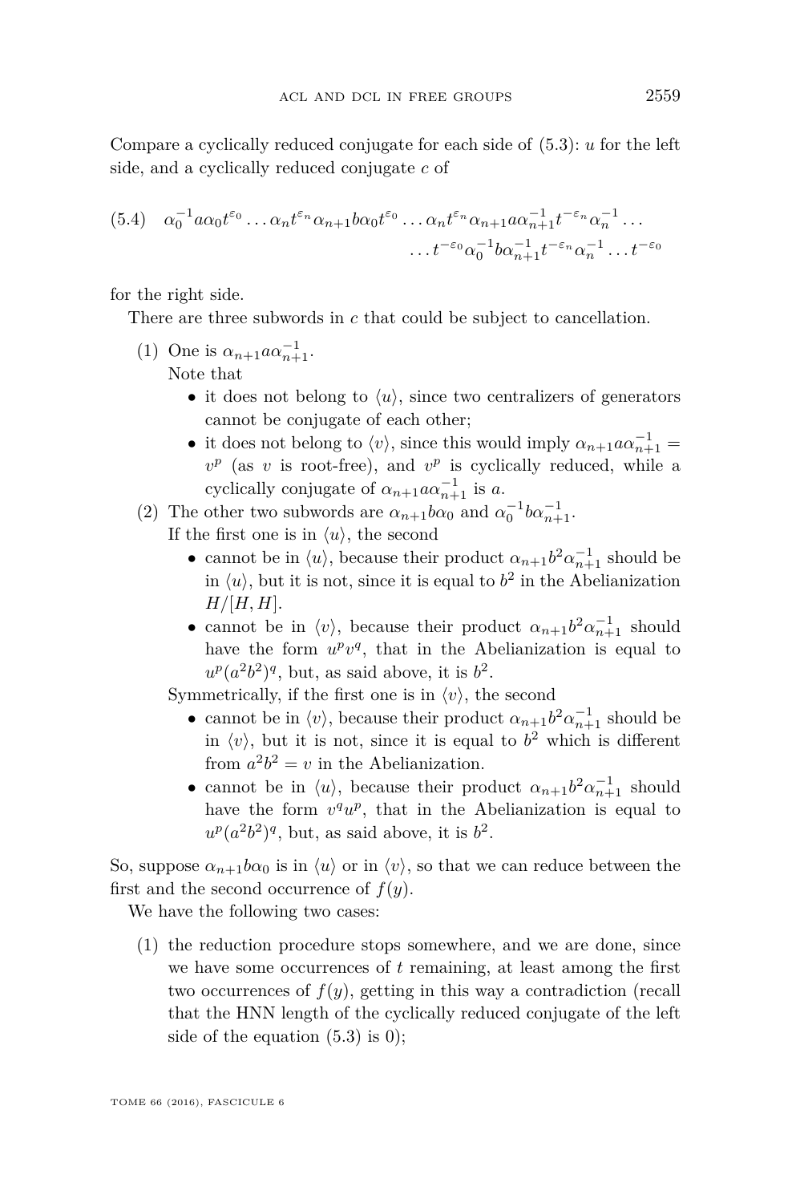Compare a cyclically reduced conjugate for each side of (5.3): $u$ for the left side, and a cyclically reduced conjugate $c$ of

$$
\begin{aligned}
(5.4)\quad \alpha_0^{-1}a\alpha_0 t^{\varepsilon_0}\dots\alpha_n t^{\varepsilon_n}\alpha_{n+1}b\alpha_0 t^{\varepsilon_0}\dots\alpha_n t^{\varepsilon_n}\alpha_{n+1}a\alpha_{n+1}^{-1}t^{-\varepsilon_n}\alpha_n^{-1}\dots \\
\dots t^{-\varepsilon_0}\alpha_0^{-1}b\alpha_{n+1}^{-1}t^{-\varepsilon_n}\alpha_n^{-1}\dots t^{-\varepsilon_0}
\end{aligned}
$$

for the right side.

There are three subwords in $c$ that could be subject to cancellation.

1. One is $\alpha_{n+1}a\alpha_{n+1}^{-1}$.
   Note that
   - it does not belong to $\langle u\rangle$, since two centralizers of generators cannot be conjugate of each other;
   - it does not belong to $\langle v\rangle$, since this would imply $\alpha_{n+1}a\alpha_{n+1}^{-1} = v^p$ (as $v$ is root-free), and $v^p$ is cyclically reduced, while a cyclically conjugate of $\alpha_{n+1}a\alpha_{n+1}^{-1}$ is $a$.
2. The other two subwords are $\alpha_{n+1}b\alpha_0$ and $\alpha_0^{-1}b\alpha_{n+1}^{-1}$.
   If the first one is in $\langle u\rangle$, the second
   - cannot be in $\langle u\rangle$, because their product $\alpha_{n+1}b^2\alpha_{n+1}^{-1}$ should be in $\langle u\rangle$, but it is not, since it is equal to $b^2$ in the Abelianization $H/[H,H]$.
   - cannot be in $\langle v\rangle$, because their product $\alpha_{n+1}b^2\alpha_{n+1}^{-1}$ should have the form $u^pv^q$, that in the Abelianization is equal to $u^p(a^2b^2)^q$, but, as said above, it is $b^2$.

   Symmetrically, if the first one is in $\langle v\rangle$, the second
   - cannot be in $\langle v\rangle$, because their product $\alpha_{n+1}b^2\alpha_{n+1}^{-1}$ should be in $\langle v\rangle$, but it is not, since it is equal to $b^2$ which is different from $a^2b^2 = v$ in the Abelianization.
   - cannot be in $\langle u\rangle$, because their product $\alpha_{n+1}b^2\alpha_{n+1}^{-1}$ should have the form $v^qu^p$, that in the Abelianization is equal to $u^p(a^2b^2)^q$, but, as said above, it is $b^2$.

So, suppose $\alpha_{n+1}b\alpha_0$ is in $\langle u\rangle$ or in $\langle v\rangle$, so that we can reduce between the first and the second occurrence of $f(y)$.

We have the following two cases:

1. the reduction procedure stops somewhere, and we are done, since we have some occurrences of $t$ remaining, at least among the first two occurrences of $f(y)$, getting in this way a contradiction (recall that the HNN length of the cyclically reduced conjugate of the left side of the equation (5.3) is 0);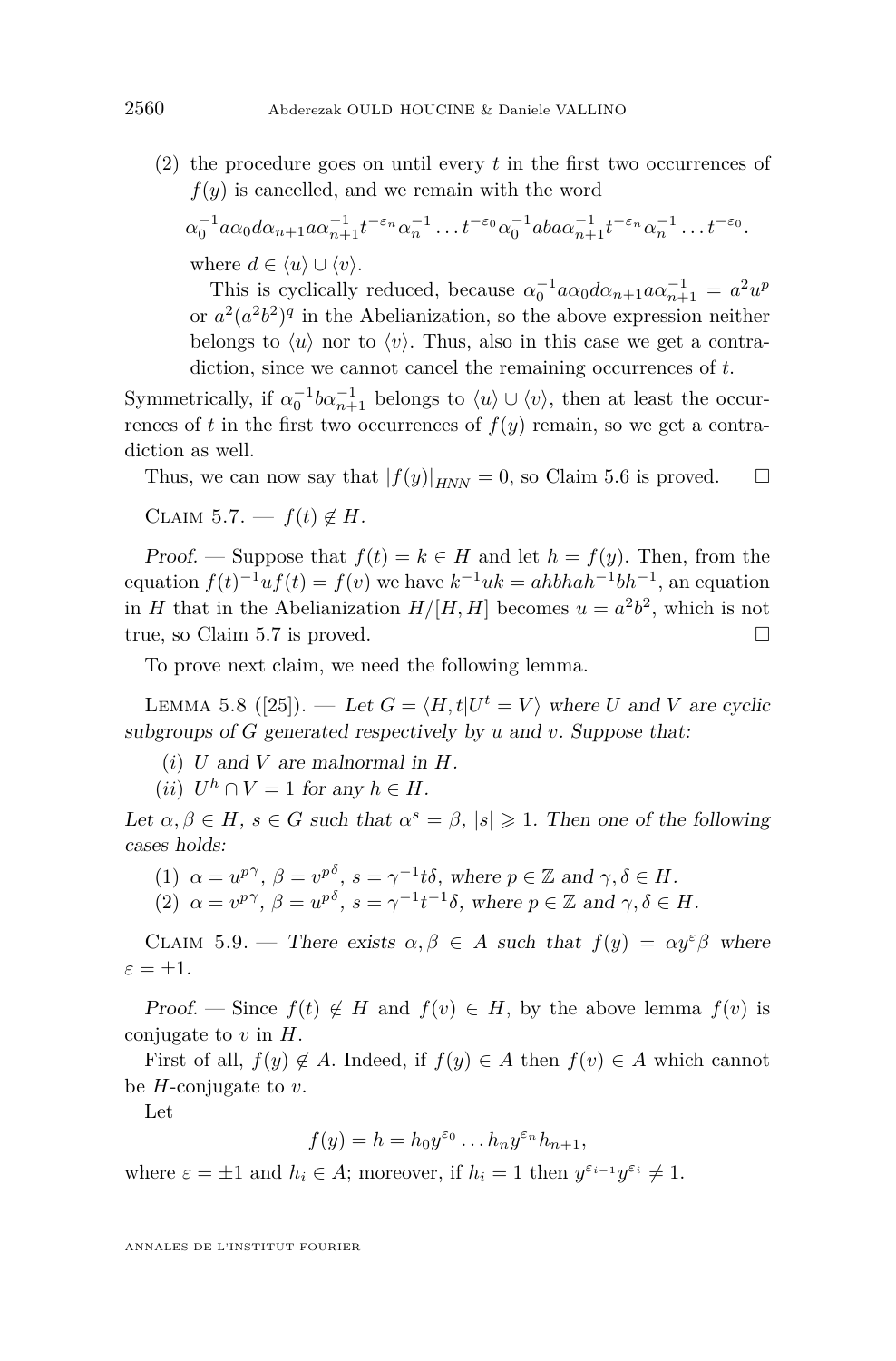(2) the procedure goes on until every $t$ in the first two occurrences of $f(y)$ is cancelled, and we remain with the word

$$\alpha_0^{-1} a \alpha_0 d \alpha_{n+1} a \alpha_{n+1}^{-1} t^{-\varepsilon_n} \alpha_n^{-1} \dots t^{-\varepsilon_0} \alpha_0^{-1} aba \alpha_{n+1}^{-1} t^{-\varepsilon_n} \alpha_n^{-1} \dots t^{-\varepsilon_0}.$$

where $d \in \langle u \rangle \cup \langle v \rangle$.

This is cyclically reduced, because $\alpha_0^{-1} a \alpha_0 d \alpha_{n+1} a \alpha_{n+1}^{-1} = a^2 u^p$ or $a^2(a^2b^2)^q$ in the Abelianization, so the above expression neither belongs to $\langle u \rangle$ nor to $\langle v \rangle$. Thus, also in this case we get a contradiction, since we cannot cancel the remaining occurrences of $t$.

Symmetrically, if $\alpha_0^{-1} b \alpha_{n+1}^{-1}$ belongs to $\langle u \rangle \cup \langle v \rangle$, then at least the occurrences of $t$ in the first two occurrences of $f(y)$ remain, so we get a contradiction as well.

Thus, we can now say that $|f(y)|_{HNN} = 0$, so Claim 5.6 is proved. □

Claim 5.7. — *$f(t) \notin H$.*

*Proof.* — Suppose that $f(t) = k \in H$ and let $h = f(y)$. Then, from the equation $f(t)^{-1} u f(t) = f(v)$ we have $k^{-1} u k = ahbhah^{-1}bh^{-1}$, an equation in $H$ that in the Abelianization $H/[H,H]$ becomes $u = a^2b^2$, which is not true, so Claim 5.7 is proved. □

To prove next claim, we need the following lemma.

Lemma 5.8 ([25]). — *Let $G = \langle H, t | U^t = V \rangle$ where $U$ and $V$ are cyclic subgroups of $G$ generated respectively by $u$ and $v$. Suppose that:*

*(i) $U$ and $V$ are malnormal in $H$.*

*(ii) $U^h \cap V = 1$ for any $h \in H$.*

*Let $\alpha, \beta \in H$, $s \in G$ such that $\alpha^s = \beta$, $|s| \geqslant 1$. Then one of the following cases holds:*

*(1) $\alpha = u^{p\gamma}$, $\beta = v^{p\delta}$, $s = \gamma^{-1} t \delta$, where $p \in \mathbb{Z}$ and $\gamma, \delta \in H$.*

*(2) $\alpha = v^{p\gamma}$, $\beta = u^{p\delta}$, $s = \gamma^{-1} t^{-1} \delta$, where $p \in \mathbb{Z}$ and $\gamma, \delta \in H$.*

Claim 5.9. — *There exists $\alpha, \beta \in A$ such that $f(y) = \alpha y^\varepsilon \beta$ where $\varepsilon = \pm 1$.*

*Proof.* — Since $f(t) \notin H$ and $f(v) \in H$, by the above lemma $f(v)$ is conjugate to $v$ in $H$.

First of all, $f(y) \notin A$. Indeed, if $f(y) \in A$ then $f(v) \in A$ which cannot be $H$-conjugate to $v$.

Let

$$f(y) = h = h_0 y^{\varepsilon_0} \dots h_n y^{\varepsilon_n} h_{n+1},$$

where $\varepsilon = \pm 1$ and $h_i \in A$; moreover, if $h_i = 1$ then $y^{\varepsilon_{i-1}} y^{\varepsilon_i} \neq 1$.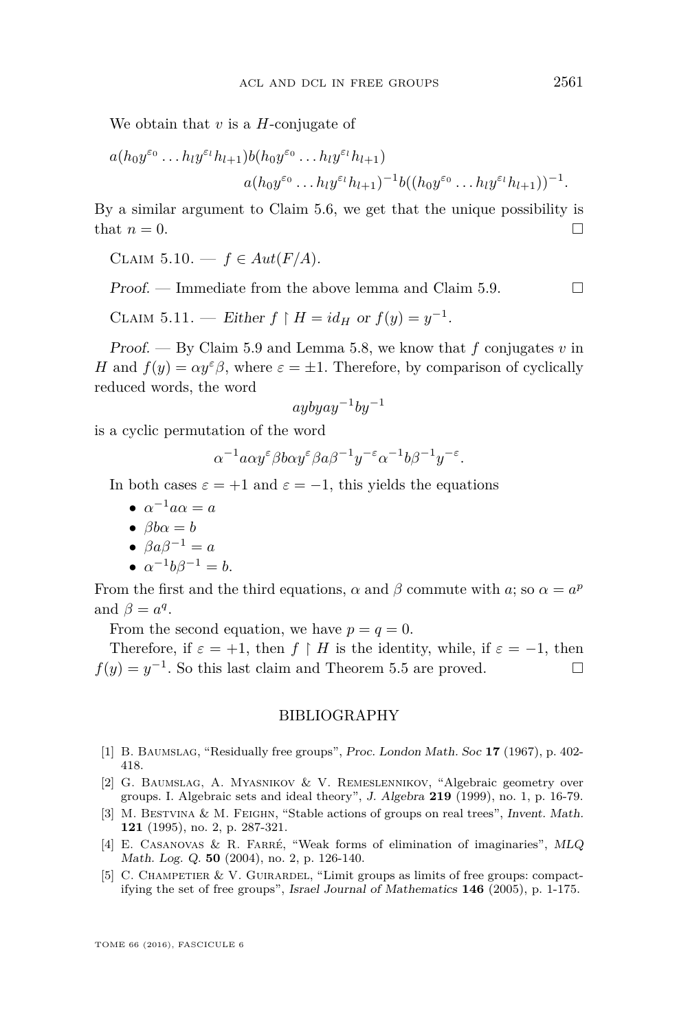We obtain that $v$ is a $H$-conjugate of

$$a(h_0 y^{\varepsilon_0} \dots h_l y^{\varepsilon_l} h_{l+1}) b (h_0 y^{\varepsilon_0} \dots h_l y^{\varepsilon_l} h_{l+1}) \\ a(h_0 y^{\varepsilon_0} \dots h_l y^{\varepsilon_l} h_{l+1})^{-1} b((h_0 y^{\varepsilon_0} \dots h_l y^{\varepsilon_l} h_{l+1}))^{-1}.$$

By a similar argument to Claim 5.6, we get that the unique possibility is that $n = 0$. □

Claim 5.10. — *$f \in Aut(F/A)$.*

*Proof.* — Immediate from the above lemma and Claim 5.9. □

Claim 5.11. — *Either $f \upharpoonright H = id_H$ or $f(y) = y^{-1}$.*

*Proof.* — By Claim 5.9 and Lemma 5.8, we know that $f$ conjugates $v$ in $H$ and $f(y) = \alpha y^{\varepsilon} \beta$, where $\varepsilon = \pm 1$. Therefore, by comparison of cyclically reduced words, the word

$$aybyay^{-1}by^{-1}$$

is a cyclic permutation of the word

$$\alpha^{-1} a \alpha y^{\varepsilon} \beta b \alpha y^{\varepsilon} \beta a \beta^{-1} y^{-\varepsilon} \alpha^{-1} b \beta^{-1} y^{-\varepsilon}.$$

In both cases $\varepsilon = +1$ and $\varepsilon = -1$, this yields the equations

- $\alpha^{-1} a \alpha = a$
- $\beta b \alpha = b$
- $\beta a \beta^{-1} = a$
- $\alpha^{-1} b \beta^{-1} = b$.

From the first and the third equations, $\alpha$ and $\beta$ commute with $a$; so $\alpha = a^p$ and $\beta = a^q$.

From the second equation, we have $p = q = 0$.

Therefore, if $\varepsilon = +1$, then $f \upharpoonright H$ is the identity, while, if $\varepsilon = -1$, then $f(y) = y^{-1}$. So this last claim and Theorem 5.5 are proved. □

## BIBLIOGRAPHY

[1] B. Baumslag, "Residually free groups", *Proc. London Math. Soc* **17** (1967), p. 402-418.

[2] G. Baumslag, A. Myasnikov & V. Remeslennikov, "Algebraic geometry over groups. I. Algebraic sets and ideal theory", *J. Algebra* **219** (1999), no. 1, p. 16-79.

[3] M. Bestvina & M. Feighn, "Stable actions of groups on real trees", *Invent. Math.* **121** (1995), no. 2, p. 287-321.

[4] E. Casanovas & R. Farré, "Weak forms of elimination of imaginaries", *MLQ Math. Log. Q.* **50** (2004), no. 2, p. 126-140.

[5] C. Champetier & V. Guirardel, "Limit groups as limits of free groups: compactifying the set of free groups", *Israel Journal of Mathematics* **146** (2005), p. 1-175.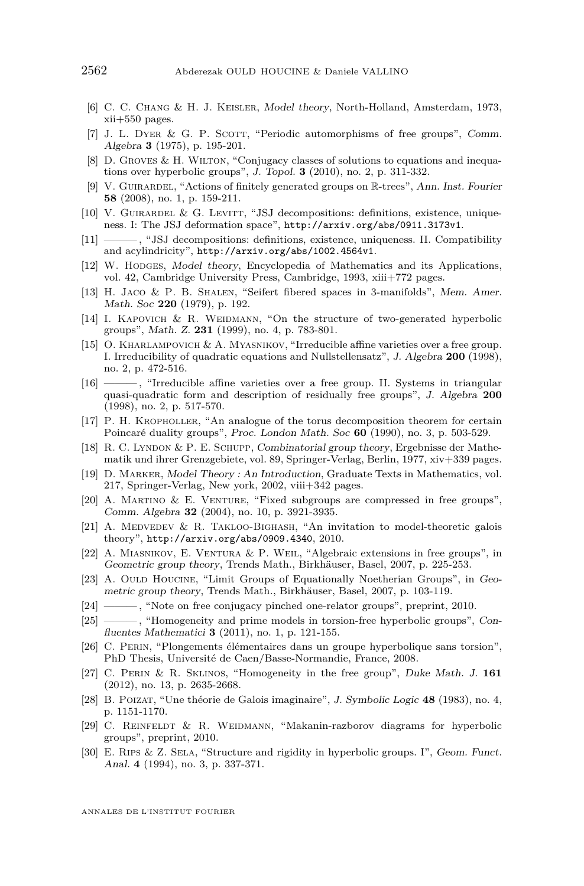[6] C. C. Chang & H. J. Keisler, *Model theory*, North-Holland, Amsterdam, 1973, xii+550 pages.

[7] J. L. Dyer & G. P. Scott, "Periodic automorphisms of free groups", *Comm. Algebra* **3** (1975), p. 195-201.

[8] D. Groves & H. Wilton, "Conjugacy classes of solutions to equations and inequations over hyperbolic groups", *J. Topol.* **3** (2010), no. 2, p. 311-332.

[9] V. Guirardel, "Actions of finitely generated groups on $\mathbb{R}$-trees", *Ann. Inst. Fourier* **58** (2008), no. 1, p. 159-211.

[10] V. Guirardel & G. Levitt, "JSJ decompositions: definitions, existence, uniqueness. I: The JSJ deformation space", http://arxiv.org/abs/0911.3173v1.

[11] ———, "JSJ decompositions: definitions, existence, uniqueness. II. Compatibility and acylindricity", http://arxiv.org/abs/1002.4564v1.

[12] W. Hodges, *Model theory*, Encyclopedia of Mathematics and its Applications, vol. 42, Cambridge University Press, Cambridge, 1993, xiii+772 pages.

[13] H. Jaco & P. B. Shalen, "Seifert fibered spaces in 3-manifolds", *Mem. Amer. Math. Soc* **220** (1979), p. 192.

[14] I. Kapovich & R. Weidmann, "On the structure of two-generated hyperbolic groups", *Math. Z.* **231** (1999), no. 4, p. 783-801.

[15] O. Kharlampovich & A. Myasnikov, "Irreducible affine varieties over a free group. I. Irreducibility of quadratic equations and Nullstellensatz", *J. Algebra* **200** (1998), no. 2, p. 472-516.

[16] ———, "Irreducible affine varieties over a free group. II. Systems in triangular quasi-quadratic form and description of residually free groups", *J. Algebra* **200** (1998), no. 2, p. 517-570.

[17] P. H. Kropholler, "An analogue of the torus decomposition theorem for certain Poincaré duality groups", *Proc. London Math. Soc* **60** (1990), no. 3, p. 503-529.

[18] R. C. Lyndon & P. E. Schupp, *Combinatorial group theory*, Ergebnisse der Mathematik und ihrer Grenzgebiete, vol. 89, Springer-Verlag, Berlin, 1977, xiv+339 pages.

[19] D. Marker, *Model Theory : An Introduction*, Graduate Texts in Mathematics, vol. 217, Springer-Verlag, New york, 2002, viii+342 pages.

[20] A. Martino & E. Venture, "Fixed subgroups are compressed in free groups", *Comm. Algebra* **32** (2004), no. 10, p. 3921-3935.

[21] A. Medvedev & R. Takloo-Bighash, "An invitation to model-theoretic galois theory", http://arxiv.org/abs/0909.4340, 2010.

[22] A. Miasnikov, E. Ventura & P. Weil, "Algebraic extensions in free groups", in *Geometric group theory*, Trends Math., Birkhäuser, Basel, 2007, p. 225-253.

[23] A. Ould Houcine, "Limit Groups of Equationally Noetherian Groups", in *Geometric group theory*, Trends Math., Birkhäuser, Basel, 2007, p. 103-119.

[24] ———, "Note on free conjugacy pinched one-relator groups", preprint, 2010.

[25] ———, "Homogeneity and prime models in torsion-free hyperbolic groups", *Confluentes Mathematici* **3** (2011), no. 1, p. 121-155.

[26] C. Perin, "Plongements élémentaires dans un groupe hyperbolique sans torsion", PhD Thesis, Université de Caen/Basse-Normandie, France, 2008.

[27] C. Perin & R. Sklinos, "Homogeneity in the free group", *Duke Math. J.* **161** (2012), no. 13, p. 2635-2668.

[28] B. Poizat, "Une théorie de Galois imaginaire", *J. Symbolic Logic* **48** (1983), no. 4, p. 1151-1170.

[29] C. Reinfeldt & R. Weidmann, "Makanin-razborov diagrams for hyperbolic groups", preprint, 2010.

[30] E. Rips & Z. Sela, "Structure and rigidity in hyperbolic groups. I", *Geom. Funct. Anal.* **4** (1994), no. 3, p. 337-371.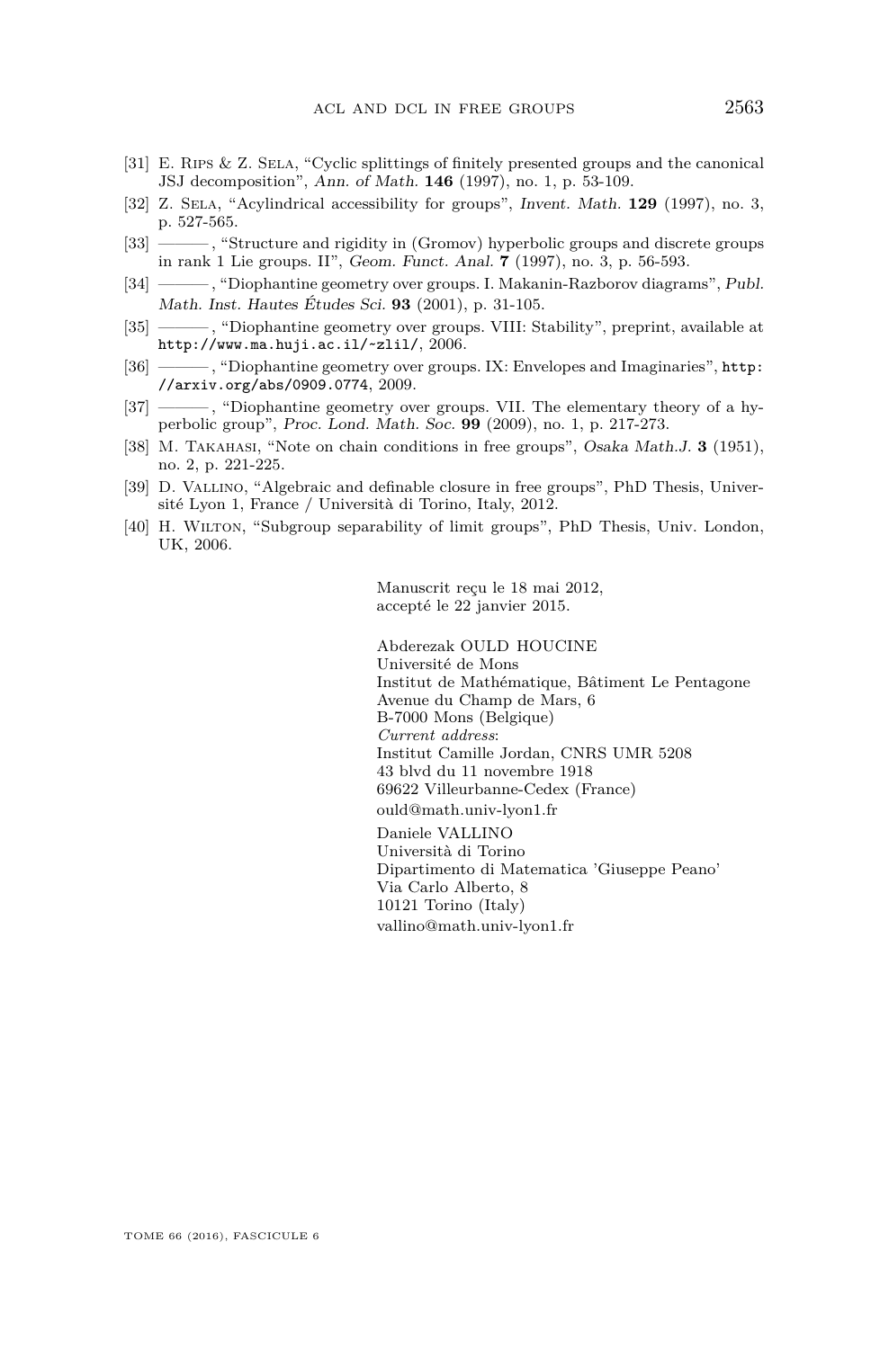[31] E. Rips & Z. Sela, "Cyclic splittings of finitely presented groups and the canonical JSJ decomposition", *Ann. of Math.* **146** (1997), no. 1, p. 53-109.

[32] Z. Sela, "Acylindrical accessibility for groups", *Invent. Math.* **129** (1997), no. 3, p. 527-565.

[33] ———, "Structure and rigidity in (Gromov) hyperbolic groups and discrete groups in rank 1 Lie groups. II", *Geom. Funct. Anal.* **7** (1997), no. 3, p. 56-593.

[34] ———, "Diophantine geometry over groups. I. Makanin-Razborov diagrams", *Publ. Math. Inst. Hautes Études Sci.* **93** (2001), p. 31-105.

[35] ———, "Diophantine geometry over groups. VIII: Stability", preprint, available at http://www.ma.huji.ac.il/~zlil/, 2006.

[36] ———, "Diophantine geometry over groups. IX: Envelopes and Imaginaries", http://arxiv.org/abs/0909.0774, 2009.

[37] ———, "Diophantine geometry over groups. VII. The elementary theory of a hyperbolic group", *Proc. Lond. Math. Soc.* **99** (2009), no. 1, p. 217-273.

[38] M. Takahasi, "Note on chain conditions in free groups", *Osaka Math.J.* **3** (1951), no. 2, p. 221-225.

[39] D. Vallino, "Algebraic and definable closure in free groups", PhD Thesis, Université Lyon 1, France / Università di Torino, Italy, 2012.

[40] H. Wilton, "Subgroup separability of limit groups", PhD Thesis, Univ. London, UK, 2006.

Manuscrit reçu le 18 mai 2012,
accepté le 22 janvier 2015.

Abderezak OULD HOUCINE
Université de Mons
Institut de Mathématique, Bâtiment Le Pentagone
Avenue du Champ de Mars, 6
B-7000 Mons (Belgique)
*Current address*:
Institut Camille Jordan, CNRS UMR 5208
43 blvd du 11 novembre 1918
69622 Villeurbanne-Cedex (France)
ould@math.univ-lyon1.fr

Daniele VALLINO
Università di Torino
Dipartimento di Matematica 'Giuseppe Peano'
Via Carlo Alberto, 8
10121 Torino (Italy)
vallino@math.univ-lyon1.fr